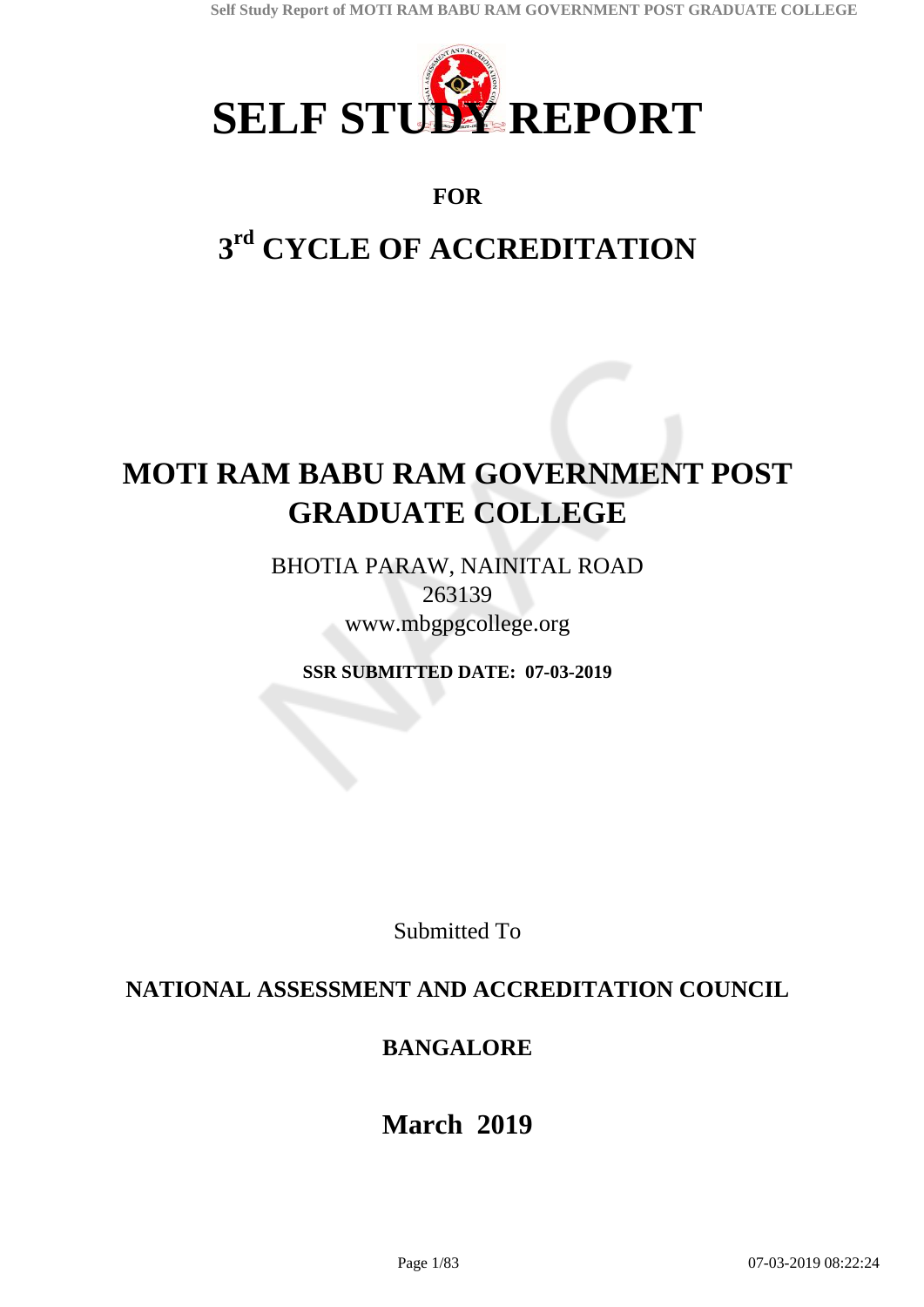# SELF STUDY REPORT

**FOR**

## 3rd CYCLE OF ACCREDITATION

# MOTI RAM BABU RAM GOVERNMENT POST GRADUATE COLLEGE

BHOTIA PARAW, NAINITAL ROAD

263139

www.mbgpcollege.org

**SSR SUBMITTED DATE: 07-03-2019**

Submitted To

**NATIONAL ASSESSMENT AND ACCREDITATION COUNCIL**

**BANGALORE**

**March 2019**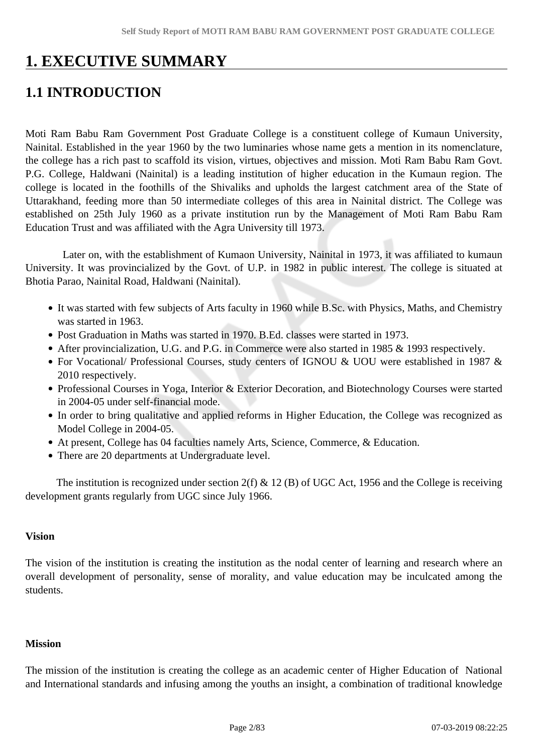# 1. EXECUTIVE SUMMARY

## 1.1 INTRODUCTION

Moti Ram Babu Ram Government Post Graduate College is a constituent college of Kumaun University, Nainital. Established in the year 1960 by the two luminaries whose name gets a mention in its nomenclature, the college has a rich past to scaffold its vision, virtues, objectives and mission. Moti Ram Babu Ram Govt. P.G. College, Haldwani (Nainital) is a leading institution of higher education in the Kumaun region. The college is located in the foothills of the Shivaliks and upholds the largest catchment area of the State of Uttarakhand, feeding more than 50 intermediate colleges of this area in Nainital district. The College was established on 25th July 1960 as a private institution run by the Management of Moti Ram Babu Ram Education Trust and was affiliated with the Agra University till 1973.

Later on, with the establishment of Kumaon University, Nainital in 1973, it was affiliated to kumaun University. It was provincialized by the Govt. of U.P. in 1982 in public interest. The college is situated at Bhotia Parao, Nainital Road, Haldwani (Nainital).

- It was started with few subjects of Arts faculty in 1960 while B.Sc. with Physics, Maths, and Chemistry was started in 1963.
- Post Graduation in Maths was started in 1970. B.Ed. classes were started in 1973.
- After provincialization, U.G. and P.G. in Commerce were also started in 1985 & 1993 respectively.
- For Vocational/ Professional Courses, study centers of IGNOU & UOU were established in 1987 & 2010 respectively.
- Professional Courses in Yoga, Interior & Exterior Decoration, and Biotechnology Courses were started in 2004-05 under self-financial mode.
- In order to bring qualitative and applied reforms in Higher Education, the College was recognized as Model College in 2004-05.
- At present, College has 04 faculties namely Arts, Science, Commerce, & Education.
- There are 20 departments at Undergraduate level.

The institution is recognized under section 2(f) & 12 (B) of UGC Act, 1956 and the College is receiving development grants regularly from UGC since July 1966.

**Vision**

The vision of the institution is creating the institution as the nodal center of learning and research where an overall development of personality, sense of morality, and value education may be inculcated among the students.

**Mission**

The mission of the institution is creating the college as an academic center of Higher Education of National and International standards and infusing among the youths an insight, a combination of traditional knowledge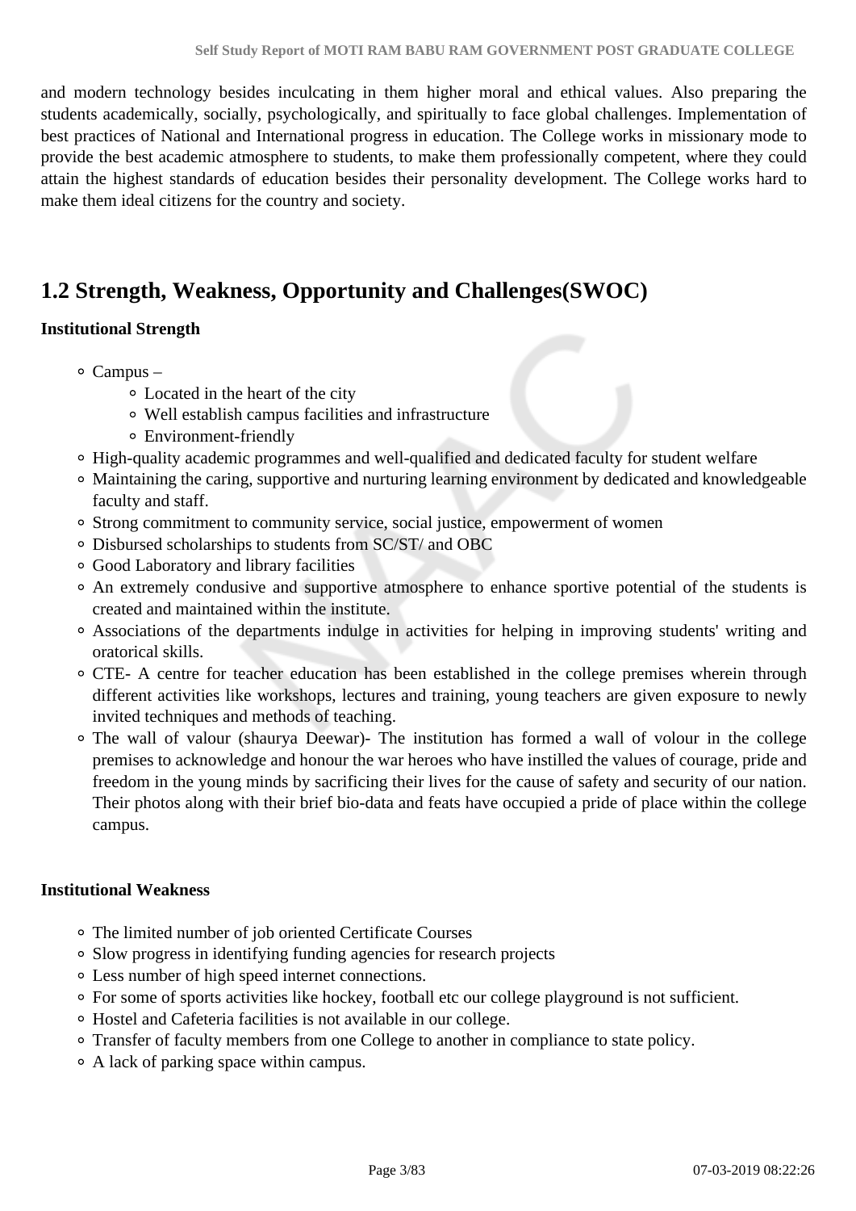and modern technology besides inculcating in them higher moral and ethical values. Also preparing the students academically, socially, psychologically, and spiritually to face global challenges. Implementation of best practices of National and International progress in education. The College works in missionary mode to provide the best academic atmosphere to students, to make them professionally competent, where they could attain the highest standards of education besides their personality development. The College works hard to make them ideal citizens for the country and society.

## 1.2 Strength, Weakness, Opportunity and Challenges(SWOC)

**Institutional Strength**

- Campus –
  - Located in the heart of the city
  - Well establish campus facilities and infrastructure
  - Environment-friendly
- High-quality academic programmes and well-qualified and dedicated faculty for student welfare
- Maintaining the caring, supportive and nurturing learning environment by dedicated and knowledgeable faculty and staff.
- Strong commitment to community service, social justice, empowerment of women
- Disbursed scholarships to students from SC/ST/ and OBC
- Good Laboratory and library facilities
- An extremely condusive and supportive atmosphere to enhance sportive potential of the students is created and maintained within the institute.
- Associations of the departments indulge in activities for helping in improving students' writing and oratorical skills.
- CTE- A centre for teacher education has been established in the college premises wherein through different activities like workshops, lectures and training, young teachers are given exposure to newly invited techniques and methods of teaching.
- The wall of valour (shaurya Deewar)- The institution has formed a wall of volour in the college premises to acknowledge and honour the war heroes who have instilled the values of courage, pride and freedom in the young minds by sacrificing their lives for the cause of safety and security of our nation. Their photos along with their brief bio-data and feats have occupied a pride of place within the college campus.

**Institutional Weakness**

- The limited number of job oriented Certificate Courses
- Slow progress in identifying funding agencies for research projects
- Less number of high speed internet connections.
- For some of sports activities like hockey, football etc our college playground is not sufficient.
- Hostel and Cafeteria facilities is not available in our college.
- Transfer of faculty members from one College to another in compliance to state policy.
- A lack of parking space within campus.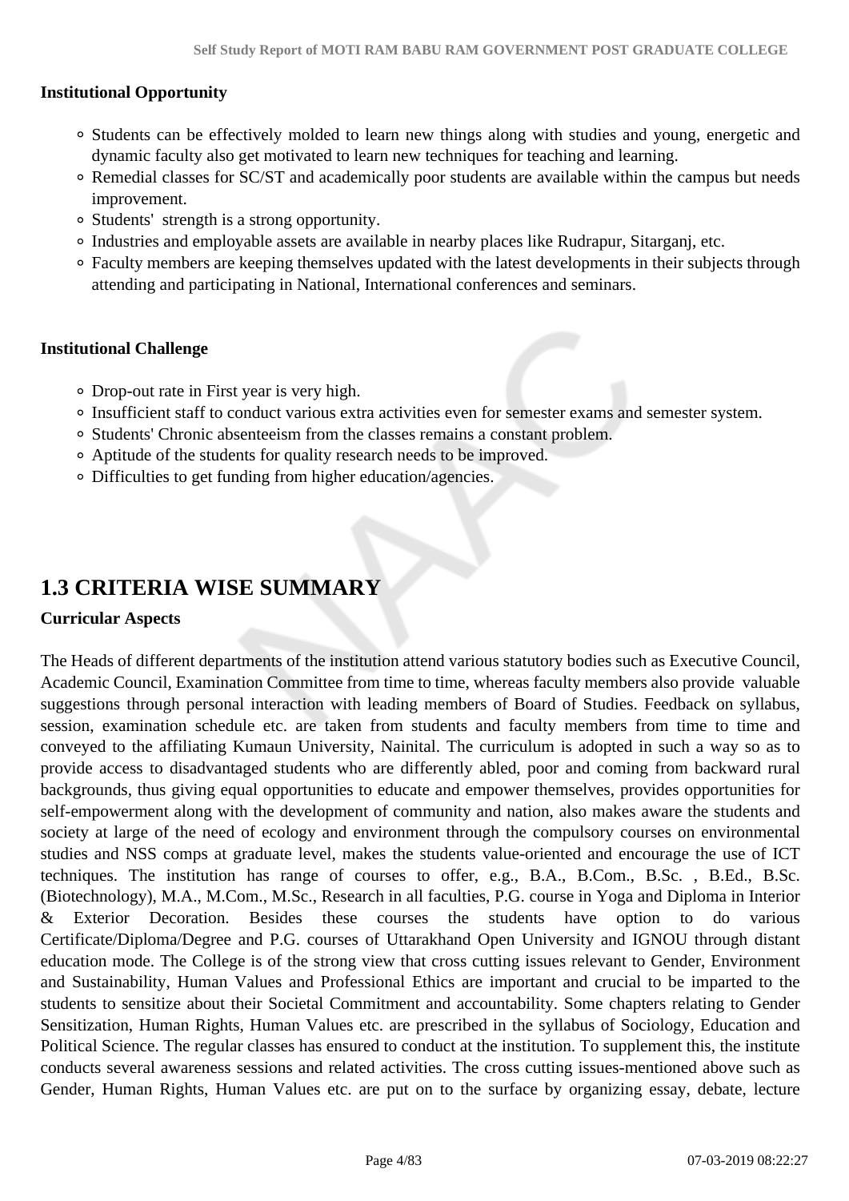**Institutional Opportunity**

- Students can be effectively molded to learn new things along with studies and young, energetic and dynamic faculty also get motivated to learn new techniques for teaching and learning.
- Remedial classes for SC/ST and academically poor students are available within the campus but needs improvement.
- Students'  strength is a strong opportunity.
- Industries and employable assets are available in nearby places like Rudrapur, Sitarganj, etc.
- Faculty members are keeping themselves updated with the latest developments in their subjects through attending and participating in National, International conferences and seminars.

**Institutional Challenge**

- Drop-out rate in First year is very high.
- Insufficient staff to conduct various extra activities even for semester exams and semester system.
- Students' Chronic absenteeism from the classes remains a constant problem.
- Aptitude of the students for quality research needs to be improved.
- Difficulties to get funding from higher education/agencies.

## 1.3 CRITERIA WISE SUMMARY

**Curricular Aspects**

The Heads of different departments of the institution attend various statutory bodies such as Executive Council, Academic Council, Examination Committee from time to time, whereas faculty members also provide  valuable suggestions through personal interaction with leading members of Board of Studies. Feedback on syllabus, session, examination schedule etc. are taken from students and faculty members from time to time and conveyed to the affiliating Kumaun University, Nainital. The curriculum is adopted in such a way so as to provide access to disadvantaged students who are differently abled, poor and coming from backward rural backgrounds, thus giving equal opportunities to educate and empower themselves, provides opportunities for self-empowerment along with the development of community and nation, also makes aware the students and society at large of the need of ecology and environment through the compulsory courses on environmental studies and NSS comps at graduate level, makes the students value-oriented and encourage the use of ICT techniques. The institution has range of courses to offer, e.g., B.A., B.Com., B.Sc. , B.Ed., B.Sc. (Biotechnology), M.A., M.Com., M.Sc., Research in all faculties, P.G. course in Yoga and Diploma in Interior & Exterior Decoration. Besides these courses the students have option to do various Certificate/Diploma/Degree and P.G. courses of Uttarakhand Open University and IGNOU through distant education mode. The College is of the strong view that cross cutting issues relevant to Gender, Environment and Sustainability, Human Values and Professional Ethics are important and crucial to be imparted to the students to sensitize about their Societal Commitment and accountability. Some chapters relating to Gender Sensitization, Human Rights, Human Values etc. are prescribed in the syllabus of Sociology, Education and Political Science. The regular classes has ensured to conduct at the institution. To supplement this, the institute conducts several awareness sessions and related activities. The cross cutting issues-mentioned above such as Gender, Human Rights, Human Values etc. are put on to the surface by organizing essay, debate, lecture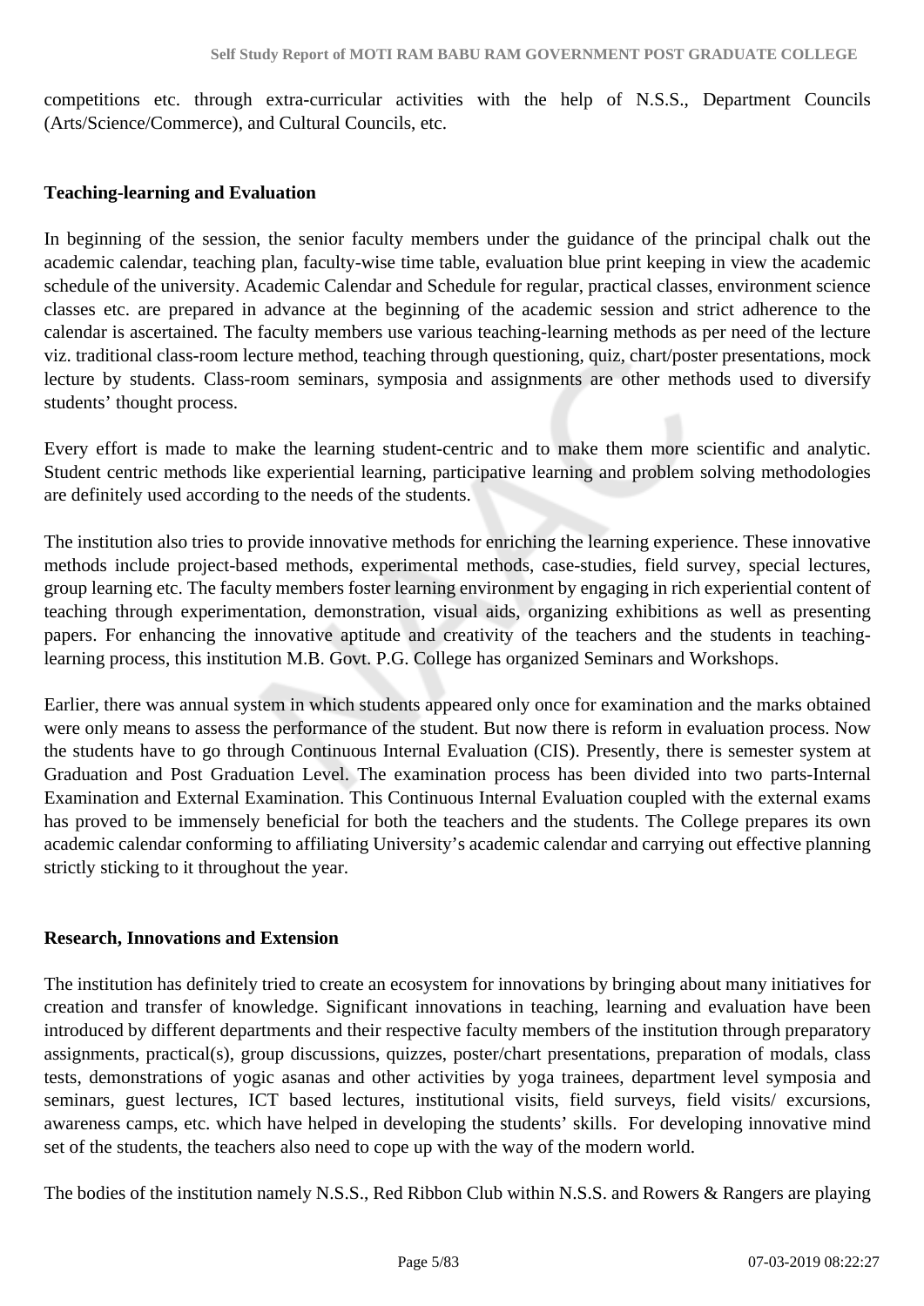competitions etc. through extra-curricular activities with the help of N.S.S., Department Councils (Arts/Science/Commerce), and Cultural Councils, etc.

**Teaching-learning and Evaluation**

In beginning of the session, the senior faculty members under the guidance of the principal chalk out the academic calendar, teaching plan, faculty-wise time table, evaluation blue print keeping in view the academic schedule of the university. Academic Calendar and Schedule for regular, practical classes, environment science classes etc. are prepared in advance at the beginning of the academic session and strict adherence to the calendar is ascertained. The faculty members use various teaching-learning methods as per need of the lecture viz. traditional class-room lecture method, teaching through questioning, quiz, chart/poster presentations, mock lecture by students. Class-room seminars, symposia and assignments are other methods used to diversify students' thought process.

Every effort is made to make the learning student-centric and to make them more scientific and analytic. Student centric methods like experiential learning, participative learning and problem solving methodologies are definitely used according to the needs of the students.

The institution also tries to provide innovative methods for enriching the learning experience. These innovative methods include project-based methods, experimental methods, case-studies, field survey, special lectures, group learning etc. The faculty members foster learning environment by engaging in rich experiential content of teaching through experimentation, demonstration, visual aids, organizing exhibitions as well as presenting papers. For enhancing the innovative aptitude and creativity of the teachers and the students in teaching-learning process, this institution M.B. Govt. P.G. College has organized Seminars and Workshops.

Earlier, there was annual system in which students appeared only once for examination and the marks obtained were only means to assess the performance of the student. But now there is reform in evaluation process. Now the students have to go through Continuous Internal Evaluation (CIS). Presently, there is semester system at Graduation and Post Graduation Level. The examination process has been divided into two parts-Internal Examination and External Examination. This Continuous Internal Evaluation coupled with the external exams has proved to be immensely beneficial for both the teachers and the students. The College prepares its own academic calendar conforming to affiliating University's academic calendar and carrying out effective planning strictly sticking to it throughout the year.

**Research, Innovations and Extension**

The institution has definitely tried to create an ecosystem for innovations by bringing about many initiatives for creation and transfer of knowledge. Significant innovations in teaching, learning and evaluation have been introduced by different departments and their respective faculty members of the institution through preparatory assignments, practical(s), group discussions, quizzes, poster/chart presentations, preparation of modals, class tests, demonstrations of yogic asanas and other activities by yoga trainees, department level symposia and seminars, guest lectures, ICT based lectures, institutional visits, field surveys, field visits/ excursions, awareness camps, etc. which have helped in developing the students' skills. For developing innovative mind set of the students, the teachers also need to cope up with the way of the modern world.

The bodies of the institution namely N.S.S., Red Ribbon Club within N.S.S. and Rowers & Rangers are playing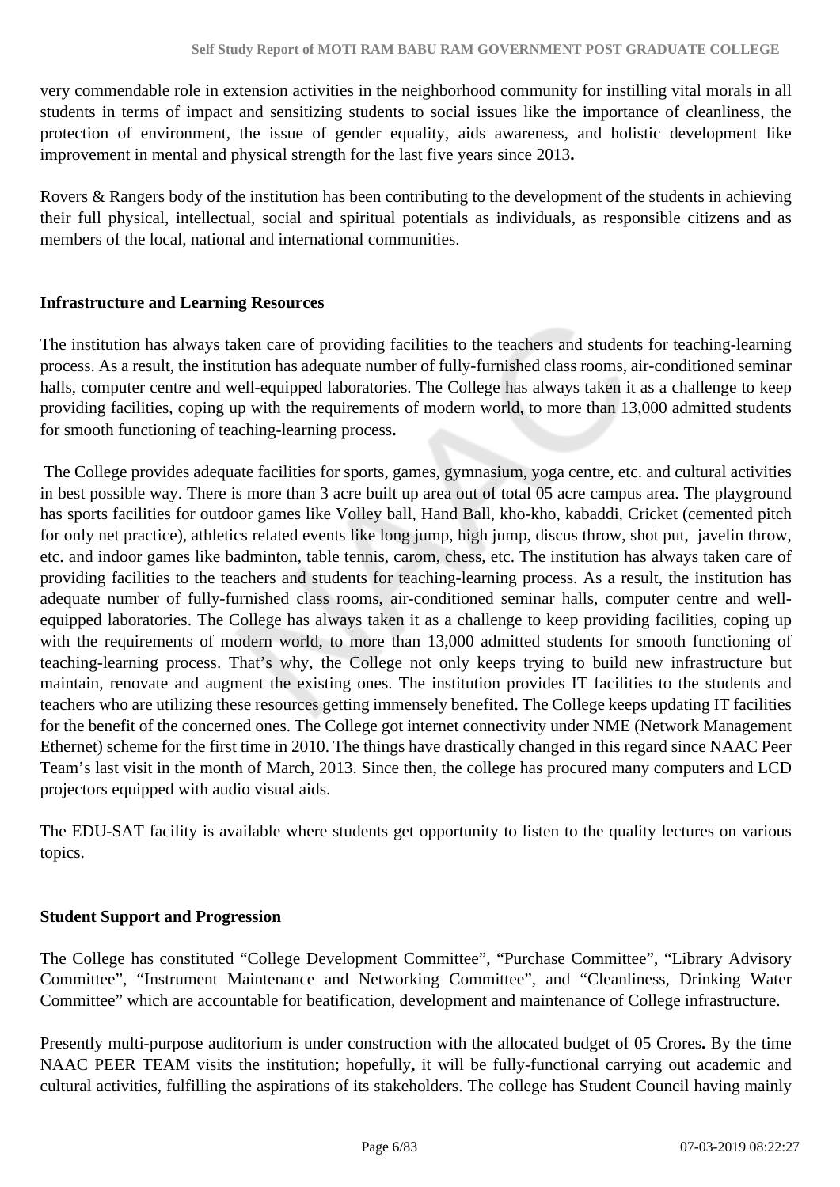very commendable role in extension activities in the neighborhood community for instilling vital morals in all students in terms of impact and sensitizing students to social issues like the importance of cleanliness, the protection of environment, the issue of gender equality, aids awareness, and holistic development like improvement in mental and physical strength for the last five years since 2013**.**

Rovers & Rangers body of the institution has been contributing to the development of the students in achieving their full physical, intellectual, social and spiritual potentials as individuals, as responsible citizens and as members of the local, national and international communities.

**Infrastructure and Learning Resources**

The institution has always taken care of providing facilities to the teachers and students for teaching-learning process. As a result, the institution has adequate number of fully-furnished class rooms, air-conditioned seminar halls, computer centre and well-equipped laboratories. The College has always taken it as a challenge to keep providing facilities, coping up with the requirements of modern world, to more than 13,000 admitted students for smooth functioning of teaching-learning process**.**

The College provides adequate facilities for sports, games, gymnasium, yoga centre, etc. and cultural activities in best possible way. There is more than 3 acre built up area out of total 05 acre campus area. The playground has sports facilities for outdoor games like Volley ball, Hand Ball, kho-kho, kabaddi, Cricket (cemented pitch for only net practice), athletics related events like long jump, high jump, discus throw, shot put, javelin throw, etc. and indoor games like badminton, table tennis, carom, chess, etc. The institution has always taken care of providing facilities to the teachers and students for teaching-learning process. As a result, the institution has adequate number of fully-furnished class rooms, air-conditioned seminar halls, computer centre and well-equipped laboratories. The College has always taken it as a challenge to keep providing facilities, coping up with the requirements of modern world, to more than 13,000 admitted students for smooth functioning of teaching-learning process. That's why, the College not only keeps trying to build new infrastructure but maintain, renovate and augment the existing ones. The institution provides IT facilities to the students and teachers who are utilizing these resources getting immensely benefited. The College keeps updating IT facilities for the benefit of the concerned ones. The College got internet connectivity under NME (Network Management Ethernet) scheme for the first time in 2010. The things have drastically changed in this regard since NAAC Peer Team's last visit in the month of March, 2013. Since then, the college has procured many computers and LCD projectors equipped with audio visual aids.

The EDU-SAT facility is available where students get opportunity to listen to the quality lectures on various topics.

**Student Support and Progression**

The College has constituted "College Development Committee", "Purchase Committee", "Library Advisory Committee", "Instrument Maintenance and Networking Committee", and "Cleanliness, Drinking Water Committee" which are accountable for beatification, development and maintenance of College infrastructure.

Presently multi-purpose auditorium is under construction with the allocated budget of 05 Crores**.** By the time NAAC PEER TEAM visits the institution; hopefully**,** it will be fully-functional carrying out academic and cultural activities, fulfilling the aspirations of its stakeholders. The college has Student Council having mainly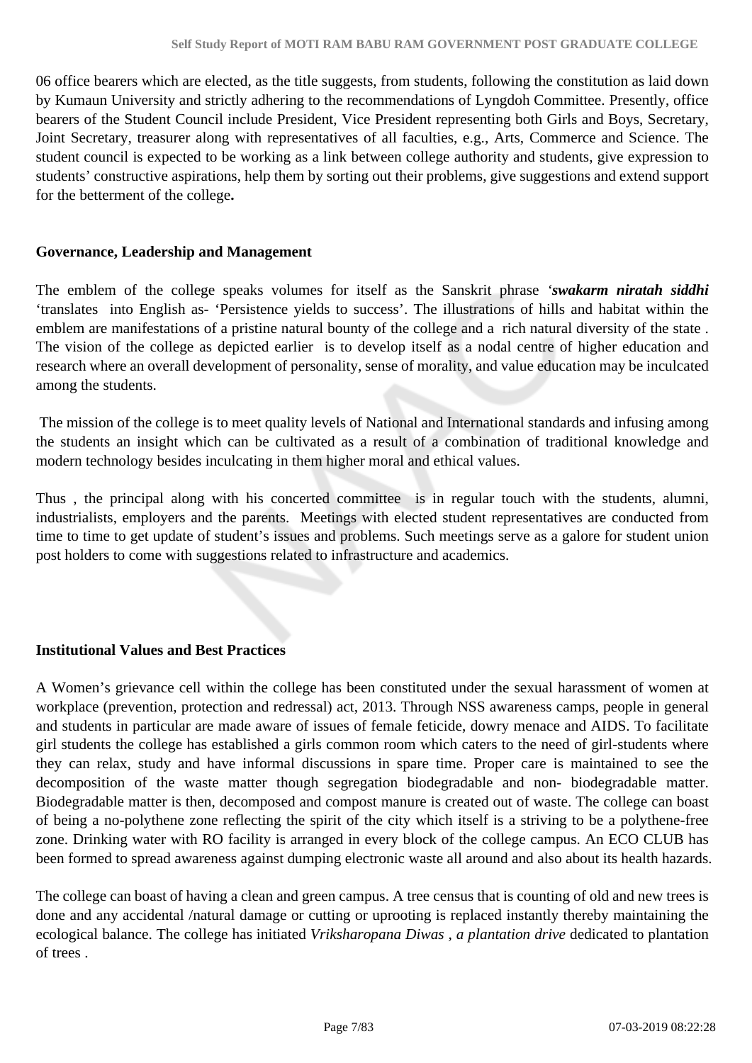06 office bearers which are elected, as the title suggests, from students, following the constitution as laid down by Kumaun University and strictly adhering to the recommendations of Lyngdoh Committee. Presently, office bearers of the Student Council include President, Vice President representing both Girls and Boys, Secretary, Joint Secretary, treasurer along with representatives of all faculties, e.g., Arts, Commerce and Science. The student council is expected to be working as a link between college authority and students, give expression to students' constructive aspirations, help them by sorting out their problems, give suggestions and extend support for the betterment of the college**.**

**Governance, Leadership and Management**

The emblem of the college speaks volumes for itself as the Sanskrit phrase '***swakarm niratah siddhi*** 'translates into English as- 'Persistence yields to success'. The illustrations of hills and habitat within the emblem are manifestations of a pristine natural bounty of the college and a rich natural diversity of the state . The vision of the college as depicted earlier is to develop itself as a nodal centre of higher education and research where an overall development of personality, sense of morality, and value education may be inculcated among the students.

The mission of the college is to meet quality levels of National and International standards and infusing among the students an insight which can be cultivated as a result of a combination of traditional knowledge and modern technology besides inculcating in them higher moral and ethical values.

Thus , the principal along with his concerted committee is in regular touch with the students, alumni, industrialists, employers and the parents. Meetings with elected student representatives are conducted from time to time to get update of student's issues and problems. Such meetings serve as a galore for student union post holders to come with suggestions related to infrastructure and academics.

**Institutional Values and Best Practices**

A Women's grievance cell within the college has been constituted under the sexual harassment of women at workplace (prevention, protection and redressal) act, 2013. Through NSS awareness camps, people in general and students in particular are made aware of issues of female feticide, dowry menace and AIDS. To facilitate girl students the college has established a girls common room which caters to the need of girl-students where they can relax, study and have informal discussions in spare time. Proper care is maintained to see the decomposition of the waste matter though segregation biodegradable and non- biodegradable matter. Biodegradable matter is then, decomposed and compost manure is created out of waste. The college can boast of being a no-polythene zone reflecting the spirit of the city which itself is a striving to be a polythene-free zone. Drinking water with RO facility is arranged in every block of the college campus. An ECO CLUB has been formed to spread awareness against dumping electronic waste all around and also about its health hazards.

The college can boast of having a clean and green campus. A tree census that is counting of old and new trees is done and any accidental /natural damage or cutting or uprooting is replaced instantly thereby maintaining the ecological balance. The college has initiated *Vriksharopana Diwas , a plantation drive* dedicated to plantation of trees .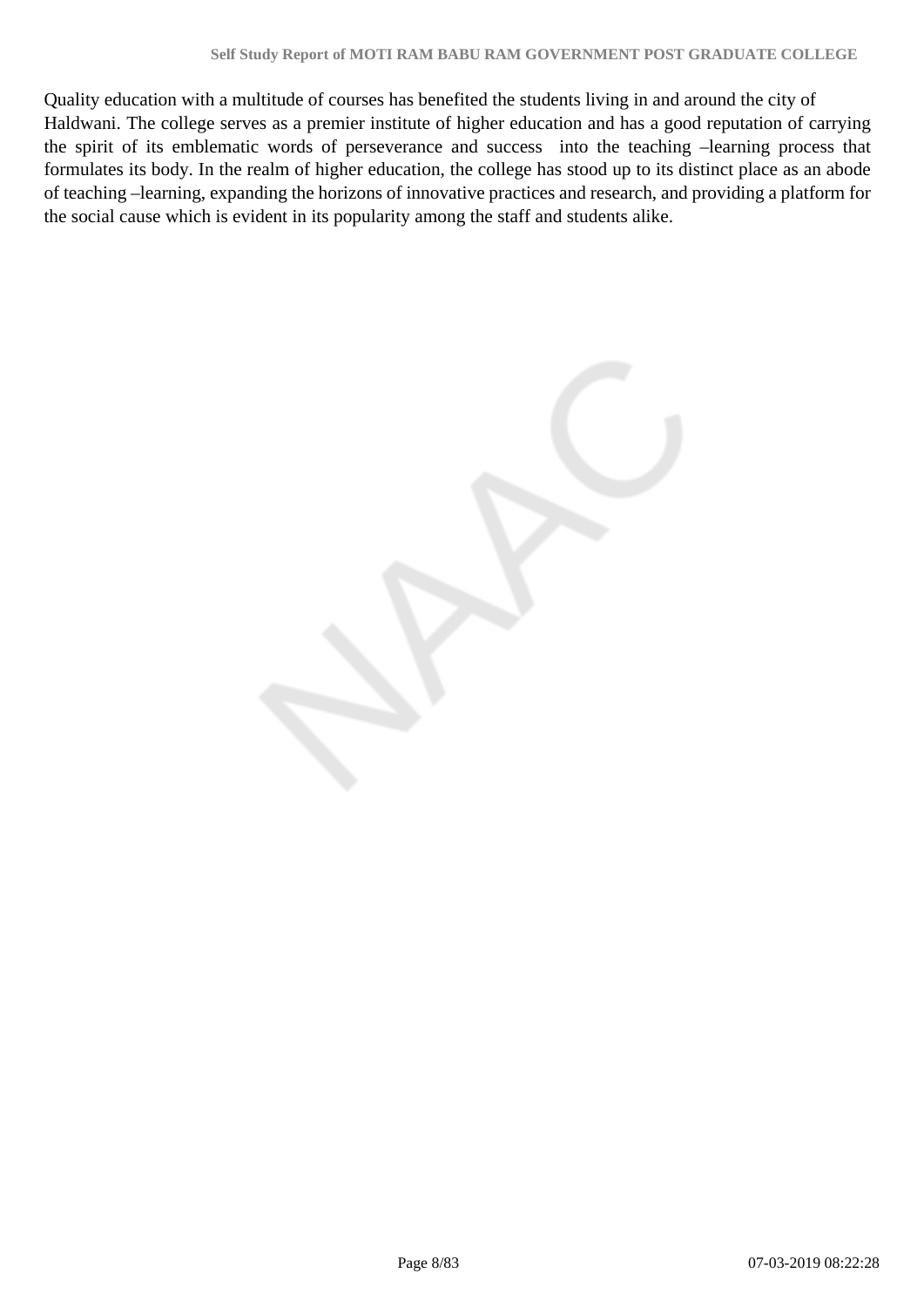Quality education with a multitude of courses has benefited the students living in and around the city of Haldwani. The college serves as a premier institute of higher education and has a good reputation of carrying the spirit of its emblematic words of perseverance and success into the teaching –learning process that formulates its body. In the realm of higher education, the college has stood up to its distinct place as an abode of teaching –learning, expanding the horizons of innovative practices and research, and providing a platform for the social cause which is evident in its popularity among the staff and students alike.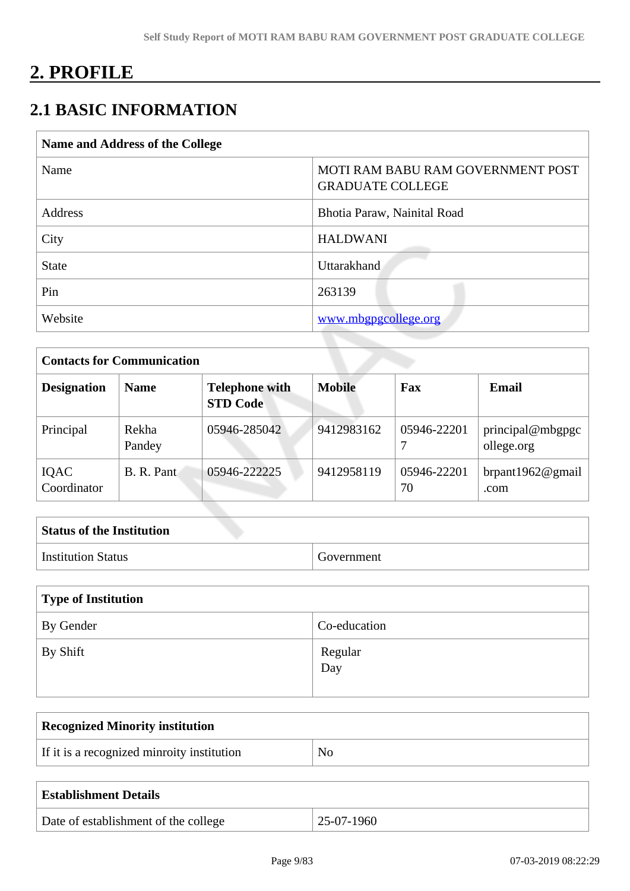# 2. PROFILE

## 2.1 BASIC INFORMATION

| Name and Address of the College | |
|---|---|
| Name | MOTI RAM BABU RAM GOVERNMENT POST GRADUATE COLLEGE |
| Address | Bhotia Paraw, Nainital Road |
| City | HALDWANI |
| State | Uttarakhand |
| Pin | 263139 |
| Website | www.mbgpgcollege.org |

| Contacts for Communication | | | | | |
|---|---|---|---|---|---|
| **Designation** | **Name** | **Telephone with STD Code** | **Mobile** | **Fax** | **Email** |
| Principal | Rekha Pandey | 05946-285042 | 9412983162 | 05946-222017 | principal@mbgpgcollege.org |
| IQAC Coordinator | B. R. Pant | 05946-222225 | 9412958119 | 05946-2220170 | brpant1962@gmail.com |

| Status of the Institution | |
|---|---|
| Institution Status | Government |

| Type of Institution | |
|---|---|
| By Gender | Co-education |
| By Shift | Regular<br>Day |

| Recognized Minority institution | |
|---|---|
| If it is a recognized minroity institution | No |

| Establishment Details | |
|---|---|
| Date of establishment of the college | 25-07-1960 |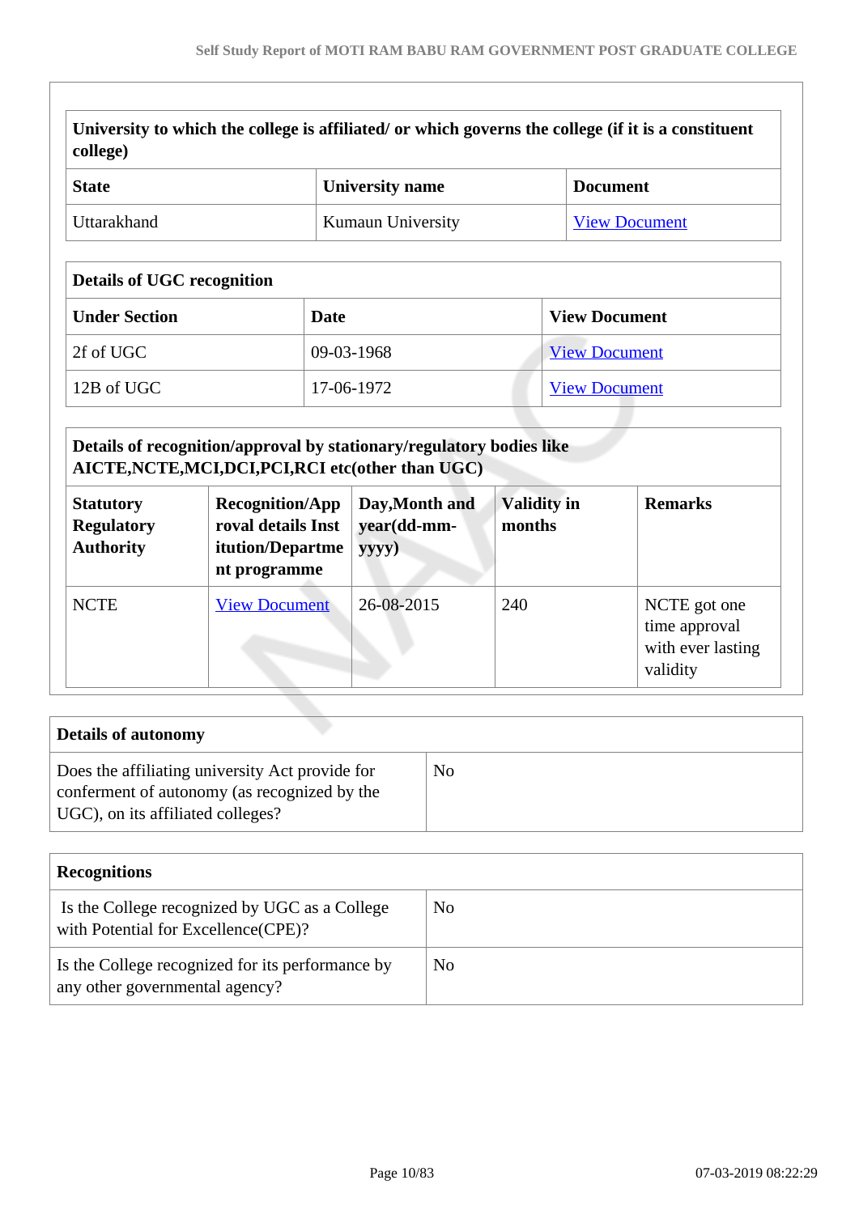| University to which the college is affiliated/ or which governs the college (if it is a constituent college) | | |
|---|---|---|
| **State** | **University name** | **Document** |
| Uttarakhand | Kumaun University | View Document |

| Details of UGC recognition | | |
|---|---|---|
| **Under Section** | **Date** | **View Document** |
| 2f of UGC | 09-03-1968 | View Document |
| 12B of UGC | 17-06-1972 | View Document |

| Details of recognition/approval by stationary/regulatory bodies like AICTE,NCTE,MCI,DCI,PCI,RCI etc(other than UGC) | | | | |
|---|---|---|---|---|
| **Statutory Regulatory Authority** | **Recognition/Approval details Institution/Department programme** | **Day,Month and year(dd-mm-yyyy)** | **Validity in months** | **Remarks** |
| NCTE | View Document | 26-08-2015 | 240 | NCTE got one time approval with ever lasting validity |

| Details of autonomy | |
|---|---|
| Does the affiliating university Act provide for conferment of autonomy (as recognized by the UGC), on its affiliated colleges? | No |

| Recognitions | |
|---|---|
| Is the College recognized by UGC as a College with Potential for Excellence(CPE)? | No |
| Is the College recognized for its performance by any other governmental agency? | No |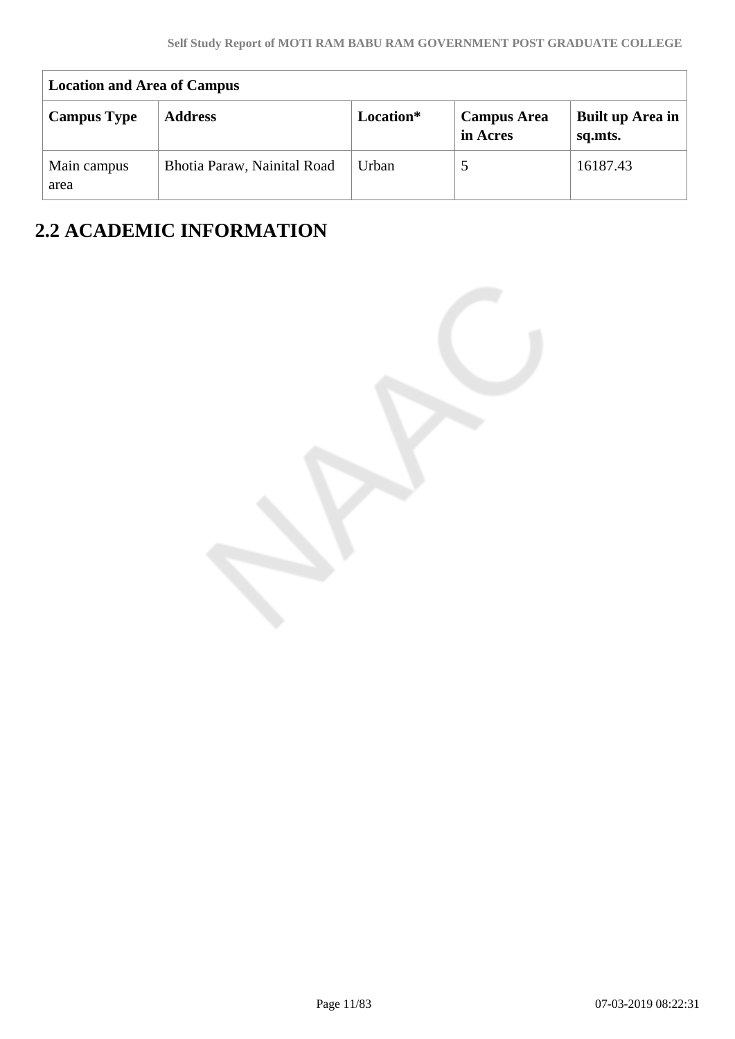| Location and Area of Campus | | | | |
|---|---|---|---|---|
| **Campus Type** | **Address** | **Location*** | **Campus Area in Acres** | **Built up Area in sq.mts.** |
| Main campus area | Bhotia Paraw, Nainital Road | Urban | 5 | 16187.43 |

## 2.2 ACADEMIC INFORMATION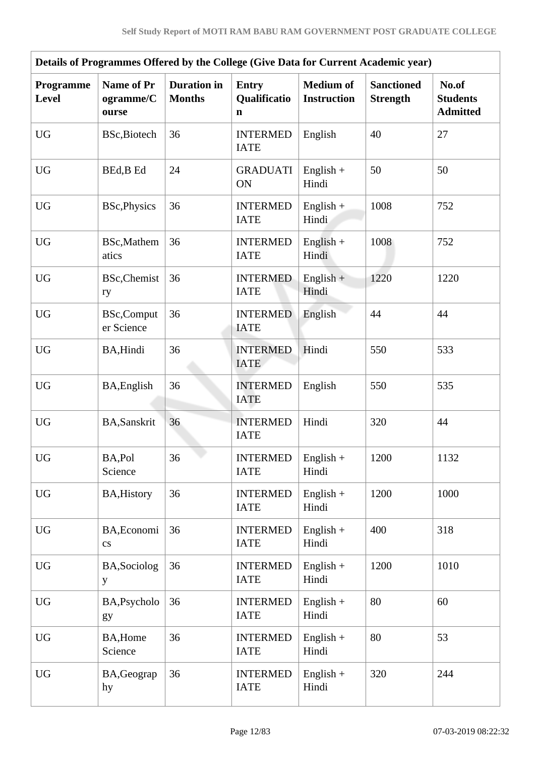| Details of Programmes Offered by the College (Give Data for Current Academic year) | | | | | | |
|---|---|---|---|---|---|---|
| **Programme Level** | **Name of Programme/Course** | **Duration in Months** | **Entry Qualification** | **Medium of Instruction** | **Sanctioned Strength** | **No.of Students Admitted** |
| UG | BSc,Biotech | 36 | INTERMEDIATE | English | 40 | 27 |
| UG | BEd,B Ed | 24 | GRADUATION | English + Hindi | 50 | 50 |
| UG | BSc,Physics | 36 | INTERMEDIATE | English + Hindi | 1008 | 752 |
| UG | BSc,Mathematics | 36 | INTERMEDIATE | English + Hindi | 1008 | 752 |
| UG | BSc,Chemistry | 36 | INTERMEDIATE | English + Hindi | 1220 | 1220 |
| UG | BSc,Computer Science | 36 | INTERMEDIATE | English | 44 | 44 |
| UG | BA,Hindi | 36 | INTERMEDIATE | Hindi | 550 | 533 |
| UG | BA,English | 36 | INTERMEDIATE | English | 550 | 535 |
| UG | BA,Sanskrit | 36 | INTERMEDIATE | Hindi | 320 | 44 |
| UG | BA,Pol Science | 36 | INTERMEDIATE | English + Hindi | 1200 | 1132 |
| UG | BA,History | 36 | INTERMEDIATE | English + Hindi | 1200 | 1000 |
| UG | BA,Economics | 36 | INTERMEDIATE | English + Hindi | 400 | 318 |
| UG | BA,Sociology | 36 | INTERMEDIATE | English + Hindi | 1200 | 1010 |
| UG | BA,Psychology | 36 | INTERMEDIATE | English + Hindi | 80 | 60 |
| UG | BA,Home Science | 36 | INTERMEDIATE | English + Hindi | 80 | 53 |
| UG | BA,Geography | 36 | INTERMEDIATE | English + Hindi | 320 | 244 |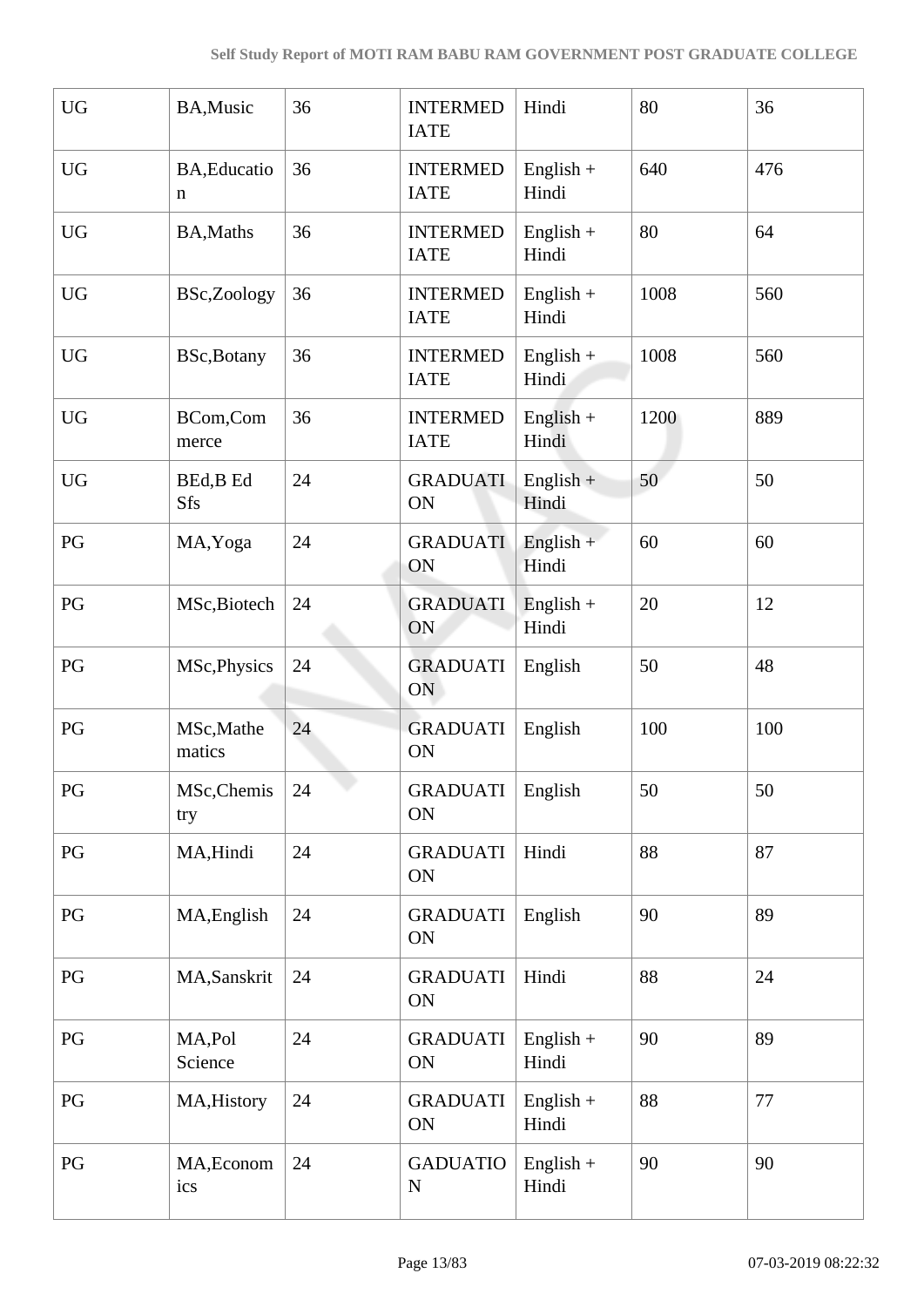| UG | BA,Music | 36 | INTERMEDIATE | Hindi | 80 | 36 |
|---|---|---|---|---|---|---|
| UG | BA,Education | 36 | INTERMEDIATE | English + Hindi | 640 | 476 |
| UG | BA,Maths | 36 | INTERMEDIATE | English + Hindi | 80 | 64 |
| UG | BSc,Zoology | 36 | INTERMEDIATE | English + Hindi | 1008 | 560 |
| UG | BSc,Botany | 36 | INTERMEDIATE | English + Hindi | 1008 | 560 |
| UG | BCom,Commerce | 36 | INTERMEDIATE | English + Hindi | 1200 | 889 |
| UG | BEd,B Ed Sfs | 24 | GRADUATION | English + Hindi | 50 | 50 |
| PG | MA,Yoga | 24 | GRADUATION | English + Hindi | 60 | 60 |
| PG | MSc,Biotech | 24 | GRADUATION | English + Hindi | 20 | 12 |
| PG | MSc,Physics | 24 | GRADUATION | English | 50 | 48 |
| PG | MSc,Mathematics | 24 | GRADUATION | English | 100 | 100 |
| PG | MSc,Chemistry | 24 | GRADUATION | English | 50 | 50 |
| PG | MA,Hindi | 24 | GRADUATION | Hindi | 88 | 87 |
| PG | MA,English | 24 | GRADUATION | English | 90 | 89 |
| PG | MA,Sanskrit | 24 | GRADUATION | Hindi | 88 | 24 |
| PG | MA,Pol Science | 24 | GRADUATION | English + Hindi | 90 | 89 |
| PG | MA,History | 24 | GRADUATION | English + Hindi | 88 | 77 |
| PG | MA,Economics | 24 | GADUATION | English + Hindi | 90 | 90 |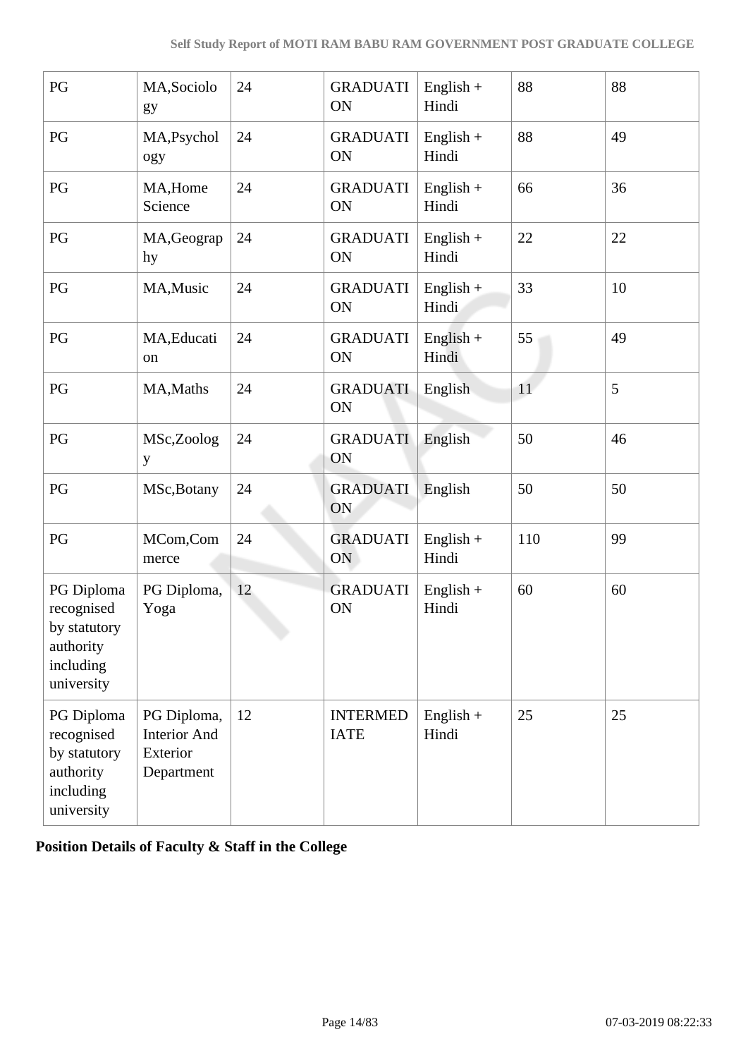| PG | MA,Sociology | 24 | GRADUATION | English + Hindi | 88 | 88 |
|---|---|---|---|---|---|---|
| PG | MA,Psychology | 24 | GRADUATION | English + Hindi | 88 | 49 |
| PG | MA,Home Science | 24 | GRADUATION | English + Hindi | 66 | 36 |
| PG | MA,Geography | 24 | GRADUATION | English + Hindi | 22 | 22 |
| PG | MA,Music | 24 | GRADUATION | English + Hindi | 33 | 10 |
| PG | MA,Education | 24 | GRADUATION | English + Hindi | 55 | 49 |
| PG | MA,Maths | 24 | GRADUATION | English | 11 | 5 |
| PG | MSc,Zoology | 24 | GRADUATION | English | 50 | 46 |
| PG | MSc,Botany | 24 | GRADUATION | English | 50 | 50 |
| PG | MCom,Commerce | 24 | GRADUATION | English + Hindi | 110 | 99 |
| PG Diploma recognised by statutory authority including university | PG Diploma, Yoga | 12 | GRADUATION | English + Hindi | 60 | 60 |
| PG Diploma recognised by statutory authority including university | PG Diploma, Interior And Exterior Department | 12 | INTERMEDIATE | English + Hindi | 25 | 25 |

**Position Details of Faculty & Staff in the College**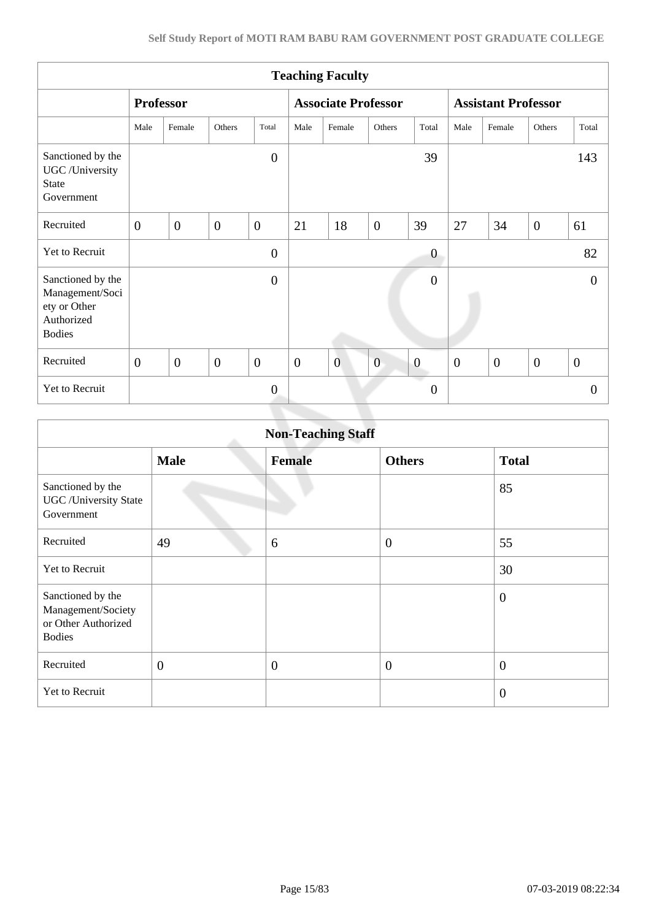| Teaching Faculty | | | | | | | | | | | | |
|---|---|---|---|---|---|---|---|---|---|---|---|---|
| | Professor | | | | Associate Professor | | | | Assistant Professor | | | |
| | Male | Female | Others | Total | Male | Female | Others | Total | Male | Female | Others | Total |
| Sanctioned by the UGC /University State Government | | | | 0 | | | | 39 | | | | 143 |
| Recruited | 0 | 0 | 0 | 0 | 21 | 18 | 0 | 39 | 27 | 34 | 0 | 61 |
| Yet to Recruit | | | | 0 | | | | 0 | | | | 82 |
| Sanctioned by the Management/Society or Other Authorized Bodies | | | | 0 | | | | 0 | | | | 0 |
| Recruited | 0 | 0 | 0 | 0 | 0 | 0 | 0 | 0 | 0 | 0 | 0 | 0 |
| Yet to Recruit | | | | 0 | | | | 0 | | | | 0 |

| Non-Teaching Staff | | | | |
|---|---|---|---|---|
| | **Male** | **Female** | **Others** | **Total** |
| Sanctioned by the UGC /University State Government | | | | 85 |
| Recruited | 49 | 6 | 0 | 55 |
| Yet to Recruit | | | | 30 |
| Sanctioned by the Management/Society or Other Authorized Bodies | | | | 0 |
| Recruited | 0 | 0 | 0 | 0 |
| Yet to Recruit | | | | 0 |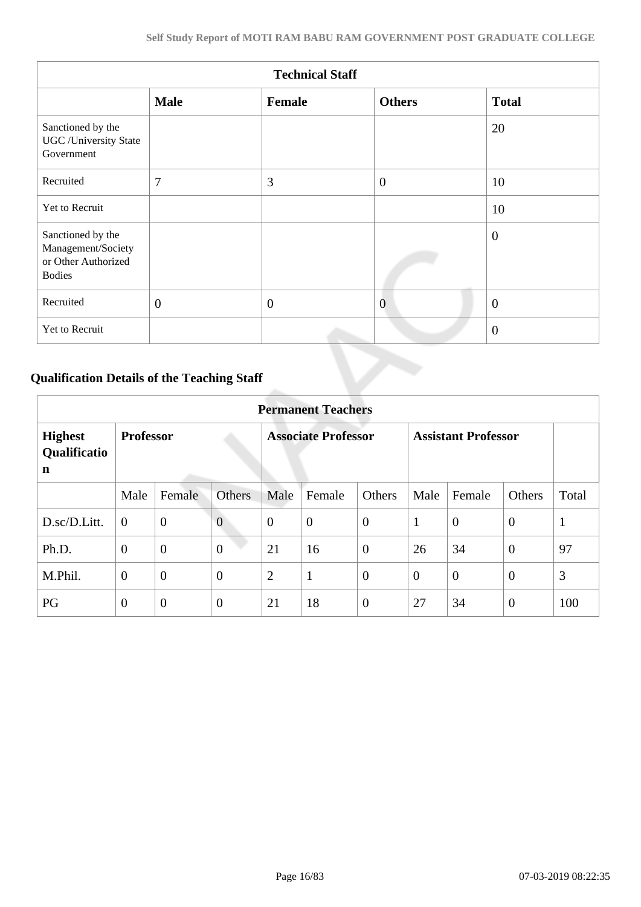| Technical Staff | | | | |
|---|---|---|---|---|
| | **Male** | **Female** | **Others** | **Total** |
| Sanctioned by the UGC /University State Government | | | | 20 |
| Recruited | 7 | 3 | 0 | 10 |
| Yet to Recruit | | | | 10 |
| Sanctioned by the Management/Society or Other Authorized Bodies | | | | 0 |
| Recruited | 0 | 0 | 0 | 0 |
| Yet to Recruit | | | | 0 |

## Qualification Details of the Teaching Staff

| Permanent Teachers | | | | | | | | | | |
|---|---|---|---|---|---|---|---|---|---|---|
| **Highest Qualification** | **Professor** | | | **Associate Professor** | | | **Assistant Professor** | | | |
| | Male | Female | Others | Male | Female | Others | Male | Female | Others | Total |
| D.sc/D.Litt. | 0 | 0 | 0 | 0 | 0 | 0 | 1 | 0 | 0 | 1 |
| Ph.D. | 0 | 0 | 0 | 21 | 16 | 0 | 26 | 34 | 0 | 97 |
| M.Phil. | 0 | 0 | 0 | 2 | 1 | 0 | 0 | 0 | 0 | 3 |
| PG | 0 | 0 | 0 | 21 | 18 | 0 | 27 | 34 | 0 | 100 |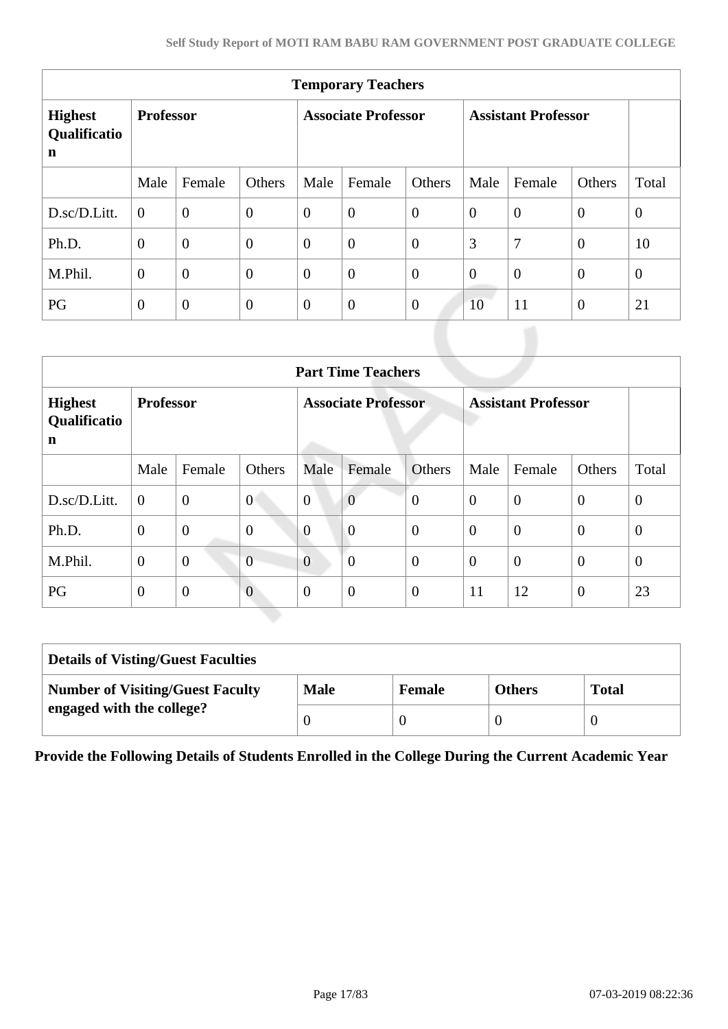| Temporary Teachers | | | | | | | | | | |
|---|---|---|---|---|---|---|---|---|---|---|
| **Highest Qualification** | **Professor** | | | **Associate Professor** | | | **Assistant Professor** | | | |
| | Male | Female | Others | Male | Female | Others | Male | Female | Others | Total |
| D.sc/D.Litt. | 0 | 0 | 0 | 0 | 0 | 0 | 0 | 0 | 0 | 0 |
| Ph.D. | 0 | 0 | 0 | 0 | 0 | 0 | 3 | 7 | 0 | 10 |
| M.Phil. | 0 | 0 | 0 | 0 | 0 | 0 | 0 | 0 | 0 | 0 |
| PG | 0 | 0 | 0 | 0 | 0 | 0 | 10 | 11 | 0 | 21 |

| Part Time Teachers | | | | | | | | | | |
|---|---|---|---|---|---|---|---|---|---|---|
| **Highest Qualification** | **Professor** | | | **Associate Professor** | | | **Assistant Professor** | | | |
| | Male | Female | Others | Male | Female | Others | Male | Female | Others | Total |
| D.sc/D.Litt. | 0 | 0 | 0 | 0 | 0 | 0 | 0 | 0 | 0 | 0 |
| Ph.D. | 0 | 0 | 0 | 0 | 0 | 0 | 0 | 0 | 0 | 0 |
| M.Phil. | 0 | 0 | 0 | 0 | 0 | 0 | 0 | 0 | 0 | 0 |
| PG | 0 | 0 | 0 | 0 | 0 | 0 | 11 | 12 | 0 | 23 |

| Details of Visting/Guest Faculties | | | | |
|---|---|---|---|---|
| **Number of Visiting/Guest Faculty engaged with the college?** | **Male** | **Female** | **Others** | **Total** |
| | 0 | 0 | 0 | 0 |

**Provide the Following Details of Students Enrolled in the College During the Current Academic Year**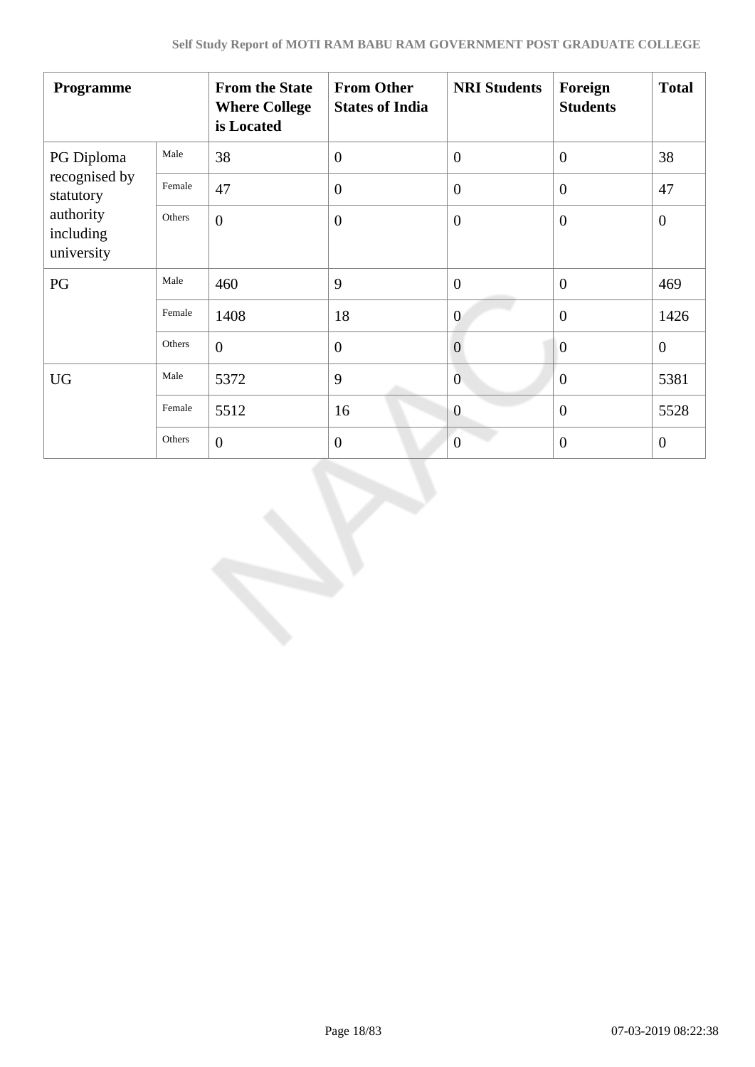| Programme | | From the State Where College is Located | From Other States of India | NRI Students | Foreign Students | Total |
|---|---|---|---|---|---|---|
| PG Diploma recognised by statutory authority including university | Male | 38 | 0 | 0 | 0 | 38 |
| | Female | 47 | 0 | 0 | 0 | 47 |
| | Others | 0 | 0 | 0 | 0 | 0 |
| PG | Male | 460 | 9 | 0 | 0 | 469 |
| | Female | 1408 | 18 | 0 | 0 | 1426 |
| | Others | 0 | 0 | 0 | 0 | 0 |
| UG | Male | 5372 | 9 | 0 | 0 | 5381 |
| | Female | 5512 | 16 | 0 | 0 | 5528 |
| | Others | 0 | 0 | 0 | 0 | 0 |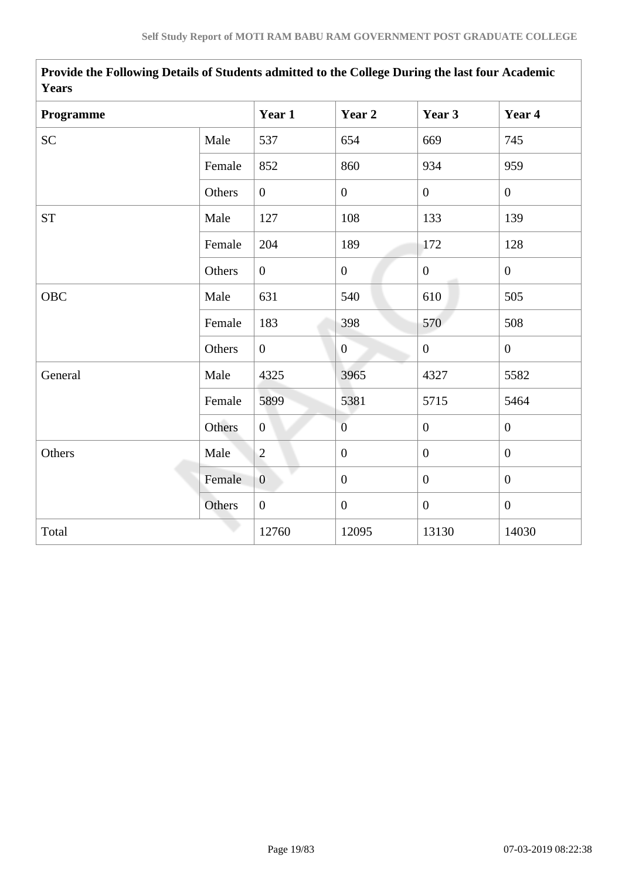| Provide the Following Details of Students admitted to the College During the last four Academic Years | | | | | |
|---|---|---|---|---|---|
| **Programme** | | **Year 1** | **Year 2** | **Year 3** | **Year 4** |
| SC | Male | 537 | 654 | 669 | 745 |
| | Female | 852 | 860 | 934 | 959 |
| | Others | 0 | 0 | 0 | 0 |
| ST | Male | 127 | 108 | 133 | 139 |
| | Female | 204 | 189 | 172 | 128 |
| | Others | 0 | 0 | 0 | 0 |
| OBC | Male | 631 | 540 | 610 | 505 |
| | Female | 183 | 398 | 570 | 508 |
| | Others | 0 | 0 | 0 | 0 |
| General | Male | 4325 | 3965 | 4327 | 5582 |
| | Female | 5899 | 5381 | 5715 | 5464 |
| | Others | 0 | 0 | 0 | 0 |
| Others | Male | 2 | 0 | 0 | 0 |
| | Female | 0 | 0 | 0 | 0 |
| | Others | 0 | 0 | 0 | 0 |
| Total | | 12760 | 12095 | 13130 | 14030 |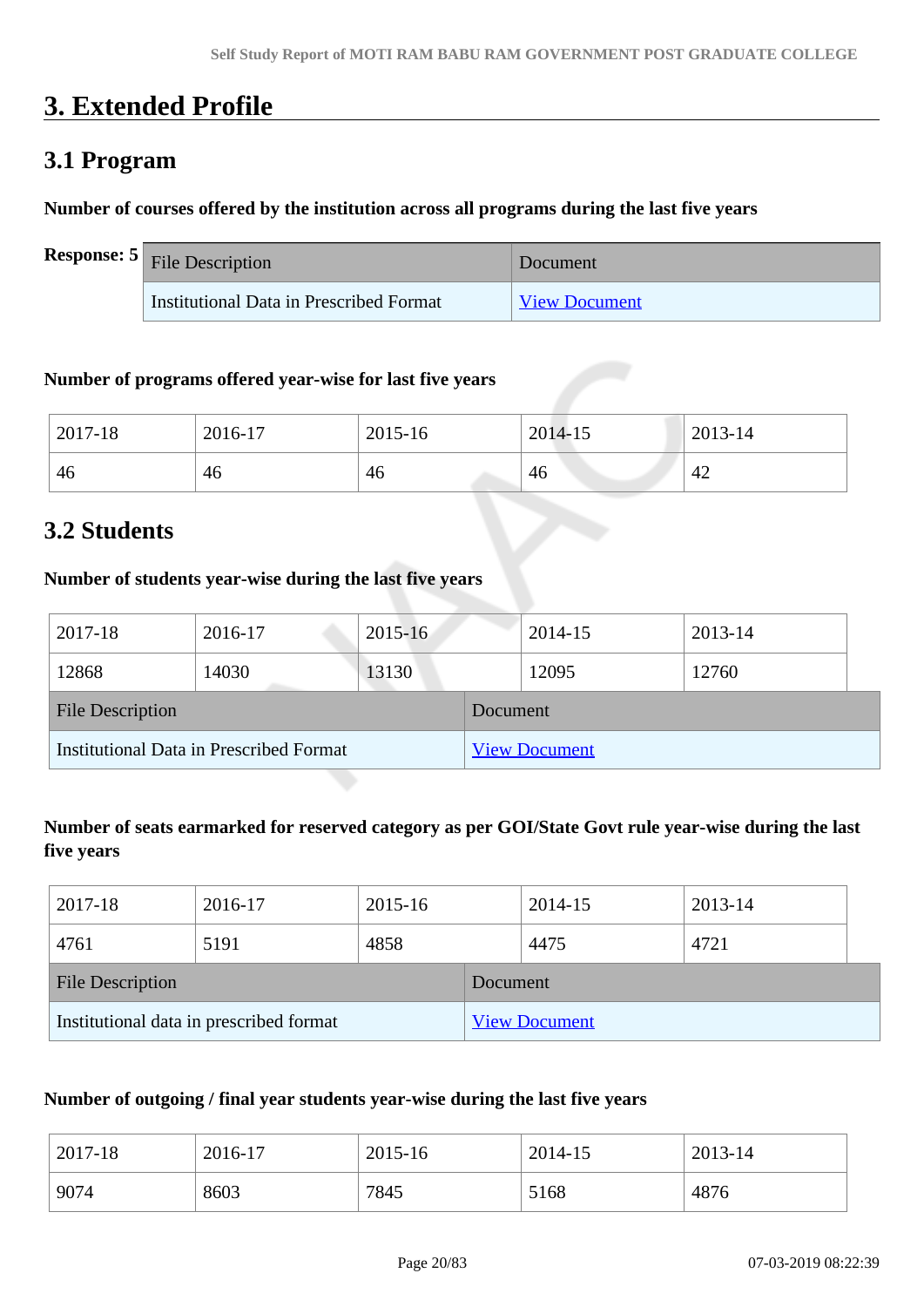# 3. Extended Profile

## 3.1 Program

**Number of courses offered by the institution across all programs during the last five years**

**Response: 5**

| File Description | Document |
|---|---|
| Institutional Data in Prescribed Format | View Document |

**Number of programs offered year-wise for last five years**

| 2017-18 | 2016-17 | 2015-16 | 2014-15 | 2013-14 |
|---|---|---|---|---|
| 46 | 46 | 46 | 46 | 42 |

## 3.2 Students

**Number of students year-wise during the last five years**

| 2017-18 | 2016-17 | 2015-16 | 2014-15 | 2013-14 |
|---|---|---|---|---|
| 12868 | 14030 | 13130 | 12095 | 12760 |

| File Description | Document |
|---|---|
| Institutional Data in Prescribed Format | View Document |

**Number of seats earmarked for reserved category as per GOI/State Govt rule year-wise during the last five years**

| 2017-18 | 2016-17 | 2015-16 | 2014-15 | 2013-14 |
|---|---|---|---|---|
| 4761 | 5191 | 4858 | 4475 | 4721 |

| File Description | Document |
|---|---|
| Institutional data in prescribed format | View Document |

**Number of outgoing / final year students year-wise during the last five years**

| 2017-18 | 2016-17 | 2015-16 | 2014-15 | 2013-14 |
|---|---|---|---|---|
| 9074 | 8603 | 7845 | 5168 | 4876 |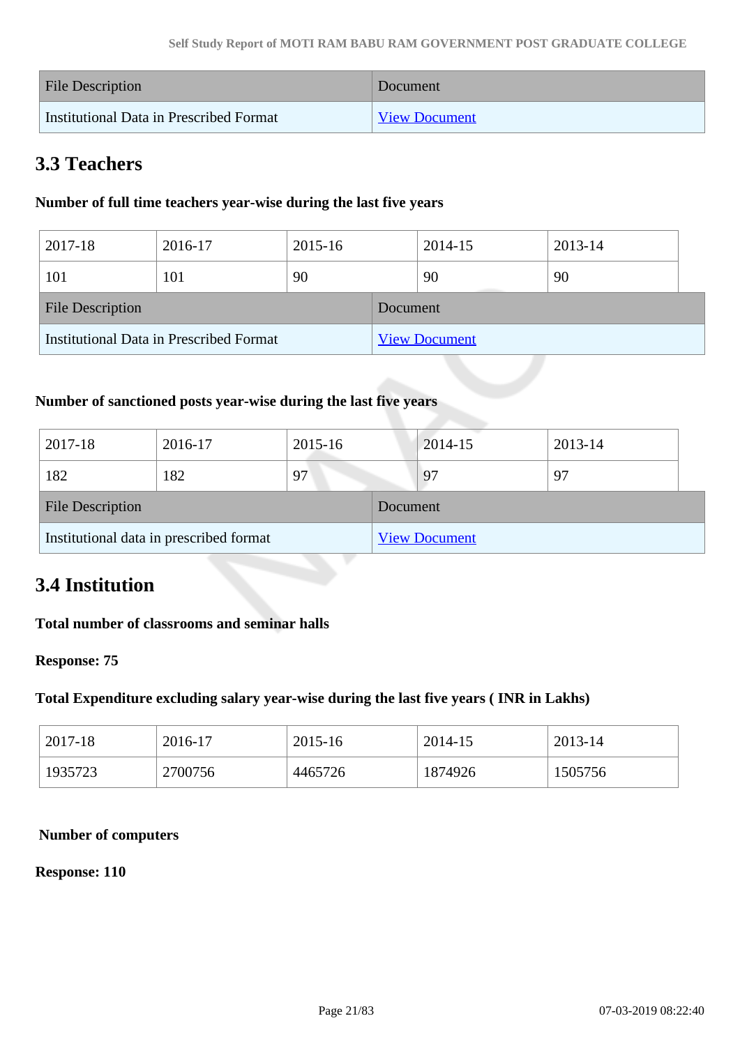| File Description | Document |
|---|---|
| Institutional Data in Prescribed Format | View Document |

## 3.3 Teachers

**Number of full time teachers year-wise during the last five years**

| 2017-18 | 2016-17 | 2015-16 | 2014-15 | 2013-14 |
|---|---|---|---|---|
| 101 | 101 | 90 | 90 | 90 |

| File Description | Document |
|---|---|
| Institutional Data in Prescribed Format | View Document |

**Number of sanctioned posts year-wise during the last five years**

| 2017-18 | 2016-17 | 2015-16 | 2014-15 | 2013-14 |
|---|---|---|---|---|
| 182 | 182 | 97 | 97 | 97 |

| File Description | Document |
|---|---|
| Institutional data in prescribed format | View Document |

## 3.4 Institution

**Total number of classrooms and seminar halls**

**Response: 75**

**Total Expenditure excluding salary year-wise during the last five years ( INR in Lakhs)**

| 2017-18 | 2016-17 | 2015-16 | 2014-15 | 2013-14 |
|---|---|---|---|---|
| 1935723 | 2700756 | 4465726 | 1874926 | 1505756 |

**Number of computers**

**Response: 110**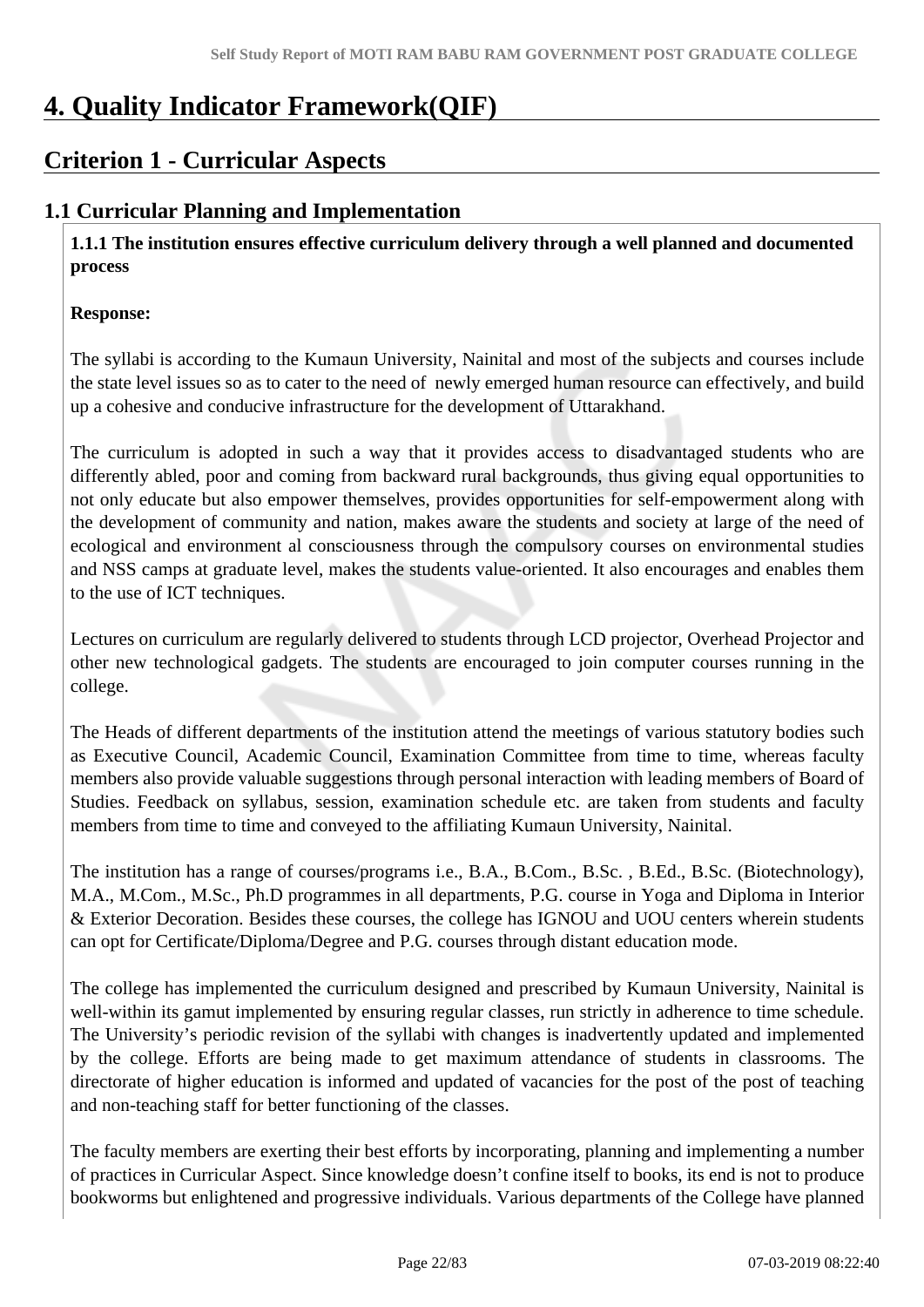# 4. Quality Indicator Framework(QIF)

## Criterion 1 - Curricular Aspects

### 1.1 Curricular Planning and Implementation

**1.1.1 The institution ensures effective curriculum delivery through a well planned and documented process**

**Response:**

The syllabi is according to the Kumaun University, Nainital and most of the subjects and courses include the state level issues so as to cater to the need of newly emerged human resource can effectively, and build up a cohesive and conducive infrastructure for the development of Uttarakhand.

The curriculum is adopted in such a way that it provides access to disadvantaged students who are differently abled, poor and coming from backward rural backgrounds, thus giving equal opportunities to not only educate but also empower themselves, provides opportunities for self-empowerment along with the development of community and nation, makes aware the students and society at large of the need of ecological and environment al consciousness through the compulsory courses on environmental studies and NSS camps at graduate level, makes the students value-oriented. It also encourages and enables them to the use of ICT techniques.

Lectures on curriculum are regularly delivered to students through LCD projector, Overhead Projector and other new technological gadgets. The students are encouraged to join computer courses running in the college.

The Heads of different departments of the institution attend the meetings of various statutory bodies such as Executive Council, Academic Council, Examination Committee from time to time, whereas faculty members also provide valuable suggestions through personal interaction with leading members of Board of Studies. Feedback on syllabus, session, examination schedule etc. are taken from students and faculty members from time to time and conveyed to the affiliating Kumaun University, Nainital.

The institution has a range of courses/programs i.e., B.A., B.Com., B.Sc. , B.Ed., B.Sc. (Biotechnology), M.A., M.Com., M.Sc., Ph.D programmes in all departments, P.G. course in Yoga and Diploma in Interior & Exterior Decoration. Besides these courses, the college has IGNOU and UOU centers wherein students can opt for Certificate/Diploma/Degree and P.G. courses through distant education mode.

The college has implemented the curriculum designed and prescribed by Kumaun University, Nainital is well-within its gamut implemented by ensuring regular classes, run strictly in adherence to time schedule. The University's periodic revision of the syllabi with changes is inadvertently updated and implemented by the college. Efforts are being made to get maximum attendance of students in classrooms. The directorate of higher education is informed and updated of vacancies for the post of the post of teaching and non-teaching staff for better functioning of the classes.

The faculty members are exerting their best efforts by incorporating, planning and implementing a number of practices in Curricular Aspect. Since knowledge doesn't confine itself to books, its end is not to produce bookworms but enlightened and progressive individuals. Various departments of the College have planned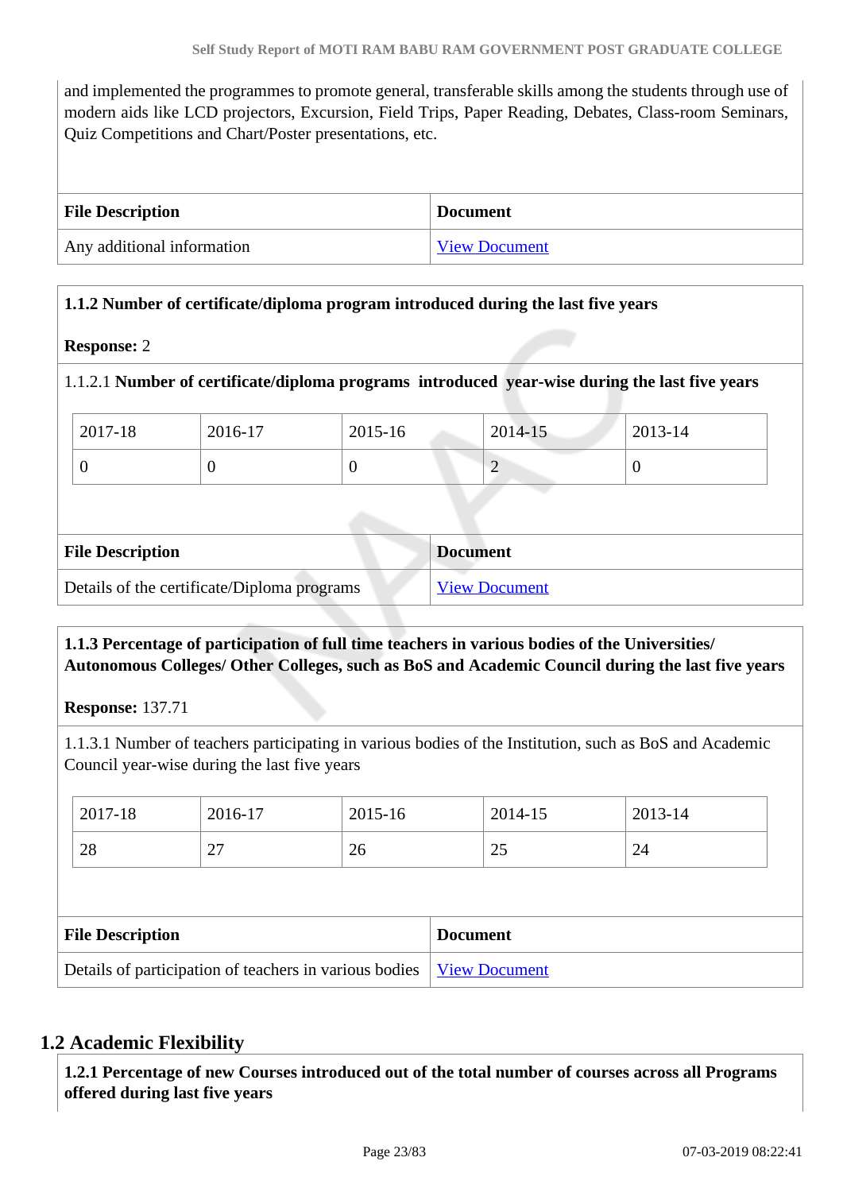and implemented the programmes to promote general, transferable skills among the students through use of modern aids like LCD projectors, Excursion, Field Trips, Paper Reading, Debates, Class-room Seminars, Quiz Competitions and Chart/Poster presentations, etc.

| File Description | Document |
|---|---|
| Any additional information | View Document |

**1.1.2 Number of certificate/diploma program introduced during the last five years**

**Response:** 2

1.1.2.1 **Number of certificate/diploma programs introduced year-wise during the last five years**

| 2017-18 | 2016-17 | 2015-16 | 2014-15 | 2013-14 |
|---|---|---|---|---|
| 0 | 0 | 0 | 2 | 0 |

| File Description | Document |
|---|---|
| Details of the certificate/Diploma programs | View Document |

**1.1.3 Percentage of participation of full time teachers in various bodies of the Universities/ Autonomous Colleges/ Other Colleges, such as BoS and Academic Council during the last five years**

**Response:** 137.71

1.1.3.1 Number of teachers participating in various bodies of the Institution, such as BoS and Academic Council year-wise during the last five years

| 2017-18 | 2016-17 | 2015-16 | 2014-15 | 2013-14 |
|---|---|---|---|---|
| 28 | 27 | 26 | 25 | 24 |

| File Description | Document |
|---|---|
| Details of participation of teachers in various bodies | View Document |

## 1.2 Academic Flexibility

**1.2.1 Percentage of new Courses introduced out of the total number of courses across all Programs offered during last five years**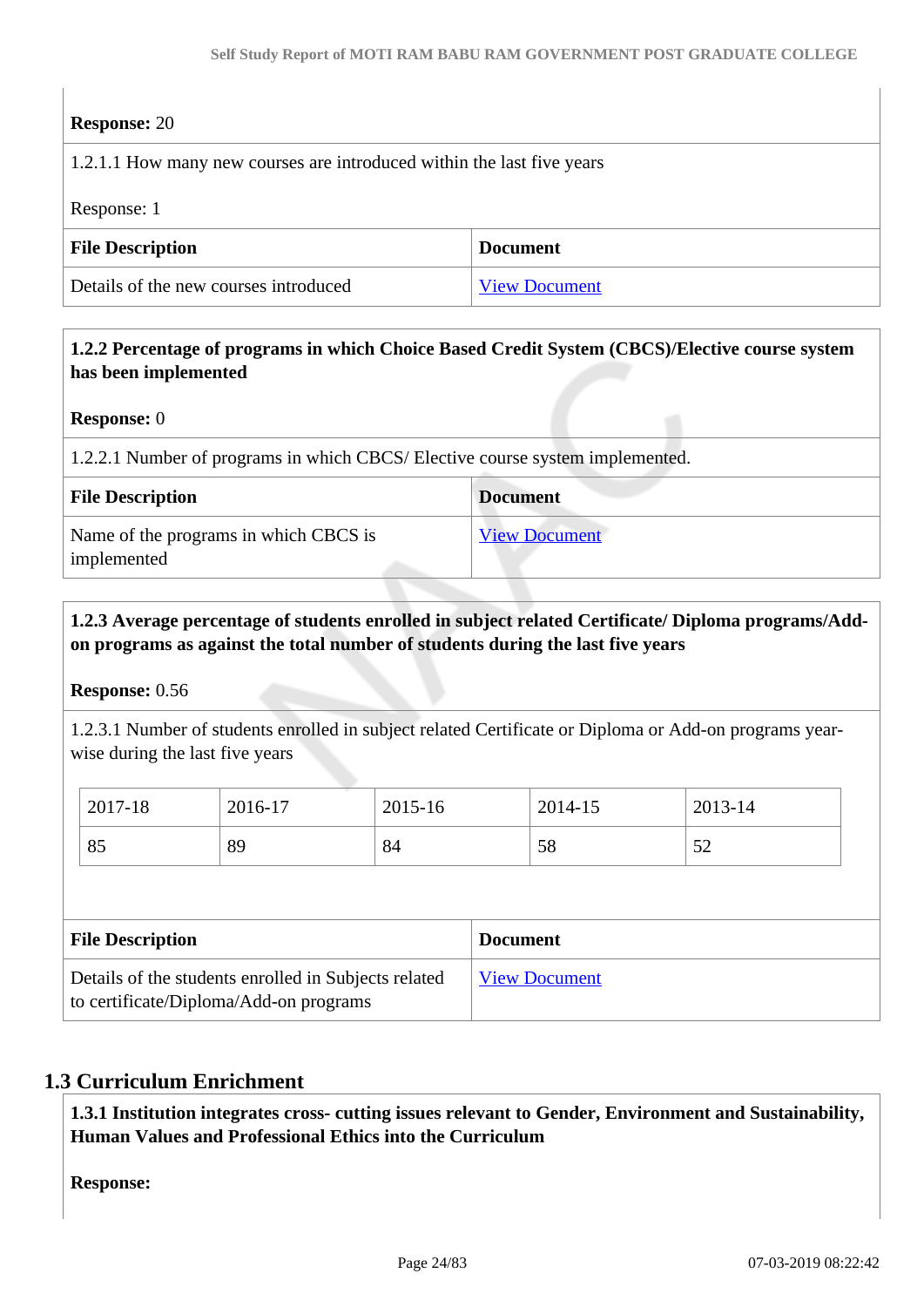**Response:** 20

1.2.1.1 How many new courses are introduced within the last five years

Response: 1

| File Description | Document |
|---|---|
| Details of the new courses introduced | View Document |

**1.2.2 Percentage of programs in which Choice Based Credit System (CBCS)/Elective course system has been implemented**

**Response:** 0

1.2.2.1 Number of programs in which CBCS/ Elective course system implemented.

| File Description | Document |
|---|---|
| Name of the programs in which CBCS is implemented | View Document |

**1.2.3 Average percentage of students enrolled in subject related Certificate/ Diploma programs/Add-on programs as against the total number of students during the last five years**

**Response:** 0.56

1.2.3.1 Number of students enrolled in subject related Certificate or Diploma or Add-on programs year-wise during the last five years

| 2017-18 | 2016-17 | 2015-16 | 2014-15 | 2013-14 |
|---|---|---|---|---|
| 85 | 89 | 84 | 58 | 52 |

| File Description | Document |
|---|---|
| Details of the students enrolled in Subjects related to certificate/Diploma/Add-on programs | View Document |

## 1.3 Curriculum Enrichment

**1.3.1 Institution integrates cross- cutting issues relevant to Gender, Environment and Sustainability, Human Values and Professional Ethics into the Curriculum**

**Response:**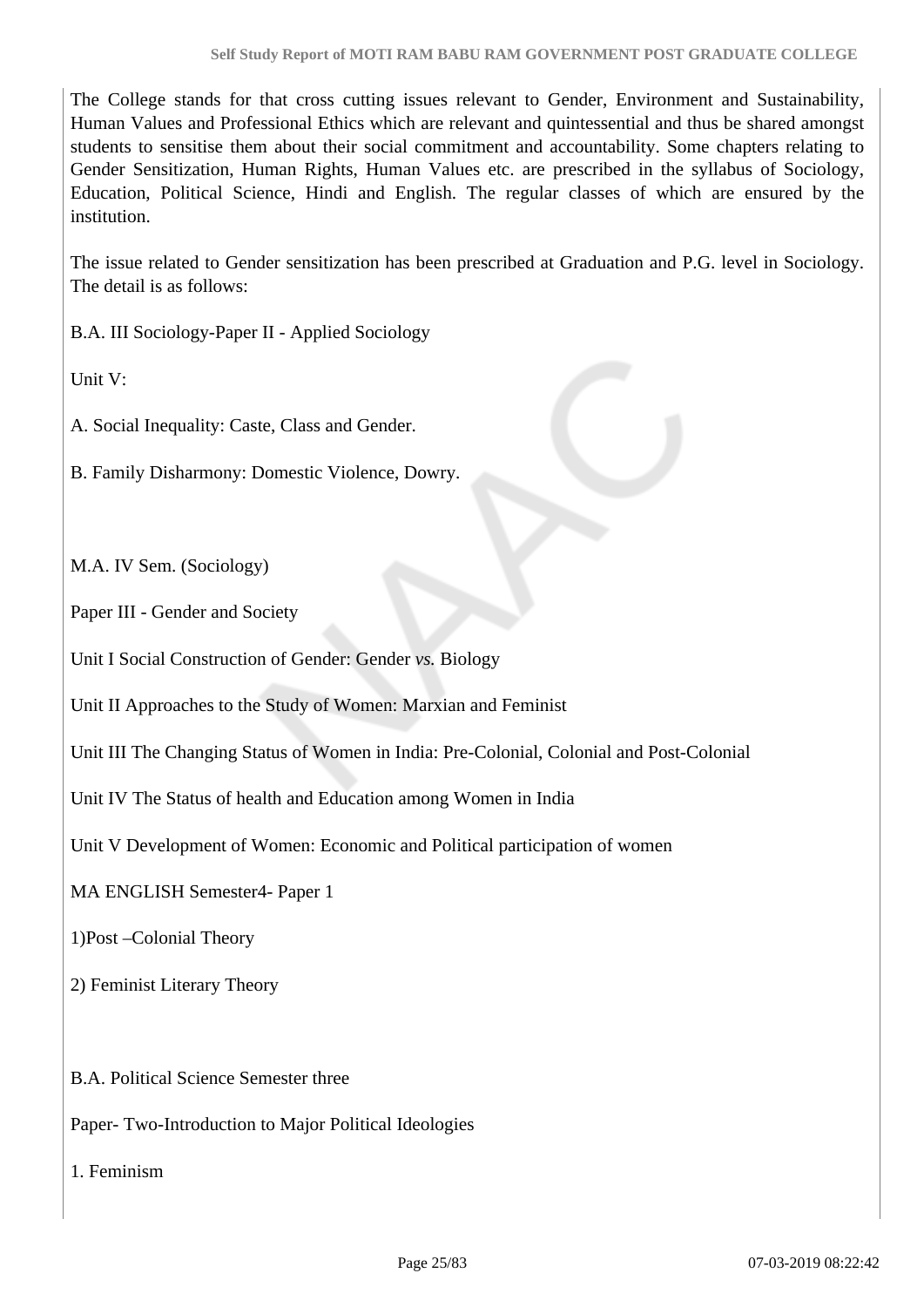The College stands for that cross cutting issues relevant to Gender, Environment and Sustainability, Human Values and Professional Ethics which are relevant and quintessential and thus be shared amongst students to sensitise them about their social commitment and accountability. Some chapters relating to Gender Sensitization, Human Rights, Human Values etc. are prescribed in the syllabus of Sociology, Education, Political Science, Hindi and English. The regular classes of which are ensured by the institution.

The issue related to Gender sensitization has been prescribed at Graduation and P.G. level in Sociology. The detail is as follows:

B.A. III Sociology-Paper II - Applied Sociology

Unit V:

A. Social Inequality: Caste, Class and Gender.

B. Family Disharmony: Domestic Violence, Dowry.

M.A. IV Sem. (Sociology)

Paper III - Gender and Society

Unit I Social Construction of Gender: Gender *vs.* Biology

Unit II Approaches to the Study of Women: Marxian and Feminist

Unit III The Changing Status of Women in India: Pre-Colonial, Colonial and Post-Colonial

Unit IV The Status of health and Education among Women in India

Unit V Development of Women: Economic and Political participation of women

MA ENGLISH Semester4- Paper 1

1)Post –Colonial Theory

2) Feminist Literary Theory

B.A. Political Science Semester three

Paper- Two-Introduction to Major Political Ideologies

1. Feminism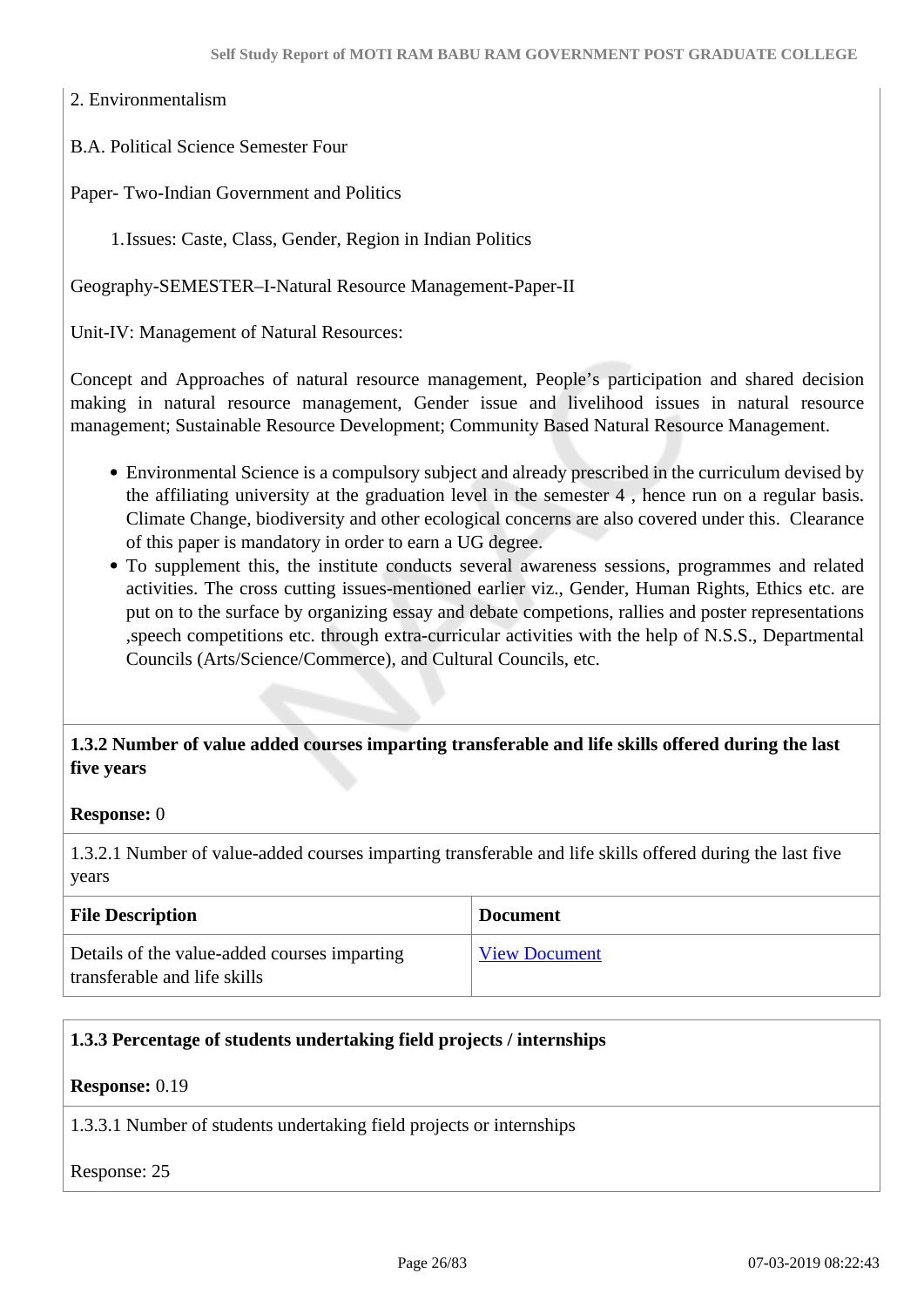2. Environmentalism

B.A. Political Science Semester Four

Paper- Two-Indian Government and Politics

1. Issues: Caste, Class, Gender, Region in Indian Politics

Geography-SEMESTER–I-Natural Resource Management-Paper-II

Unit-IV: Management of Natural Resources:

Concept and Approaches of natural resource management, People's participation and shared decision making in natural resource management, Gender issue and livelihood issues in natural resource management; Sustainable Resource Development; Community Based Natural Resource Management.

- Environmental Science is a compulsory subject and already prescribed in the curriculum devised by the affiliating university at the graduation level in the semester 4 , hence run on a regular basis. Climate Change, biodiversity and other ecological concerns are also covered under this. Clearance of this paper is mandatory in order to earn a UG degree.
- To supplement this, the institute conducts several awareness sessions, programmes and related activities. The cross cutting issues-mentioned earlier viz., Gender, Human Rights, Ethics etc. are put on to the surface by organizing essay and debate competions, rallies and poster representations ,speech competitions etc. through extra-curricular activities with the help of N.S.S., Departmental Councils (Arts/Science/Commerce), and Cultural Councils, etc.

**1.3.2 Number of value added courses imparting transferable and life skills offered during the last five years**

**Response:** 0

1.3.2.1 Number of value-added courses imparting transferable and life skills offered during the last five years

| **File Description** | **Document** |
|---|---|
| Details of the value-added courses imparting transferable and life skills | View Document |

**1.3.3 Percentage of students undertaking field projects / internships**

**Response:** 0.19

1.3.3.1 Number of students undertaking field projects or internships

Response: 25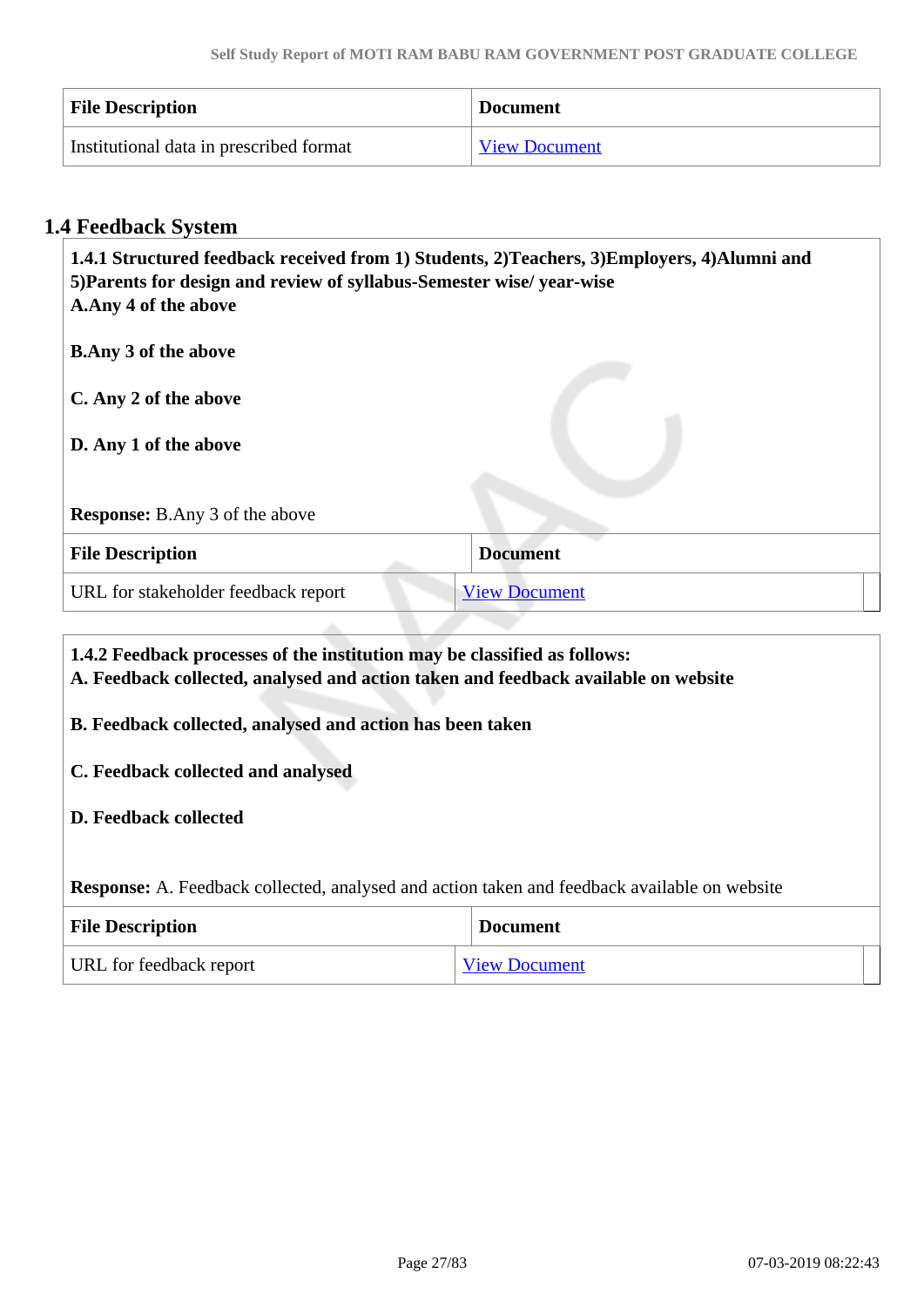| File Description | Document |
|---|---|
| Institutional data in prescribed format | View Document |

## 1.4 Feedback System

**1.4.1 Structured feedback received from 1) Students, 2)Teachers, 3)Employers, 4)Alumni and 5)Parents for design and review of syllabus-Semester wise/ year-wise**
**A.Any 4 of the above**

**B.Any 3 of the above**

**C. Any 2 of the above**

**D. Any 1 of the above**

**Response:** B.Any 3 of the above

| File Description | Document |
|---|---|
| URL for stakeholder feedback report | View Document |

**1.4.2 Feedback processes of the institution may be classified as follows:**
**A. Feedback collected, analysed and action taken and feedback available on website**

**B. Feedback collected, analysed and action has been taken**

**C. Feedback collected and analysed**

**D. Feedback collected**

**Response:** A. Feedback collected, analysed and action taken and feedback available on website

| File Description | Document |
|---|---|
| URL for feedback report | View Document |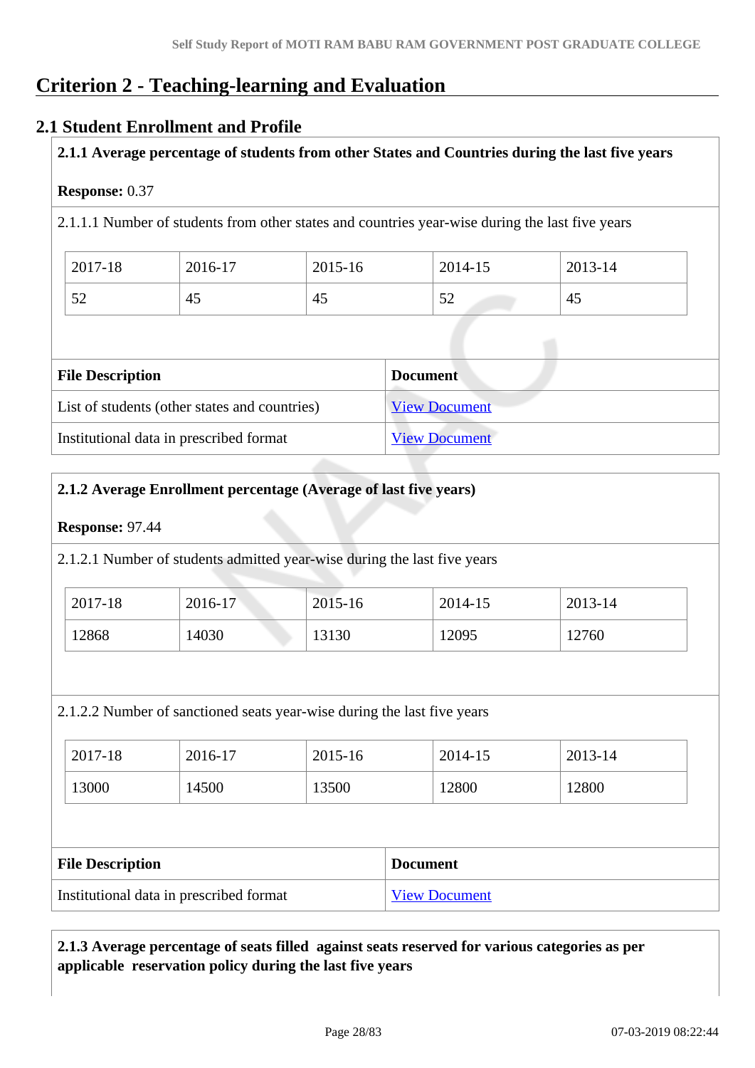# Criterion 2 - Teaching-learning and Evaluation

## 2.1 Student Enrollment and Profile

**2.1.1 Average percentage of students from other States and Countries during the last five years**

**Response:** 0.37

2.1.1.1 Number of students from other states and countries year-wise during the last five years

| 2017-18 | 2016-17 | 2015-16 | 2014-15 | 2013-14 |
|---|---|---|---|---|
| 52 | 45 | 45 | 52 | 45 |

| File Description | Document |
|---|---|
| List of students (other states and countries) | View Document |
| Institutional data in prescribed format | View Document |

**2.1.2 Average Enrollment percentage (Average of last five years)**

**Response:** 97.44

2.1.2.1 Number of students admitted year-wise during the last five years

| 2017-18 | 2016-17 | 2015-16 | 2014-15 | 2013-14 |
|---|---|---|---|---|
| 12868 | 14030 | 13130 | 12095 | 12760 |

2.1.2.2 Number of sanctioned seats year-wise during the last five years

| 2017-18 | 2016-17 | 2015-16 | 2014-15 | 2013-14 |
|---|---|---|---|---|
| 13000 | 14500 | 13500 | 12800 | 12800 |

| File Description | Document |
|---|---|
| Institutional data in prescribed format | View Document |

**2.1.3 Average percentage of seats filled against seats reserved for various categories as per applicable reservation policy during the last five years**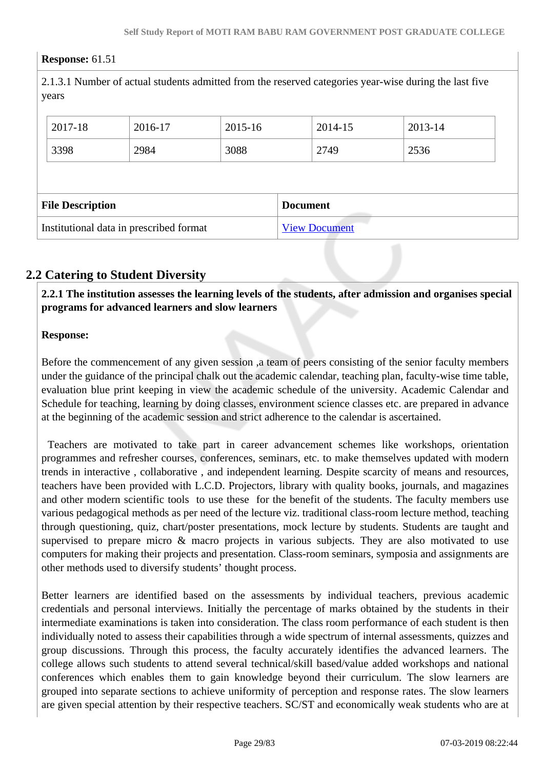**Response:** 61.51

2.1.3.1 Number of actual students admitted from the reserved categories year-wise during the last five years

| 2017-18 | 2016-17 | 2015-16 | 2014-15 | 2013-14 |
|---|---|---|---|---|
| 3398 | 2984 | 3088 | 2749 | 2536 |

| File Description | Document |
|---|---|
| Institutional data in prescribed format | View Document |

## 2.2 Catering to Student Diversity

**2.2.1 The institution assesses the learning levels of the students, after admission and organises special programs for advanced learners and slow learners**

**Response:**

Before the commencement of any given session ,a team of peers consisting of the senior faculty members under the guidance of the principal chalk out the academic calendar, teaching plan, faculty-wise time table, evaluation blue print keeping in view the academic schedule of the university. Academic Calendar and Schedule for teaching, learning by doing classes, environment science classes etc. are prepared in advance at the beginning of the academic session and strict adherence to the calendar is ascertained.

Teachers are motivated to take part in career advancement schemes like workshops, orientation programmes and refresher courses, conferences, seminars, etc. to make themselves updated with modern trends in interactive , collaborative , and independent learning. Despite scarcity of means and resources, teachers have been provided with L.C.D. Projectors, library with quality books, journals, and magazines and other modern scientific tools to use these for the benefit of the students. The faculty members use various pedagogical methods as per need of the lecture viz. traditional class-room lecture method, teaching through questioning, quiz, chart/poster presentations, mock lecture by students. Students are taught and supervised to prepare micro & macro projects in various subjects. They are also motivated to use computers for making their projects and presentation. Class-room seminars, symposia and assignments are other methods used to diversify students' thought process.

Better learners are identified based on the assessments by individual teachers, previous academic credentials and personal interviews. Initially the percentage of marks obtained by the students in their intermediate examinations is taken into consideration. The class room performance of each student is then individually noted to assess their capabilities through a wide spectrum of internal assessments, quizzes and group discussions. Through this process, the faculty accurately identifies the advanced learners. The college allows such students to attend several technical/skill based/value added workshops and national conferences which enables them to gain knowledge beyond their curriculum. The slow learners are grouped into separate sections to achieve uniformity of perception and response rates. The slow learners are given special attention by their respective teachers. SC/ST and economically weak students who are at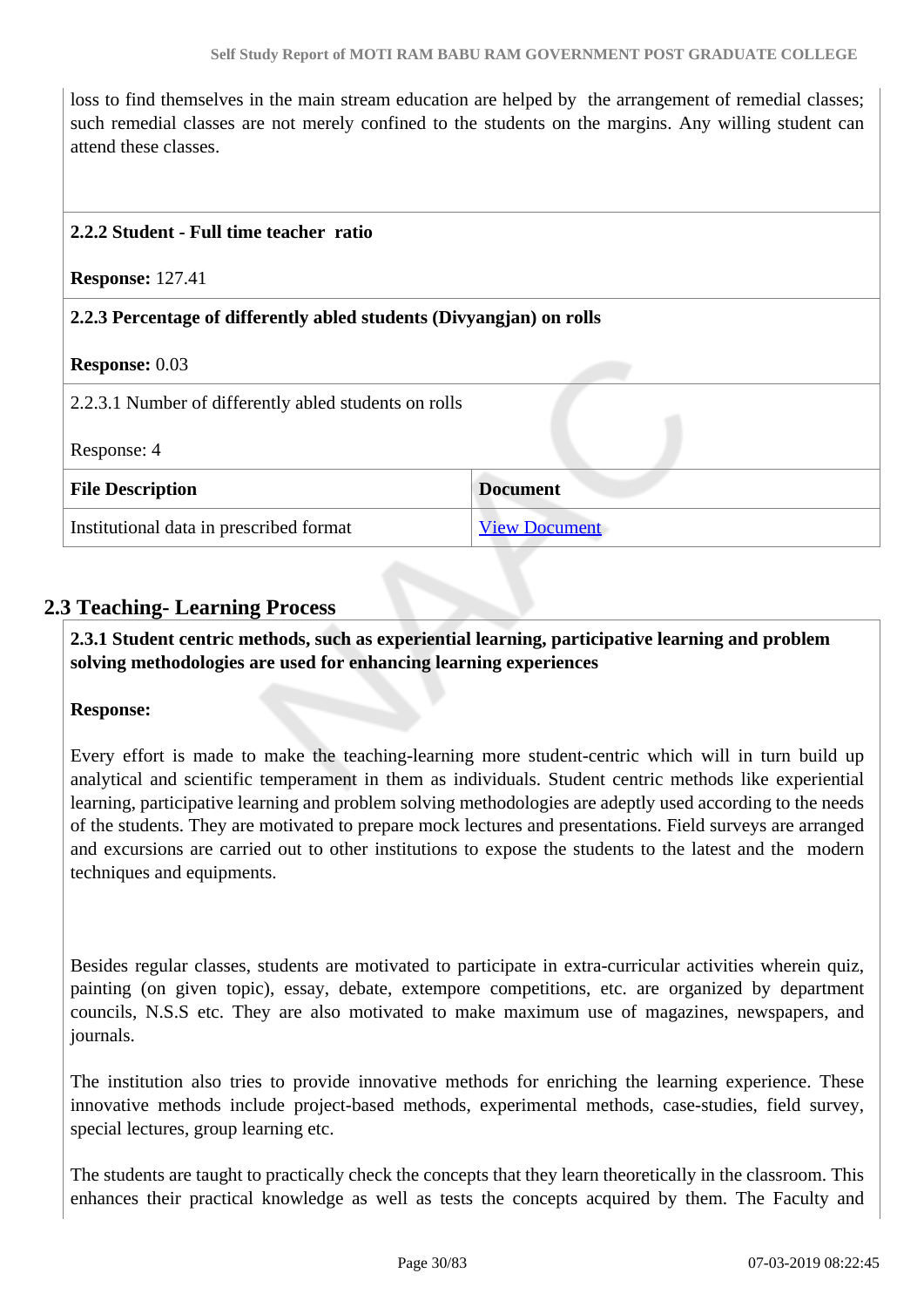loss to find themselves in the main stream education are helped by the arrangement of remedial classes; such remedial classes are not merely confined to the students on the margins. Any willing student can attend these classes.

**2.2.2 Student - Full time teacher ratio**

**Response:** 127.41

**2.2.3 Percentage of differently abled students (Divyangjan) on rolls**

**Response:** 0.03

2.2.3.1 Number of differently abled students on rolls

Response: 4

| File Description | Document |
|---|---|
| Institutional data in prescribed format | View Document |

## 2.3 Teaching- Learning Process

**2.3.1 Student centric methods, such as experiential learning, participative learning and problem solving methodologies are used for enhancing learning experiences**

**Response:**

Every effort is made to make the teaching-learning more student-centric which will in turn build up analytical and scientific temperament in them as individuals. Student centric methods like experiential learning, participative learning and problem solving methodologies are adeptly used according to the needs of the students. They are motivated to prepare mock lectures and presentations. Field surveys are arranged and excursions are carried out to other institutions to expose the students to the latest and the modern techniques and equipments.

Besides regular classes, students are motivated to participate in extra-curricular activities wherein quiz, painting (on given topic), essay, debate, extempore competitions, etc. are organized by department councils, N.S.S etc. They are also motivated to make maximum use of magazines, newspapers, and journals.

The institution also tries to provide innovative methods for enriching the learning experience. These innovative methods include project-based methods, experimental methods, case-studies, field survey, special lectures, group learning etc.

The students are taught to practically check the concepts that they learn theoretically in the classroom. This enhances their practical knowledge as well as tests the concepts acquired by them. The Faculty and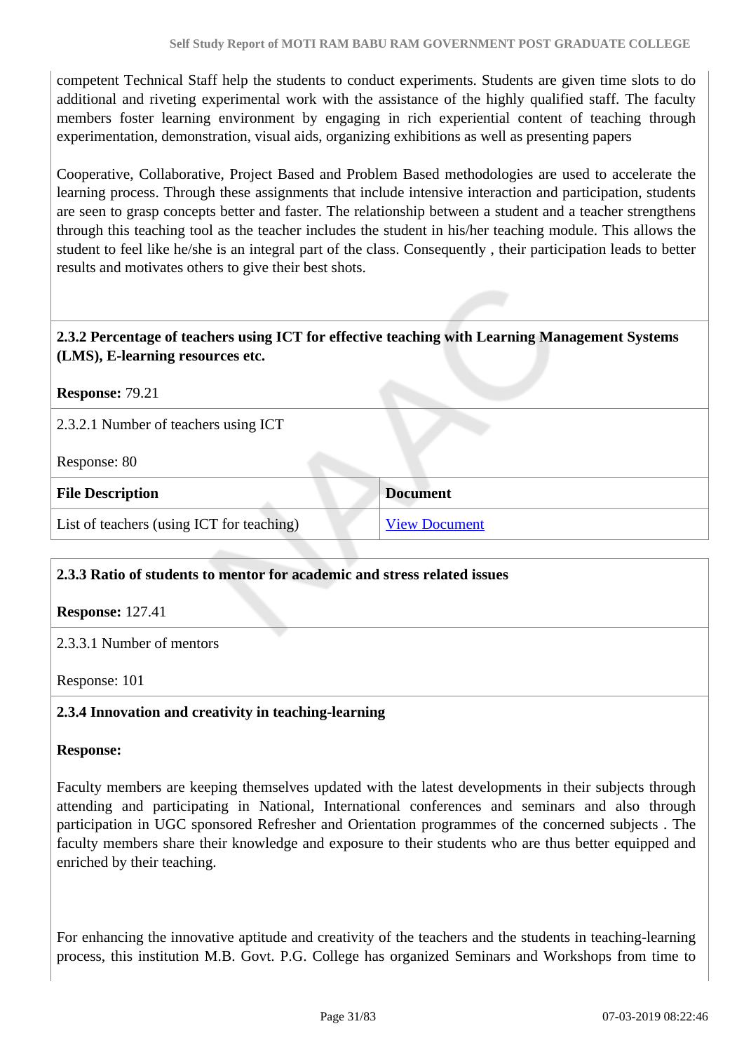competent Technical Staff help the students to conduct experiments. Students are given time slots to do additional and riveting experimental work with the assistance of the highly qualified staff. The faculty members foster learning environment by engaging in rich experiential content of teaching through experimentation, demonstration, visual aids, organizing exhibitions as well as presenting papers

Cooperative, Collaborative, Project Based and Problem Based methodologies are used to accelerate the learning process. Through these assignments that include intensive interaction and participation, students are seen to grasp concepts better and faster. The relationship between a student and a teacher strengthens through this teaching tool as the teacher includes the student in his/her teaching module. This allows the student to feel like he/she is an integral part of the class. Consequently , their participation leads to better results and motivates others to give their best shots.

**2.3.2 Percentage of teachers using ICT for effective teaching with Learning Management Systems (LMS), E-learning resources etc.**

**Response:** 79.21

2.3.2.1 Number of teachers using ICT

Response: 80

| File Description | Document |
|---|---|
| List of teachers (using ICT for teaching) | View Document |

**2.3.3 Ratio of students to mentor for academic and stress related issues**

**Response:** 127.41

2.3.3.1 Number of mentors

Response: 101

**2.3.4 Innovation and creativity in teaching-learning**

**Response:**

Faculty members are keeping themselves updated with the latest developments in their subjects through attending and participating in National, International conferences and seminars and also through participation in UGC sponsored Refresher and Orientation programmes of the concerned subjects . The faculty members share their knowledge and exposure to their students who are thus better equipped and enriched by their teaching.

For enhancing the innovative aptitude and creativity of the teachers and the students in teaching-learning process, this institution M.B. Govt. P.G. College has organized Seminars and Workshops from time to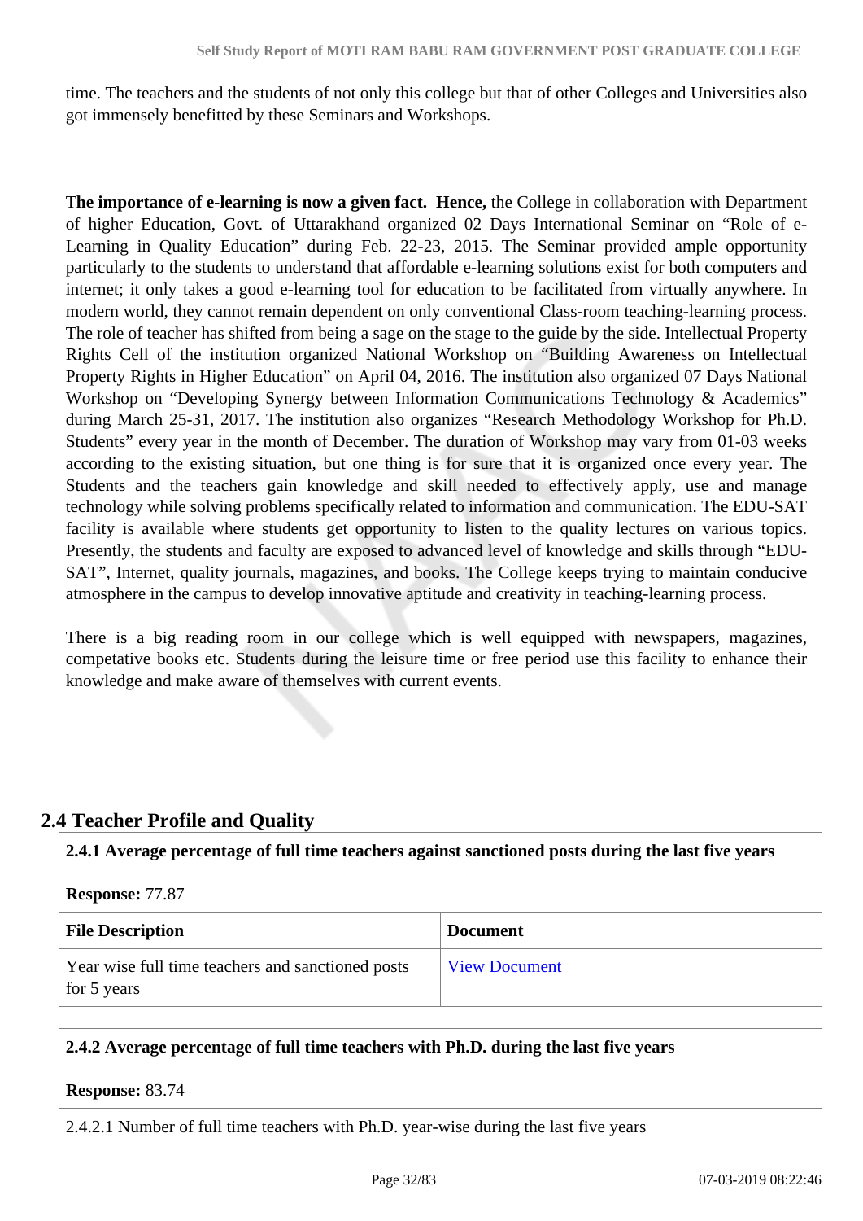time. The teachers and the students of not only this college but that of other Colleges and Universities also got immensely benefitted by these Seminars and Workshops.

T**he importance of e-learning is now a given fact. Hence,** the College in collaboration with Department of higher Education, Govt. of Uttarakhand organized 02 Days International Seminar on "Role of e-Learning in Quality Education" during Feb. 22-23, 2015. The Seminar provided ample opportunity particularly to the students to understand that affordable e-learning solutions exist for both computers and internet; it only takes a good e-learning tool for education to be facilitated from virtually anywhere. In modern world, they cannot remain dependent on only conventional Class-room teaching-learning process. The role of teacher has shifted from being a sage on the stage to the guide by the side. Intellectual Property Rights Cell of the institution organized National Workshop on "Building Awareness on Intellectual Property Rights in Higher Education" on April 04, 2016. The institution also organized 07 Days National Workshop on "Developing Synergy between Information Communications Technology & Academics" during March 25-31, 2017. The institution also organizes "Research Methodology Workshop for Ph.D. Students" every year in the month of December. The duration of Workshop may vary from 01-03 weeks according to the existing situation, but one thing is for sure that it is organized once every year. The Students and the teachers gain knowledge and skill needed to effectively apply, use and manage technology while solving problems specifically related to information and communication. The EDU-SAT facility is available where students get opportunity to listen to the quality lectures on various topics. Presently, the students and faculty are exposed to advanced level of knowledge and skills through "EDU-SAT", Internet, quality journals, magazines, and books. The College keeps trying to maintain conducive atmosphere in the campus to develop innovative aptitude and creativity in teaching-learning process.

There is a big reading room in our college which is well equipped with newspapers, magazines, competative books etc. Students during the leisure time or free period use this facility to enhance their knowledge and make aware of themselves with current events.

## 2.4 Teacher Profile and Quality

**2.4.1 Average percentage of full time teachers against sanctioned posts during the last five years**

**Response:** 77.87

| File Description | Document |
|---|---|
| Year wise full time teachers and sanctioned posts for 5 years | View Document |

**2.4.2 Average percentage of full time teachers with Ph.D. during the last five years**

**Response:** 83.74

2.4.2.1 Number of full time teachers with Ph.D. year-wise during the last five years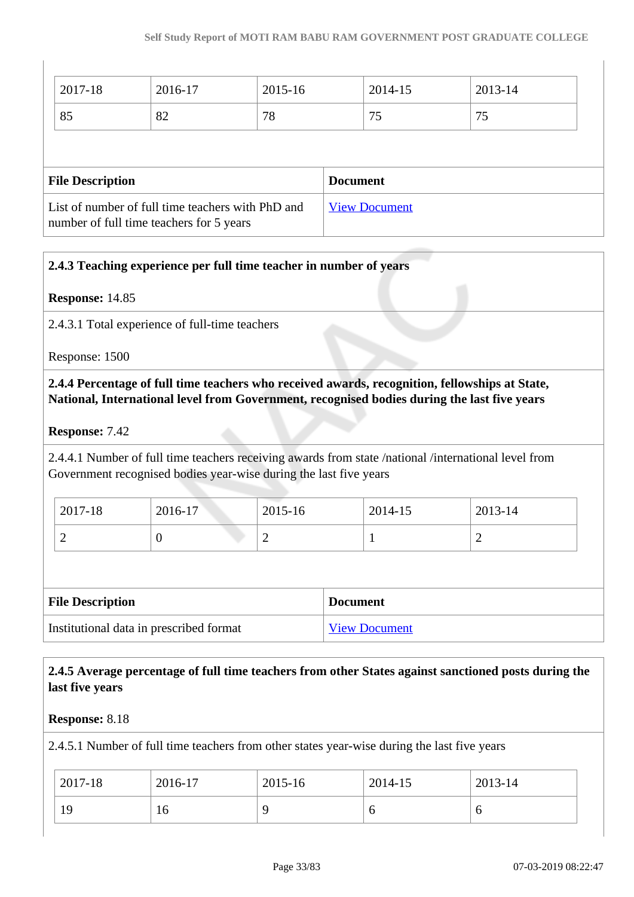| 2017-18 | 2016-17 | 2015-16 | 2014-15 | 2013-14 |
|---|---|---|---|---|
| 85 | 82 | 78 | 75 | 75 |

| File Description | Document |
|---|---|
| List of number of full time teachers with PhD and number of full time teachers for 5 years | View Document |

**2.4.3 Teaching experience per full time teacher in number of years**

**Response:** 14.85

2.4.3.1 Total experience of full-time teachers

Response: 1500

**2.4.4 Percentage of full time teachers who received awards, recognition, fellowships at State, National, International level from Government, recognised bodies during the last five years**

**Response:** 7.42

2.4.4.1 Number of full time teachers receiving awards from state /national /international level from Government recognised bodies year-wise during the last five years

| 2017-18 | 2016-17 | 2015-16 | 2014-15 | 2013-14 |
|---|---|---|---|---|
| 2 | 0 | 2 | 1 | 2 |

| File Description | Document |
|---|---|
| Institutional data in prescribed format | View Document |

**2.4.5 Average percentage of full time teachers from other States against sanctioned posts during the last five years**

**Response:** 8.18

2.4.5.1 Number of full time teachers from other states year-wise during the last five years

| 2017-18 | 2016-17 | 2015-16 | 2014-15 | 2013-14 |
|---|---|---|---|---|
| 19 | 16 | 9 | 6 | 6 |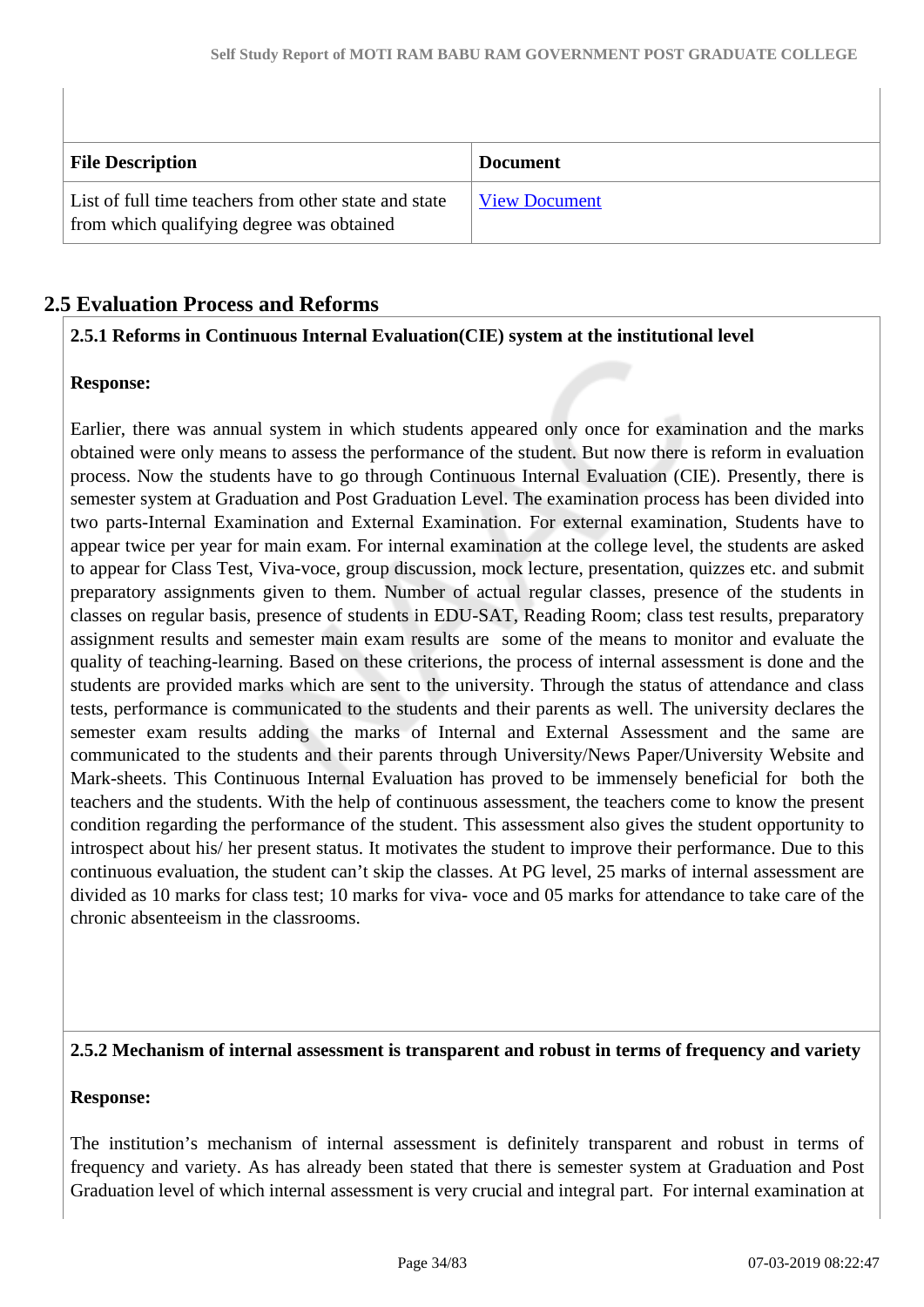| File Description | Document |
|---|---|
| List of full time teachers from other state and state from which qualifying degree was obtained | View Document |

## 2.5 Evaluation Process and Reforms

**2.5.1 Reforms in Continuous Internal Evaluation(CIE) system at the institutional level**

**Response:**

Earlier, there was annual system in which students appeared only once for examination and the marks obtained were only means to assess the performance of the student. But now there is reform in evaluation process. Now the students have to go through Continuous Internal Evaluation (CIE). Presently, there is semester system at Graduation and Post Graduation Level. The examination process has been divided into two parts-Internal Examination and External Examination. For external examination, Students have to appear twice per year for main exam. For internal examination at the college level, the students are asked to appear for Class Test, Viva-voce, group discussion, mock lecture, presentation, quizzes etc. and submit preparatory assignments given to them. Number of actual regular classes, presence of the students in classes on regular basis, presence of students in EDU-SAT, Reading Room; class test results, preparatory assignment results and semester main exam results are some of the means to monitor and evaluate the quality of teaching-learning. Based on these criterions, the process of internal assessment is done and the students are provided marks which are sent to the university. Through the status of attendance and class tests, performance is communicated to the students and their parents as well. The university declares the semester exam results adding the marks of Internal and External Assessment and the same are communicated to the students and their parents through University/News Paper/University Website and Mark-sheets. This Continuous Internal Evaluation has proved to be immensely beneficial for both the teachers and the students. With the help of continuous assessment, the teachers come to know the present condition regarding the performance of the student. This assessment also gives the student opportunity to introspect about his/ her present status. It motivates the student to improve their performance. Due to this continuous evaluation, the student can't skip the classes. At PG level, 25 marks of internal assessment are divided as 10 marks for class test; 10 marks for viva- voce and 05 marks for attendance to take care of the chronic absenteeism in the classrooms.

**2.5.2 Mechanism of internal assessment is transparent and robust in terms of frequency and variety**

**Response:**

The institution's mechanism of internal assessment is definitely transparent and robust in terms of frequency and variety. As has already been stated that there is semester system at Graduation and Post Graduation level of which internal assessment is very crucial and integral part. For internal examination at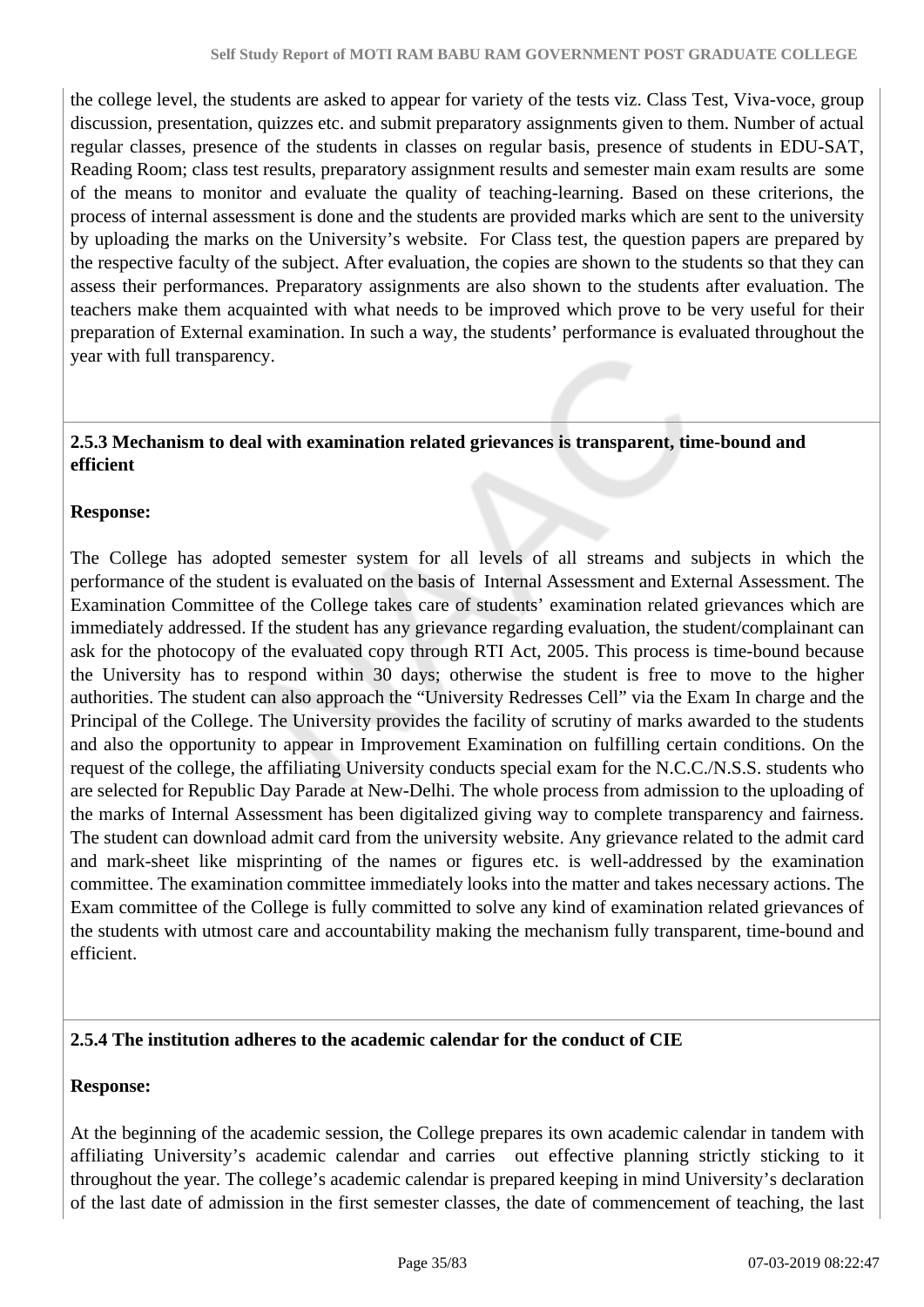the college level, the students are asked to appear for variety of the tests viz. Class Test, Viva-voce, group discussion, presentation, quizzes etc. and submit preparatory assignments given to them. Number of actual regular classes, presence of the students in classes on regular basis, presence of students in EDU-SAT, Reading Room; class test results, preparatory assignment results and semester main exam results are some of the means to monitor and evaluate the quality of teaching-learning. Based on these criterions, the process of internal assessment is done and the students are provided marks which are sent to the university by uploading the marks on the University's website. For Class test, the question papers are prepared by the respective faculty of the subject. After evaluation, the copies are shown to the students so that they can assess their performances. Preparatory assignments are also shown to the students after evaluation. The teachers make them acquainted with what needs to be improved which prove to be very useful for their preparation of External examination. In such a way, the students' performance is evaluated throughout the year with full transparency.

**2.5.3 Mechanism to deal with examination related grievances is transparent, time-bound and efficient**

**Response:**

The College has adopted semester system for all levels of all streams and subjects in which the performance of the student is evaluated on the basis of Internal Assessment and External Assessment. The Examination Committee of the College takes care of students' examination related grievances which are immediately addressed. If the student has any grievance regarding evaluation, the student/complainant can ask for the photocopy of the evaluated copy through RTI Act, 2005. This process is time-bound because the University has to respond within 30 days; otherwise the student is free to move to the higher authorities. The student can also approach the "University Redresses Cell" via the Exam In charge and the Principal of the College. The University provides the facility of scrutiny of marks awarded to the students and also the opportunity to appear in Improvement Examination on fulfilling certain conditions. On the request of the college, the affiliating University conducts special exam for the N.C.C./N.S.S. students who are selected for Republic Day Parade at New-Delhi. The whole process from admission to the uploading of the marks of Internal Assessment has been digitalized giving way to complete transparency and fairness. The student can download admit card from the university website. Any grievance related to the admit card and mark-sheet like misprinting of the names or figures etc. is well-addressed by the examination committee. The examination committee immediately looks into the matter and takes necessary actions. The Exam committee of the College is fully committed to solve any kind of examination related grievances of the students with utmost care and accountability making the mechanism fully transparent, time-bound and efficient.

**2.5.4 The institution adheres to the academic calendar for the conduct of CIE**

**Response:**

At the beginning of the academic session, the College prepares its own academic calendar in tandem with affiliating University's academic calendar and carries out effective planning strictly sticking to it throughout the year. The college's academic calendar is prepared keeping in mind University's declaration of the last date of admission in the first semester classes, the date of commencement of teaching, the last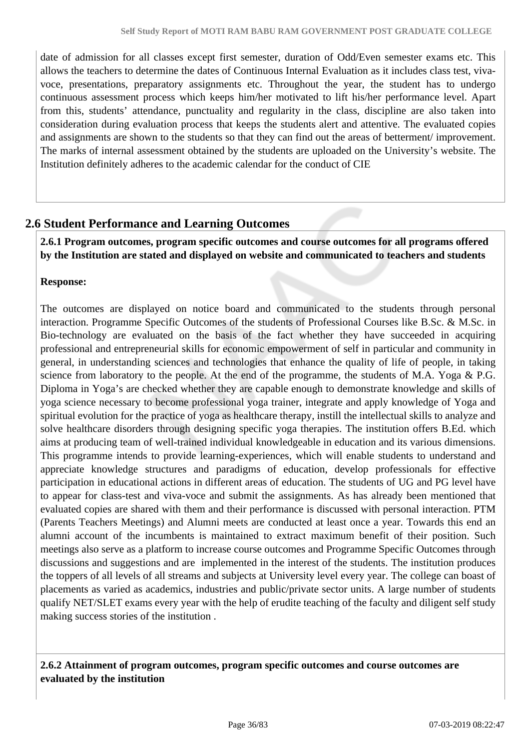date of admission for all classes except first semester, duration of Odd/Even semester exams etc. This allows the teachers to determine the dates of Continuous Internal Evaluation as it includes class test, viva-voce, presentations, preparatory assignments etc. Throughout the year, the student has to undergo continuous assessment process which keeps him/her motivated to lift his/her performance level. Apart from this, students' attendance, punctuality and regularity in the class, discipline are also taken into consideration during evaluation process that keeps the students alert and attentive. The evaluated copies and assignments are shown to the students so that they can find out the areas of betterment/ improvement. The marks of internal assessment obtained by the students are uploaded on the University's website. The Institution definitely adheres to the academic calendar for the conduct of CIE

## 2.6 Student Performance and Learning Outcomes

**2.6.1 Program outcomes, program specific outcomes and course outcomes for all programs offered by the Institution are stated and displayed on website and communicated to teachers and students**

**Response:**

The outcomes are displayed on notice board and communicated to the students through personal interaction. Programme Specific Outcomes of the students of Professional Courses like B.Sc. & M.Sc. in Bio-technology are evaluated on the basis of the fact whether they have succeeded in acquiring professional and entrepreneurial skills for economic empowerment of self in particular and community in general, in understanding sciences and technologies that enhance the quality of life of people, in taking science from laboratory to the people. At the end of the programme, the students of M.A. Yoga & P.G. Diploma in Yoga's are checked whether they are capable enough to demonstrate knowledge and skills of yoga science necessary to become professional yoga trainer, integrate and apply knowledge of Yoga and spiritual evolution for the practice of yoga as healthcare therapy, instill the intellectual skills to analyze and solve healthcare disorders through designing specific yoga therapies. The institution offers B.Ed. which aims at producing team of well-trained individual knowledgeable in education and its various dimensions. This programme intends to provide learning-experiences, which will enable students to understand and appreciate knowledge structures and paradigms of education, develop professionals for effective participation in educational actions in different areas of education. The students of UG and PG level have to appear for class-test and viva-voce and submit the assignments. As has already been mentioned that evaluated copies are shared with them and their performance is discussed with personal interaction. PTM (Parents Teachers Meetings) and Alumni meets are conducted at least once a year. Towards this end an alumni account of the incumbents is maintained to extract maximum benefit of their position. Such meetings also serve as a platform to increase course outcomes and Programme Specific Outcomes through discussions and suggestions and are implemented in the interest of the students. The institution produces the toppers of all levels of all streams and subjects at University level every year. The college can boast of placements as varied as academics, industries and public/private sector units. A large number of students qualify NET/SLET exams every year with the help of erudite teaching of the faculty and diligent self study making success stories of the institution .

**2.6.2 Attainment of program outcomes, program specific outcomes and course outcomes are evaluated by the institution**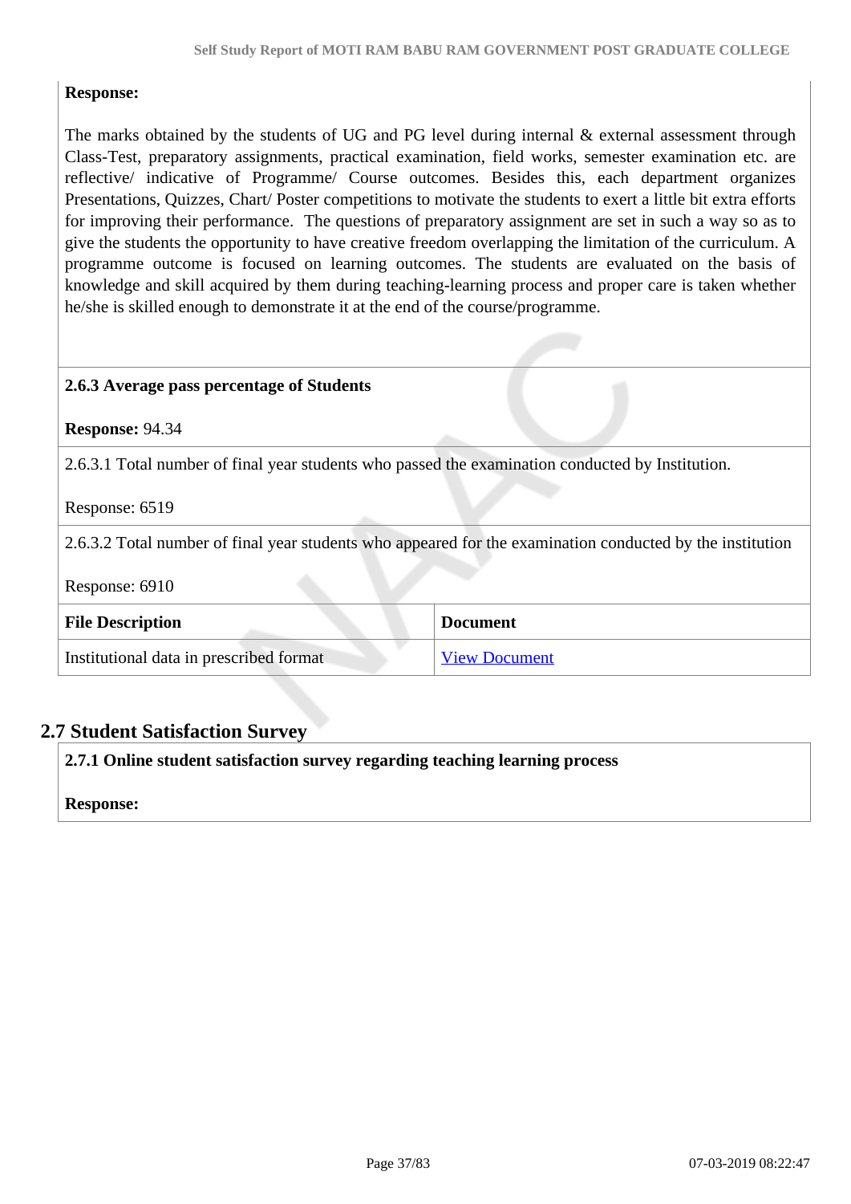**Response:**

The marks obtained by the students of UG and PG level during internal & external assessment through Class-Test, preparatory assignments, practical examination, field works, semester examination etc. are reflective/ indicative of Programme/ Course outcomes. Besides this, each department organizes Presentations, Quizzes, Chart/ Poster competitions to motivate the students to exert a little bit extra efforts for improving their performance. The questions of preparatory assignment are set in such a way so as to give the students the opportunity to have creative freedom overlapping the limitation of the curriculum. A programme outcome is focused on learning outcomes. The students are evaluated on the basis of knowledge and skill acquired by them during teaching-learning process and proper care is taken whether he/she is skilled enough to demonstrate it at the end of the course/programme.

**2.6.3 Average pass percentage of Students**

**Response:** 94.34

2.6.3.1 Total number of final year students who passed the examination conducted by Institution.

Response: 6519

2.6.3.2 Total number of final year students who appeared for the examination conducted by the institution

Response: 6910

| File Description | Document |
|---|---|
| Institutional data in prescribed format | View Document |

## 2.7 Student Satisfaction Survey

**2.7.1 Online student satisfaction survey regarding teaching learning process**

**Response:**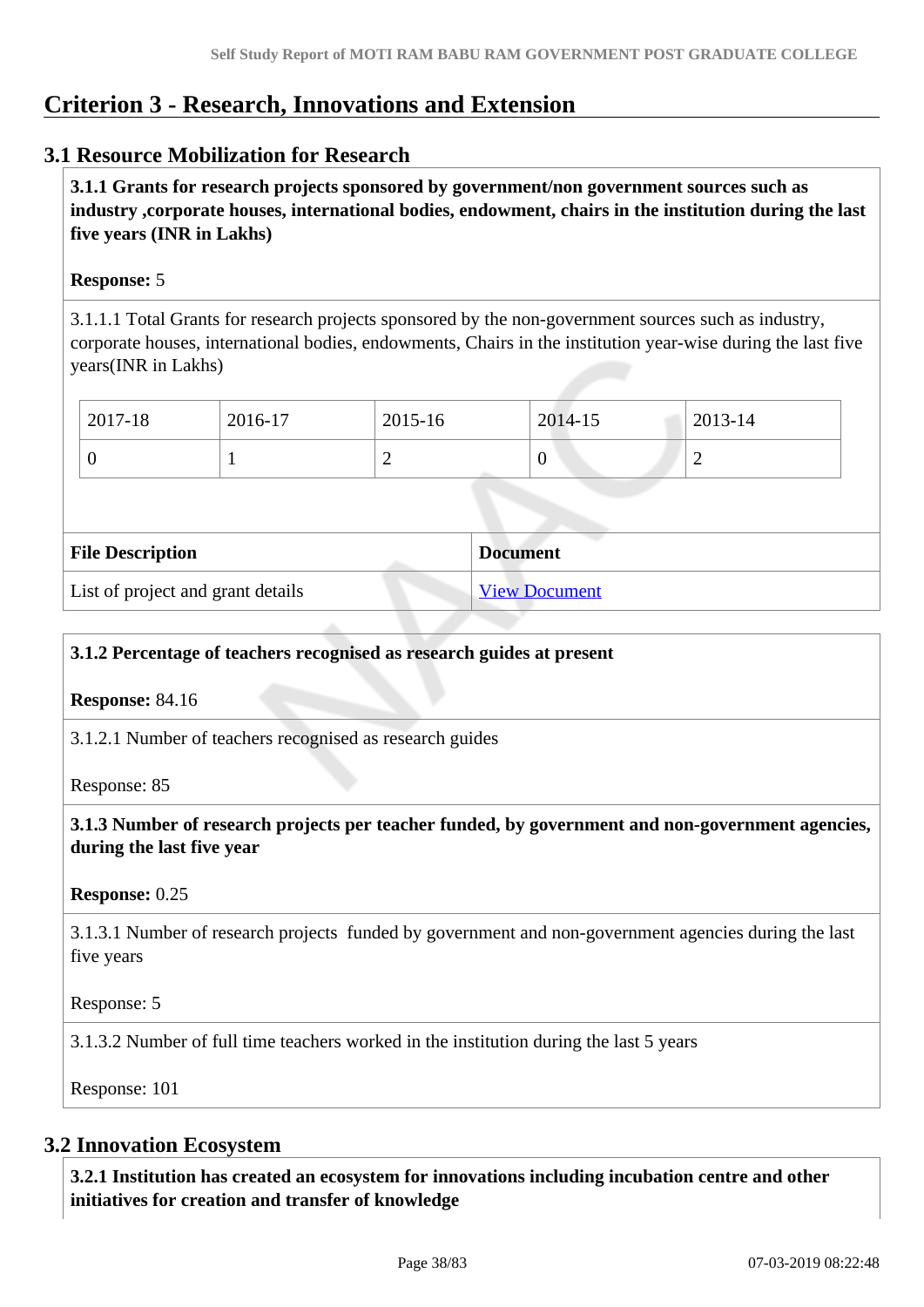# Criterion 3 - Research, Innovations and Extension

## 3.1 Resource Mobilization for Research

**3.1.1 Grants for research projects sponsored by government/non government sources such as industry ,corporate houses, international bodies, endowment, chairs in the institution during the last five years (INR in Lakhs)**

**Response:** 5

3.1.1.1 Total Grants for research projects sponsored by the non-government sources such as industry, corporate houses, international bodies, endowments, Chairs in the institution year-wise during the last five years(INR in Lakhs)

| 2017-18 | 2016-17 | 2015-16 | 2014-15 | 2013-14 |
|---|---|---|---|---|
| 0 | 1 | 2 | 0 | 2 |

| File Description | Document |
|---|---|
| List of project and grant details | View Document |

**3.1.2 Percentage of teachers recognised as research guides at present**

**Response:** 84.16

3.1.2.1 Number of teachers recognised as research guides

Response: 85

**3.1.3 Number of research projects per teacher funded, by government and non-government agencies, during the last five year**

**Response:** 0.25

3.1.3.1 Number of research projects funded by government and non-government agencies during the last five years

Response: 5

3.1.3.2 Number of full time teachers worked in the institution during the last 5 years

Response: 101

## 3.2 Innovation Ecosystem

**3.2.1 Institution has created an ecosystem for innovations including incubation centre and other initiatives for creation and transfer of knowledge**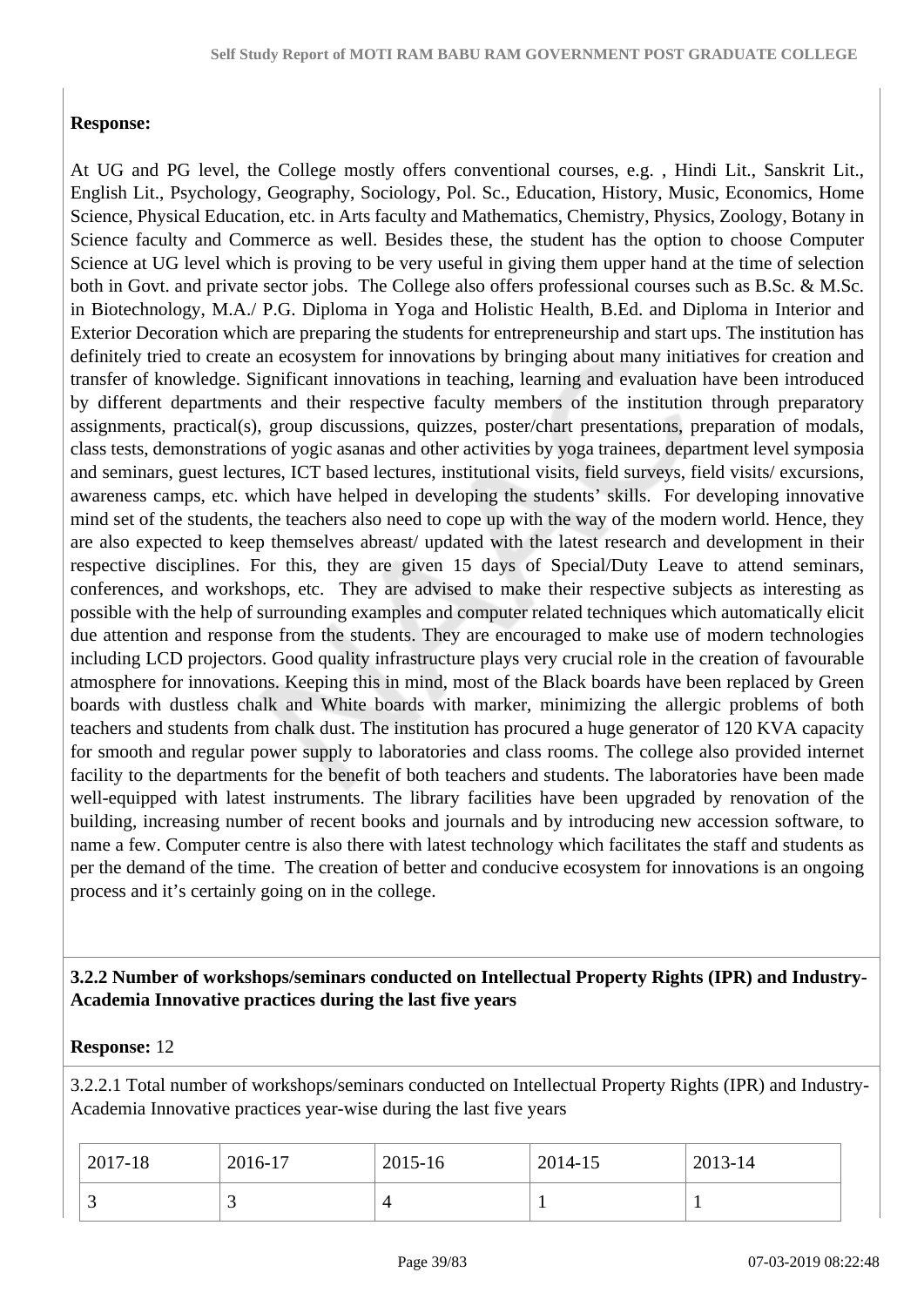**Response:**

At UG and PG level, the College mostly offers conventional courses, e.g. , Hindi Lit., Sanskrit Lit., English Lit., Psychology, Geography, Sociology, Pol. Sc., Education, History, Music, Economics, Home Science, Physical Education, etc. in Arts faculty and Mathematics, Chemistry, Physics, Zoology, Botany in Science faculty and Commerce as well. Besides these, the student has the option to choose Computer Science at UG level which is proving to be very useful in giving them upper hand at the time of selection both in Govt. and private sector jobs. The College also offers professional courses such as B.Sc. & M.Sc. in Biotechnology, M.A./ P.G. Diploma in Yoga and Holistic Health, B.Ed. and Diploma in Interior and Exterior Decoration which are preparing the students for entrepreneurship and start ups. The institution has definitely tried to create an ecosystem for innovations by bringing about many initiatives for creation and transfer of knowledge. Significant innovations in teaching, learning and evaluation have been introduced by different departments and their respective faculty members of the institution through preparatory assignments, practical(s), group discussions, quizzes, poster/chart presentations, preparation of modals, class tests, demonstrations of yogic asanas and other activities by yoga trainees, department level symposia and seminars, guest lectures, ICT based lectures, institutional visits, field surveys, field visits/ excursions, awareness camps, etc. which have helped in developing the students' skills. For developing innovative mind set of the students, the teachers also need to cope up with the way of the modern world. Hence, they are also expected to keep themselves abreast/ updated with the latest research and development in their respective disciplines. For this, they are given 15 days of Special/Duty Leave to attend seminars, conferences, and workshops, etc. They are advised to make their respective subjects as interesting as possible with the help of surrounding examples and computer related techniques which automatically elicit due attention and response from the students. They are encouraged to make use of modern technologies including LCD projectors. Good quality infrastructure plays very crucial role in the creation of favourable atmosphere for innovations. Keeping this in mind, most of the Black boards have been replaced by Green boards with dustless chalk and White boards with marker, minimizing the allergic problems of both teachers and students from chalk dust. The institution has procured a huge generator of 120 KVA capacity for smooth and regular power supply to laboratories and class rooms. The college also provided internet facility to the departments for the benefit of both teachers and students. The laboratories have been made well-equipped with latest instruments. The library facilities have been upgraded by renovation of the building, increasing number of recent books and journals and by introducing new accession software, to name a few. Computer centre is also there with latest technology which facilitates the staff and students as per the demand of the time. The creation of better and conducive ecosystem for innovations is an ongoing process and it's certainly going on in the college.

**3.2.2 Number of workshops/seminars conducted on Intellectual Property Rights (IPR) and Industry-Academia Innovative practices during the last five years**

**Response:** 12

3.2.2.1 Total number of workshops/seminars conducted on Intellectual Property Rights (IPR) and Industry-Academia Innovative practices year-wise during the last five years

| 2017-18 | 2016-17 | 2015-16 | 2014-15 | 2013-14 |
|---|---|---|---|---|
| 3 | 3 | 4 | 1 | 1 |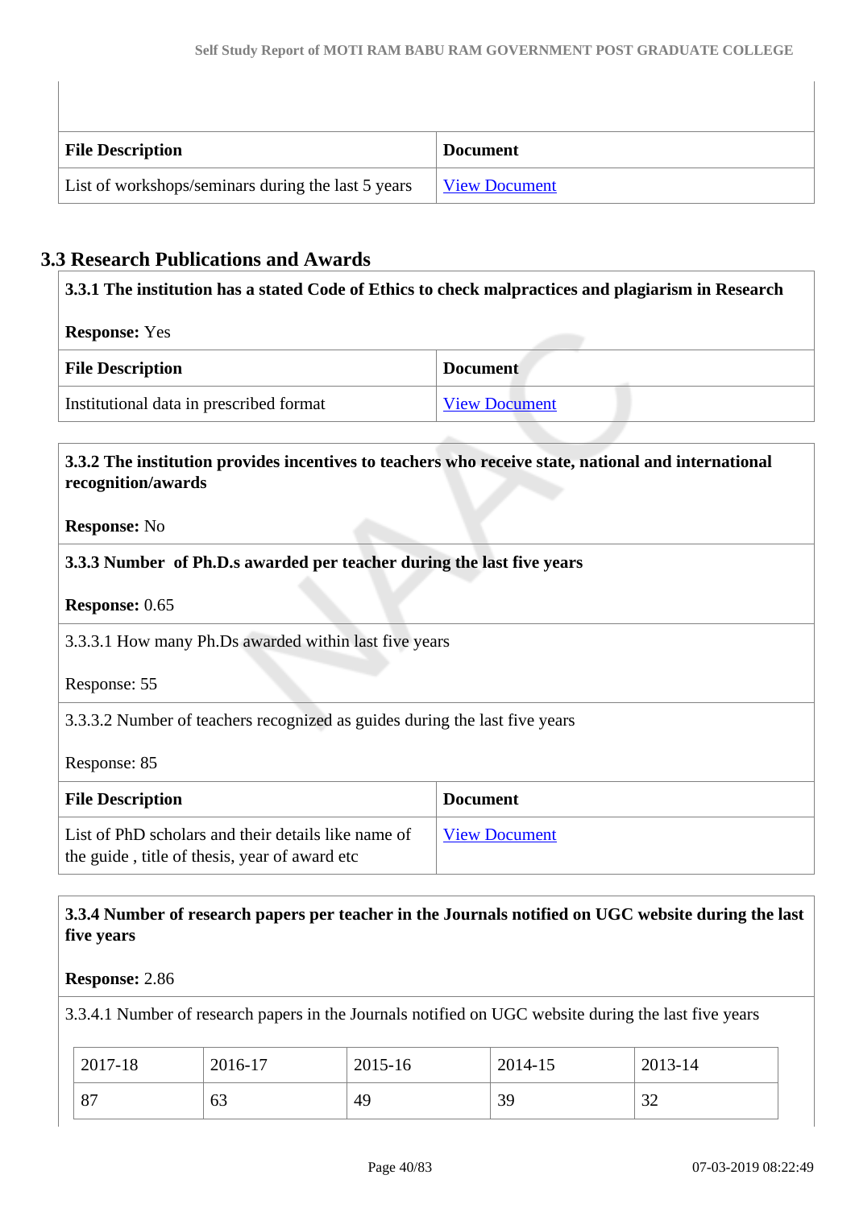| File Description | Document |
|---|---|
| List of workshops/seminars during the last 5 years | View Document |

## 3.3 Research Publications and Awards

**3.3.1 The institution has a stated Code of Ethics to check malpractices and plagiarism in Research**

**Response:** Yes

| File Description | Document |
|---|---|
| Institutional data in prescribed format | View Document |

**3.3.2 The institution provides incentives to teachers who receive state, national and international recognition/awards**

**Response:** No

**3.3.3 Number of Ph.D.s awarded per teacher during the last five years**

**Response:** 0.65

3.3.3.1 How many Ph.Ds awarded within last five years

Response: 55

3.3.3.2 Number of teachers recognized as guides during the last five years

Response: 85

| File Description | Document |
|---|---|
| List of PhD scholars and their details like name of the guide , title of thesis, year of award etc | View Document |

**3.3.4 Number of research papers per teacher in the Journals notified on UGC website during the last five years**

**Response:** 2.86

3.3.4.1 Number of research papers in the Journals notified on UGC website during the last five years

| 2017-18 | 2016-17 | 2015-16 | 2014-15 | 2013-14 |
|---|---|---|---|---|
| 87 | 63 | 49 | 39 | 32 |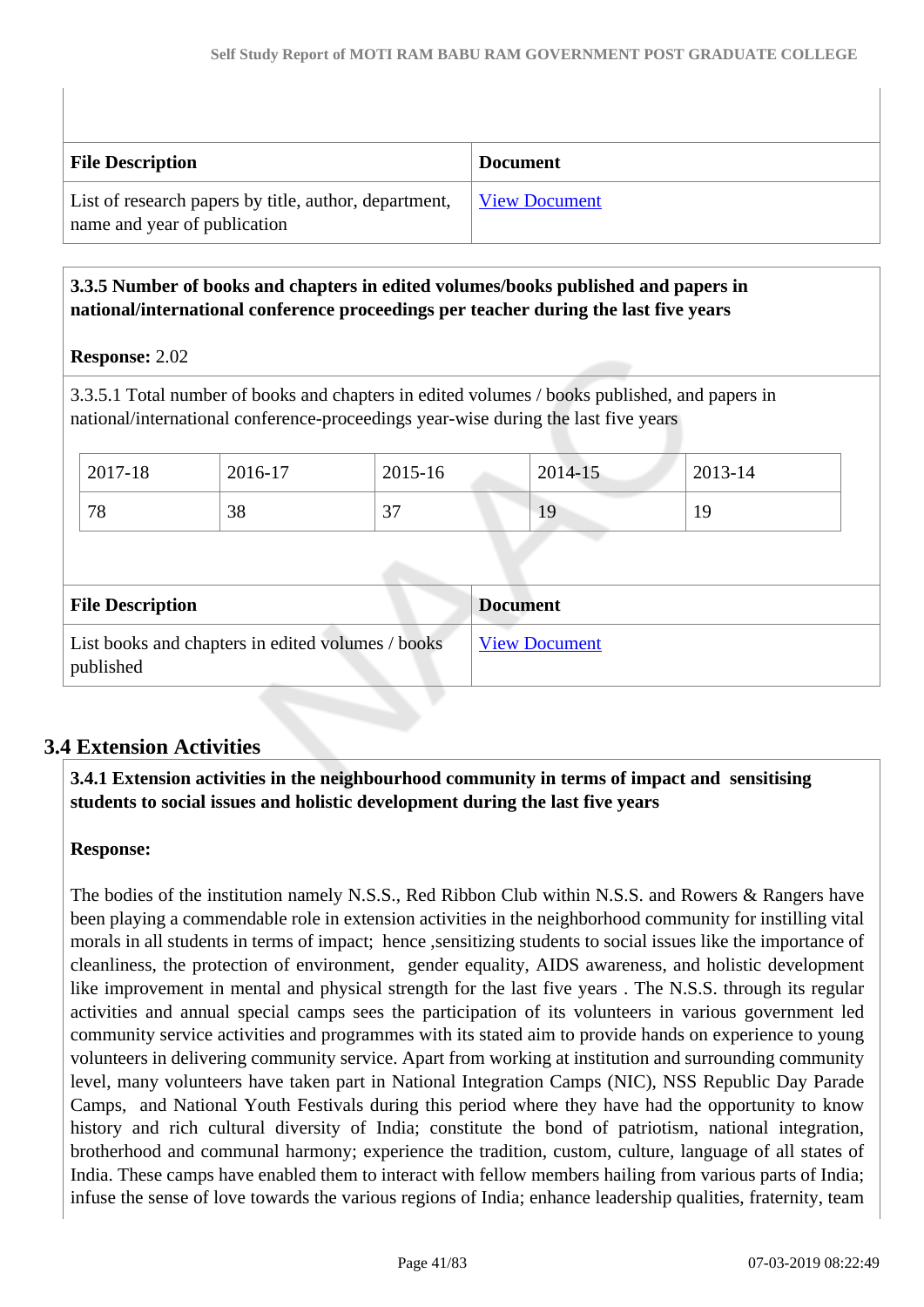| File Description | Document |
|---|---|
| List of research papers by title, author, department, name and year of publication | View Document |

**3.3.5 Number of books and chapters in edited volumes/books published and papers in national/international conference proceedings per teacher during the last five years**

**Response:** 2.02

3.3.5.1 Total number of books and chapters in edited volumes / books published, and papers in national/international conference-proceedings year-wise during the last five years

| 2017-18 | 2016-17 | 2015-16 | 2014-15 | 2013-14 |
|---|---|---|---|---|
| 78 | 38 | 37 | 19 | 19 |

| File Description | Document |
|---|---|
| List books and chapters in edited volumes / books published | View Document |

## 3.4 Extension Activities

**3.4.1 Extension activities in the neighbourhood community in terms of impact and sensitising students to social issues and holistic development during the last five years**

**Response:**

The bodies of the institution namely N.S.S., Red Ribbon Club within N.S.S. and Rowers & Rangers have been playing a commendable role in extension activities in the neighborhood community for instilling vital morals in all students in terms of impact; hence ,sensitizing students to social issues like the importance of cleanliness, the protection of environment, gender equality, AIDS awareness, and holistic development like improvement in mental and physical strength for the last five years . The N.S.S. through its regular activities and annual special camps sees the participation of its volunteers in various government led community service activities and programmes with its stated aim to provide hands on experience to young volunteers in delivering community service. Apart from working at institution and surrounding community level, many volunteers have taken part in National Integration Camps (NIC), NSS Republic Day Parade Camps, and National Youth Festivals during this period where they have had the opportunity to know history and rich cultural diversity of India; constitute the bond of patriotism, national integration, brotherhood and communal harmony; experience the tradition, custom, culture, language of all states of India. These camps have enabled them to interact with fellow members hailing from various parts of India; infuse the sense of love towards the various regions of India; enhance leadership qualities, fraternity, team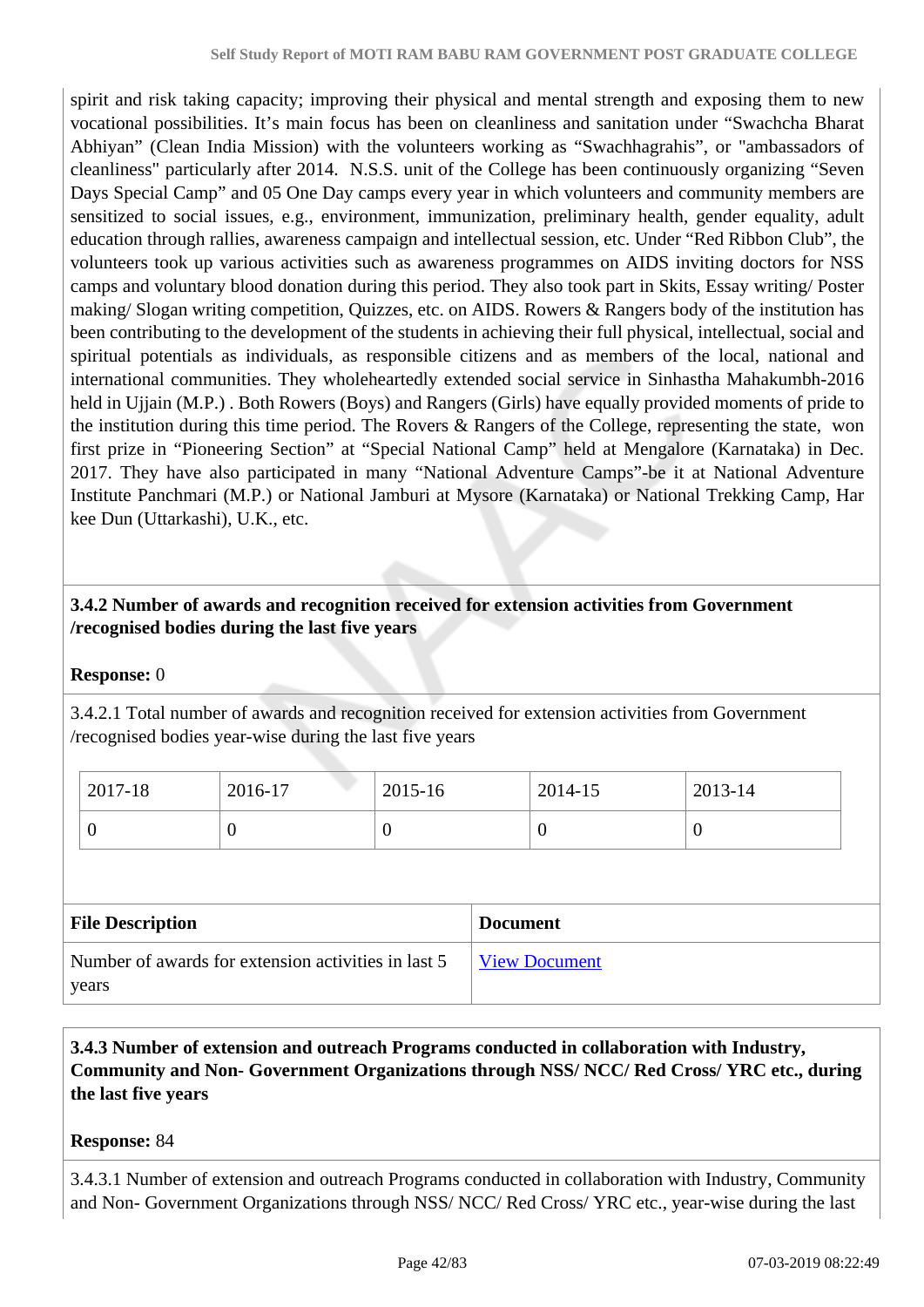spirit and risk taking capacity; improving their physical and mental strength and exposing them to new vocational possibilities. It's main focus has been on cleanliness and sanitation under "Swachcha Bharat Abhiyan" (Clean India Mission) with the volunteers working as "Swachhagrahis", or "ambassadors of cleanliness" particularly after 2014. N.S.S. unit of the College has been continuously organizing "Seven Days Special Camp" and 05 One Day camps every year in which volunteers and community members are sensitized to social issues, e.g., environment, immunization, preliminary health, gender equality, adult education through rallies, awareness campaign and intellectual session, etc. Under "Red Ribbon Club", the volunteers took up various activities such as awareness programmes on AIDS inviting doctors for NSS camps and voluntary blood donation during this period. They also took part in Skits, Essay writing/ Poster making/ Slogan writing competition, Quizzes, etc. on AIDS. Rowers & Rangers body of the institution has been contributing to the development of the students in achieving their full physical, intellectual, social and spiritual potentials as individuals, as responsible citizens and as members of the local, national and international communities. They wholeheartedly extended social service in Sinhastha Mahakumbh-2016 held in Ujjain (M.P.) . Both Rowers (Boys) and Rangers (Girls) have equally provided moments of pride to the institution during this time period. The Rovers & Rangers of the College, representing the state, won first prize in "Pioneering Section" at "Special National Camp" held at Mengalore (Karnataka) in Dec. 2017. They have also participated in many "National Adventure Camps"-be it at National Adventure Institute Panchmari (M.P.) or National Jamburi at Mysore (Karnataka) or National Trekking Camp, Har kee Dun (Uttarkashi), U.K., etc.

**3.4.2 Number of awards and recognition received for extension activities from Government /recognised bodies during the last five years**

**Response:** 0

3.4.2.1 Total number of awards and recognition received for extension activities from Government /recognised bodies year-wise during the last five years

| 2017-18 | 2016-17 | 2015-16 | 2014-15 | 2013-14 |
|---|---|---|---|---|
| 0 | 0 | 0 | 0 | 0 |

| File Description | Document |
|---|---|
| Number of awards for extension activities in last 5 years | View Document |

**3.4.3 Number of extension and outreach Programs conducted in collaboration with Industry, Community and Non- Government Organizations through NSS/ NCC/ Red Cross/ YRC etc., during the last five years**

**Response:** 84

3.4.3.1 Number of extension and outreach Programs conducted in collaboration with Industry, Community and Non- Government Organizations through NSS/ NCC/ Red Cross/ YRC etc., year-wise during the last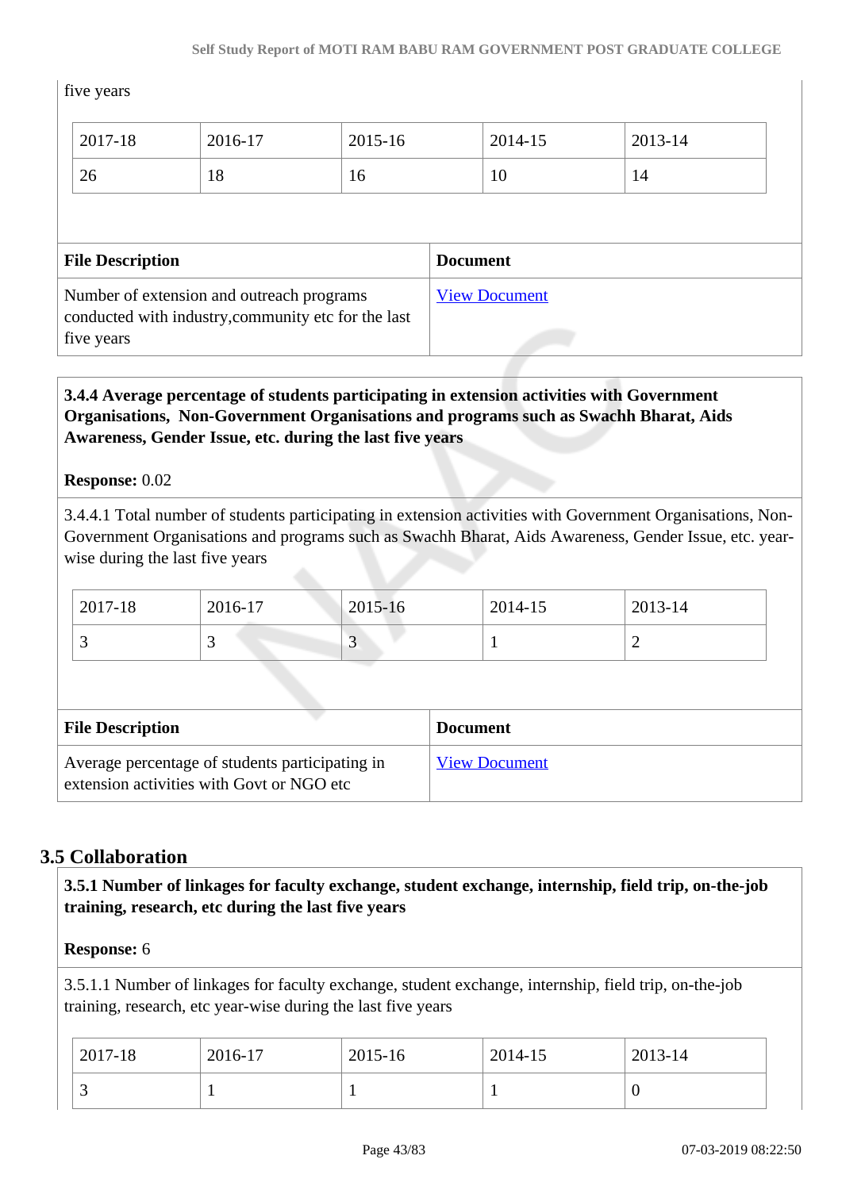five years

| 2017-18 | 2016-17 | 2015-16 | 2014-15 | 2013-14 |
|---|---|---|---|---|
| 26 | 18 | 16 | 10 | 14 |

| File Description | Document |
|---|---|
| Number of extension and outreach programs conducted with industry,community etc for the last five years | View Document |

**3.4.4 Average percentage of students participating in extension activities with Government Organisations, Non-Government Organisations and programs such as Swachh Bharat, Aids Awareness, Gender Issue, etc. during the last five years**

**Response:** 0.02

3.4.4.1 Total number of students participating in extension activities with Government Organisations, Non-Government Organisations and programs such as Swachh Bharat, Aids Awareness, Gender Issue, etc. year-wise during the last five years

| 2017-18 | 2016-17 | 2015-16 | 2014-15 | 2013-14 |
|---|---|---|---|---|
| 3 | 3 | 3 | 1 | 2 |

| File Description | Document |
|---|---|
| Average percentage of students participating in extension activities with Govt or NGO etc | View Document |

## 3.5 Collaboration

**3.5.1 Number of linkages for faculty exchange, student exchange, internship, field trip, on-the-job training, research, etc during the last five years**

**Response:** 6

3.5.1.1 Number of linkages for faculty exchange, student exchange, internship, field trip, on-the-job training, research, etc year-wise during the last five years

| 2017-18 | 2016-17 | 2015-16 | 2014-15 | 2013-14 |
|---|---|---|---|---|
| 3 | 1 | 1 | 1 | 0 |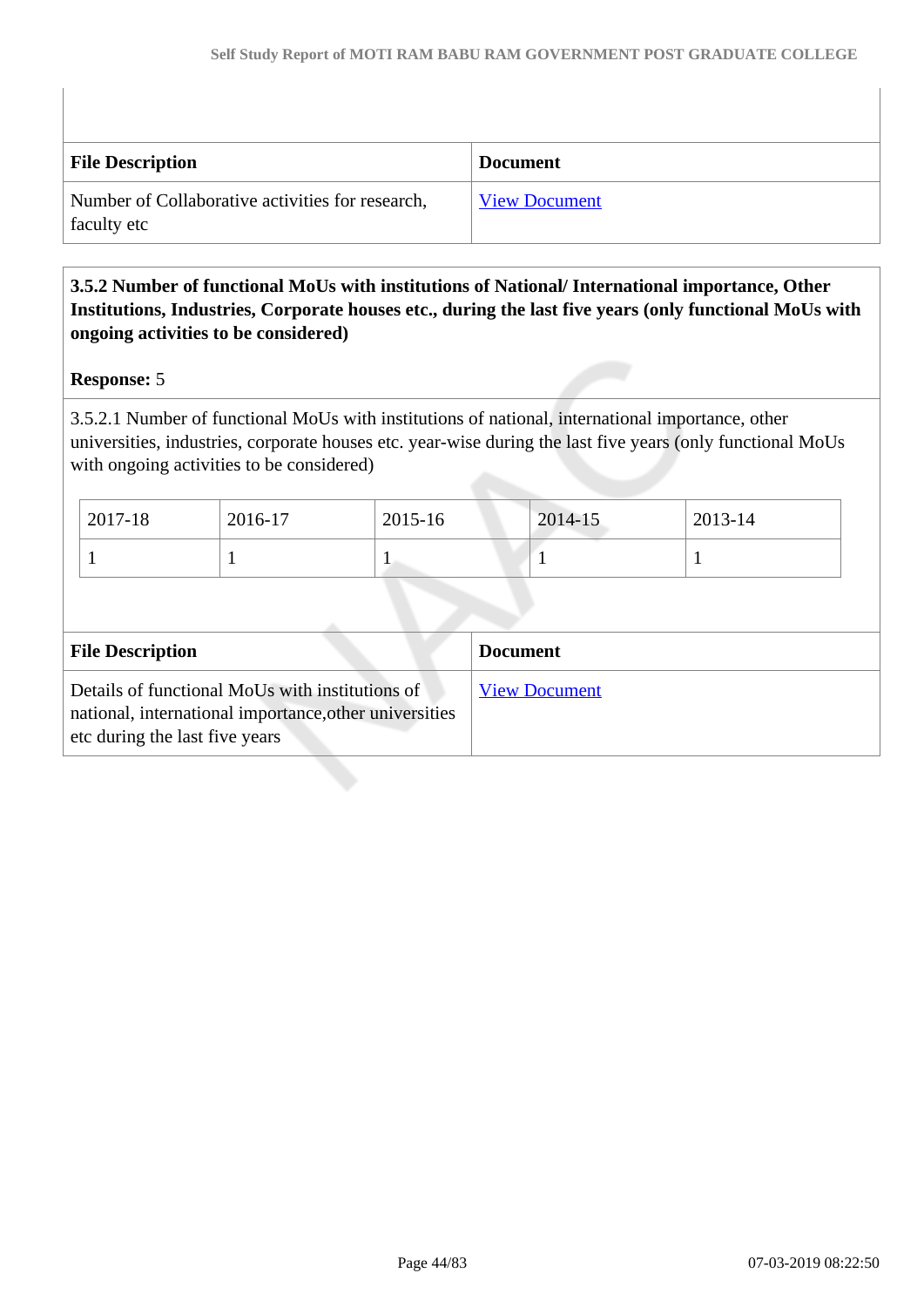| File Description | Document |
|---|---|
| Number of Collaborative activities for research, faculty etc | View Document |

**3.5.2 Number of functional MoUs with institutions of National/ International importance, Other Institutions, Industries, Corporate houses etc., during the last five years (only functional MoUs with ongoing activities to be considered)**

**Response:** 5

3.5.2.1 Number of functional MoUs with institutions of national, international importance, other universities, industries, corporate houses etc. year-wise during the last five years (only functional MoUs with ongoing activities to be considered)

| 2017-18 | 2016-17 | 2015-16 | 2014-15 | 2013-14 |
|---|---|---|---|---|
| 1 | 1 | 1 | 1 | 1 |

| File Description | Document |
|---|---|
| Details of functional MoUs with institutions of national, international importance,other universities etc during the last five years | View Document |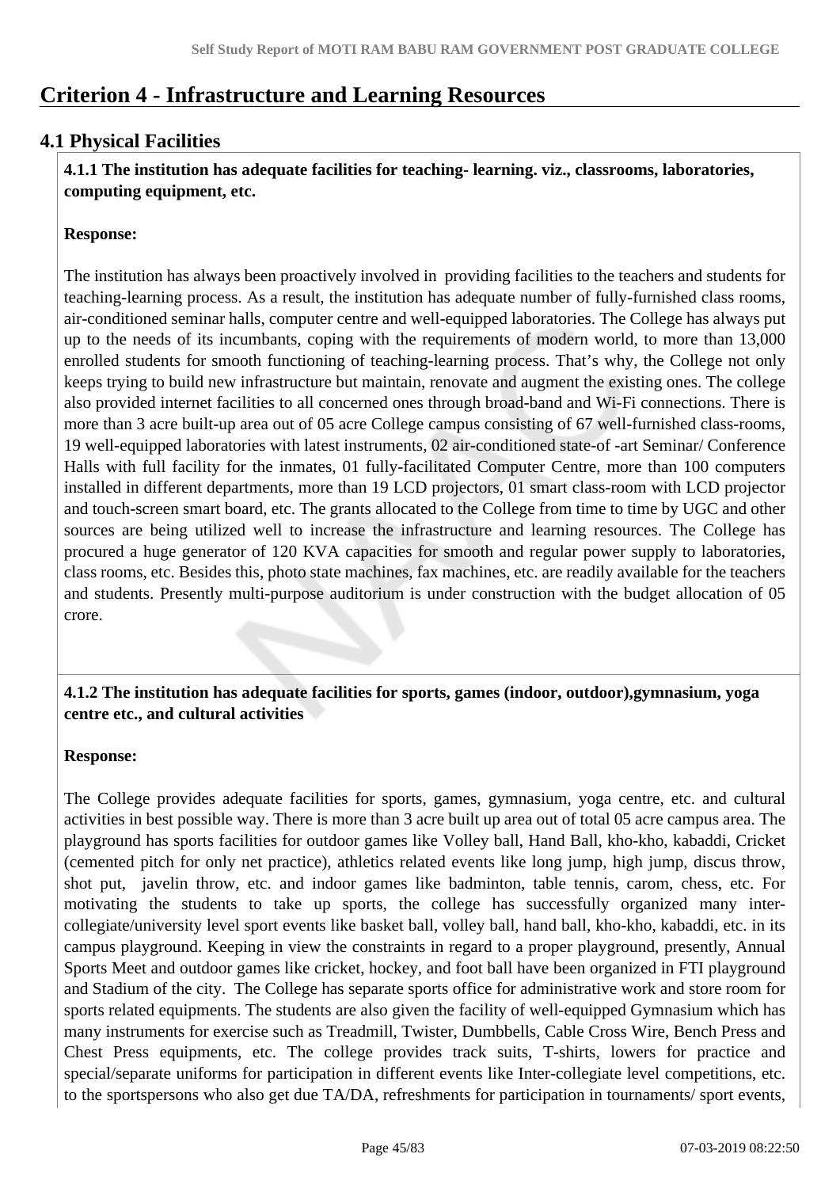# Criterion 4 - Infrastructure and Learning Resources

## 4.1 Physical Facilities

**4.1.1 The institution has adequate facilities for teaching- learning. viz., classrooms, laboratories, computing equipment, etc.**

**Response:**

The institution has always been proactively involved in providing facilities to the teachers and students for teaching-learning process. As a result, the institution has adequate number of fully-furnished class rooms, air-conditioned seminar halls, computer centre and well-equipped laboratories. The College has always put up to the needs of its incumbants, coping with the requirements of modern world, to more than 13,000 enrolled students for smooth functioning of teaching-learning process. That's why, the College not only keeps trying to build new infrastructure but maintain, renovate and augment the existing ones. The college also provided internet facilities to all concerned ones through broad-band and Wi-Fi connections. There is more than 3 acre built-up area out of 05 acre College campus consisting of 67 well-furnished class-rooms, 19 well-equipped laboratories with latest instruments, 02 air-conditioned state-of -art Seminar/ Conference Halls with full facility for the inmates, 01 fully-facilitated Computer Centre, more than 100 computers installed in different departments, more than 19 LCD projectors, 01 smart class-room with LCD projector and touch-screen smart board, etc. The grants allocated to the College from time to time by UGC and other sources are being utilized well to increase the infrastructure and learning resources. The College has procured a huge generator of 120 KVA capacities for smooth and regular power supply to laboratories, class rooms, etc. Besides this, photo state machines, fax machines, etc. are readily available for the teachers and students. Presently multi-purpose auditorium is under construction with the budget allocation of 05 crore.

**4.1.2 The institution has adequate facilities for sports, games (indoor, outdoor),gymnasium, yoga centre etc., and cultural activities**

**Response:**

The College provides adequate facilities for sports, games, gymnasium, yoga centre, etc. and cultural activities in best possible way. There is more than 3 acre built up area out of total 05 acre campus area. The playground has sports facilities for outdoor games like Volley ball, Hand Ball, kho-kho, kabaddi, Cricket (cemented pitch for only net practice), athletics related events like long jump, high jump, discus throw, shot put, javelin throw, etc. and indoor games like badminton, table tennis, carom, chess, etc. For motivating the students to take up sports, the college has successfully organized many inter-collegiate/university level sport events like basket ball, volley ball, hand ball, kho-kho, kabaddi, etc. in its campus playground. Keeping in view the constraints in regard to a proper playground, presently, Annual Sports Meet and outdoor games like cricket, hockey, and foot ball have been organized in FTI playground and Stadium of the city. The College has separate sports office for administrative work and store room for sports related equipments. The students are also given the facility of well-equipped Gymnasium which has many instruments for exercise such as Treadmill, Twister, Dumbbells, Cable Cross Wire, Bench Press and Chest Press equipments, etc. The college provides track suits, T-shirts, lowers for practice and special/separate uniforms for participation in different events like Inter-collegiate level competitions, etc. to the sportspersons who also get due TA/DA, refreshments for participation in tournaments/ sport events,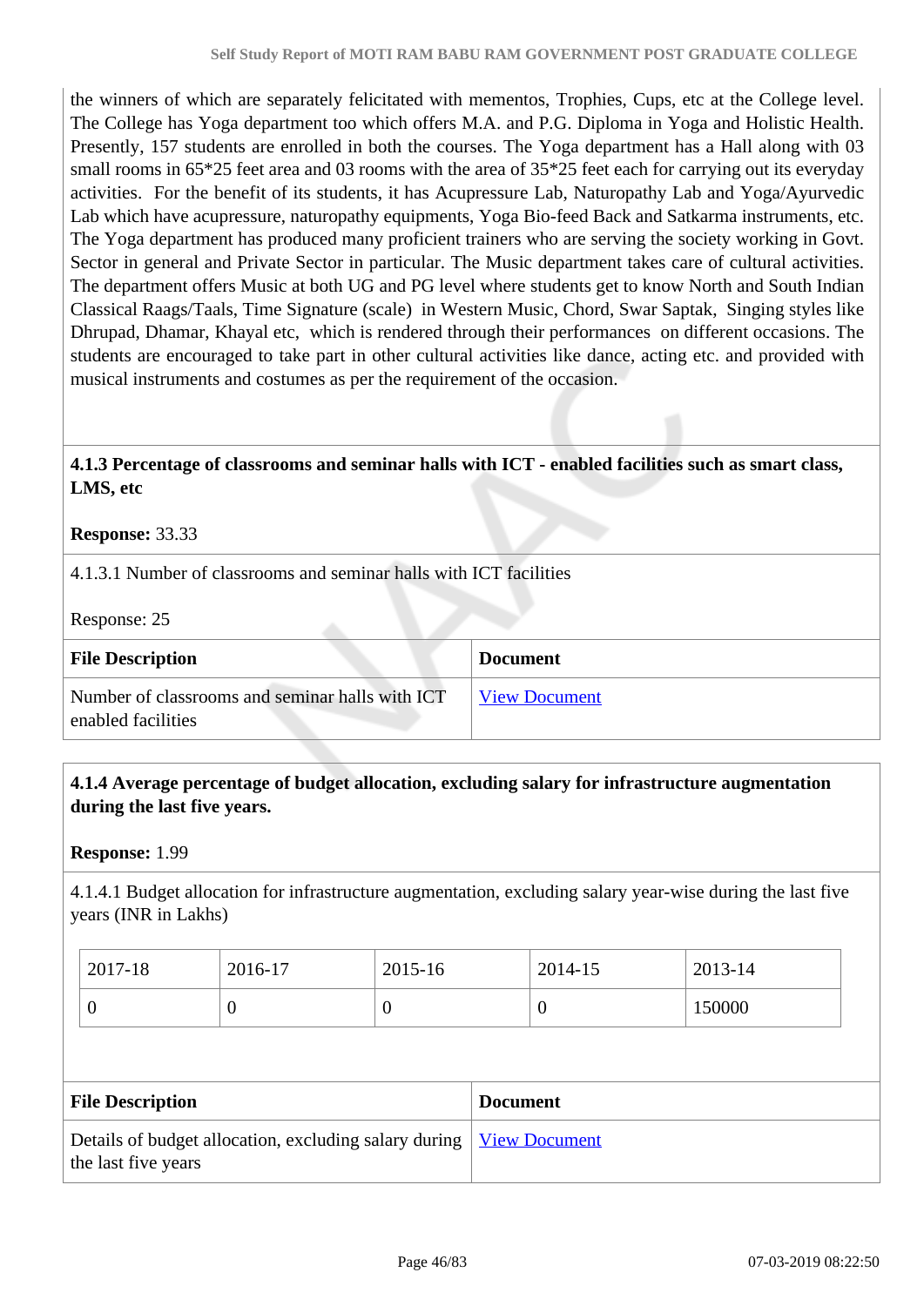the winners of which are separately felicitated with mementos, Trophies, Cups, etc at the College level. The College has Yoga department too which offers M.A. and P.G. Diploma in Yoga and Holistic Health. Presently, 157 students are enrolled in both the courses. The Yoga department has a Hall along with 03 small rooms in 65*25 feet area and 03 rooms with the area of 35*25 feet each for carrying out its everyday activities. For the benefit of its students, it has Acupressure Lab, Naturopathy Lab and Yoga/Ayurvedic Lab which have acupressure, naturopathy equipments, Yoga Bio-feed Back and Satkarma instruments, etc. The Yoga department has produced many proficient trainers who are serving the society working in Govt. Sector in general and Private Sector in particular. The Music department takes care of cultural activities. The department offers Music at both UG and PG level where students get to know North and South Indian Classical Raags/Taals, Time Signature (scale) in Western Music, Chord, Swar Saptak, Singing styles like Dhrupad, Dhamar, Khayal etc, which is rendered through their performances on different occasions. The students are encouraged to take part in other cultural activities like dance, acting etc. and provided with musical instruments and costumes as per the requirement of the occasion.

**4.1.3 Percentage of classrooms and seminar halls with ICT - enabled facilities such as smart class, LMS, etc**

**Response:** 33.33

4.1.3.1 Number of classrooms and seminar halls with ICT facilities

Response: 25

| File Description | Document |
|---|---|
| Number of classrooms and seminar halls with ICT enabled facilities | View Document |

**4.1.4 Average percentage of budget allocation, excluding salary for infrastructure augmentation during the last five years.**

**Response:** 1.99

4.1.4.1 Budget allocation for infrastructure augmentation, excluding salary year-wise during the last five years (INR in Lakhs)

| 2017-18 | 2016-17 | 2015-16 | 2014-15 | 2013-14 |
|---|---|---|---|---|
| 0 | 0 | 0 | 0 | 150000 |

| File Description | Document |
|---|---|
| Details of budget allocation, excluding salary during the last five years | View Document |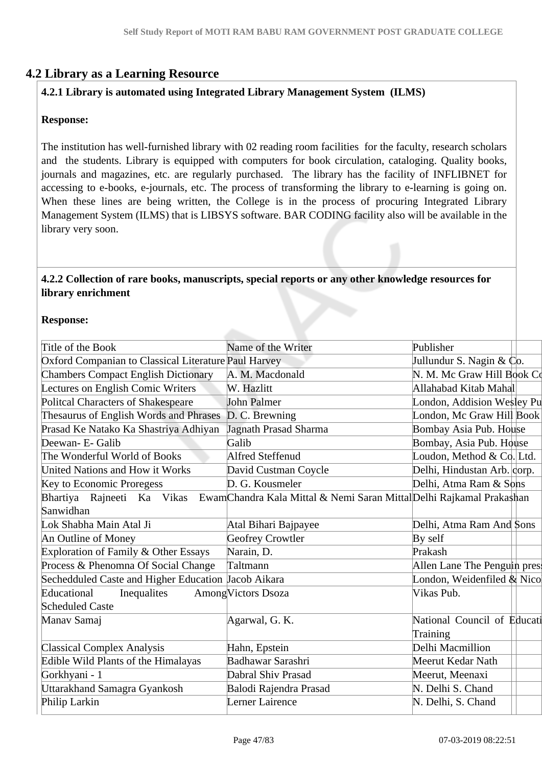## 4.2 Library as a Learning Resource

**4.2.1 Library is automated using Integrated Library Management System (ILMS)**

**Response:**

The institution has well-furnished library with 02 reading room facilities for the faculty, research scholars and the students. Library is equipped with computers for book circulation, cataloging. Quality books, journals and magazines, etc. are regularly purchased. The library has the facility of INFLIBNET for accessing to e-books, e-journals, etc. The process of transforming the library to e-learning is going on. When these lines are being written, the College is in the process of procuring Integrated Library Management System (ILMS) that is LIBSYS software. BAR CODING facility also will be available in the library very soon.

**4.2.2 Collection of rare books, manuscripts, special reports or any other knowledge resources for library enrichment**

**Response:**

| Title of the Book | Name of the Writer | Publisher | | |
|---|---|---|---|---|
| Oxford Companian to Classical Literature | Paul Harvey | Jullundur S. Nagin & Co. | | |
| Chambers Compact English Dictionary | A. M. Macdonald | N. M. Mc Graw Hill Book Co | | |
| Lectures on English Comic Writers | W. Hazlitt | Allahabad Kitab Mahal | | |
| Politcal Characters of Shakespeare | John Palmer | London, Addision Wesley Pu | | |
| Thesaurus of English Words and Phrases | D. C. Brewning | London, Mc Graw Hill Book | | |
| Prasad Ke Natako Ka Shastriya Adhiyan | Jagnath Prasad Sharma | Bombay Asia Pub. House | | |
| Deewan- E- Galib | Galib | Bombay, Asia Pub. House | | |
| The Wonderful World of Books | Alfred Steffenud | Loudon, Method & Co. Ltd. | | |
| United Nations and How it Works | David Custman Coycle | Delhi, Hindustan Arb. corp. | | |
| Key to Economic Proregess | D. G. Kousmeler | Delhi, Atma Ram & Sons | | |
| Bhartiya Rajneeti Ka Vikas Ewam Sanwidhan | Chandra Kala Mittal & Nemi Saran Mittal | Delhi Rajkamal Prakashan | | |
| Lok Shabha Main Atal Ji | Atal Bihari Bajpayee | Delhi, Atma Ram And Sons | | |
| An Outline of Money | Geofrey Crowtler | By self | | |
| Exploration of Family & Other Essays | Narain, D. | Prakash | | |
| Process & Phenomna Of Social Change | Taltmann | Allen Lane The Penguin press | | |
| Sechedduled Caste and Higher Education | Jacob Aikara | London, Weidenfiled & Nico | | |
| Educational Inequalites Among Scheduled Caste | Victors Dsoza | Vikas Pub. | | |
| Manav Samaj | Agarwal, G. K. | National Council of Educati Training | | |
| Classical Complex Analysis | Hahn, Epstein | Delhi Macmillion | | |
| Edible Wild Plants of the Himalayas | Badhawar Sarashri | Meerut Kedar Nath | | |
| Gorkhyani - 1 | Dabral Shiv Prasad | Meerut, Meenaxi | | |
| Uttarakhand Samagra Gyankosh | Balodi Rajendra Prasad | N. Delhi S. Chand | | |
| Philip Larkin | Lerner Lairence | N. Delhi, S. Chand | | |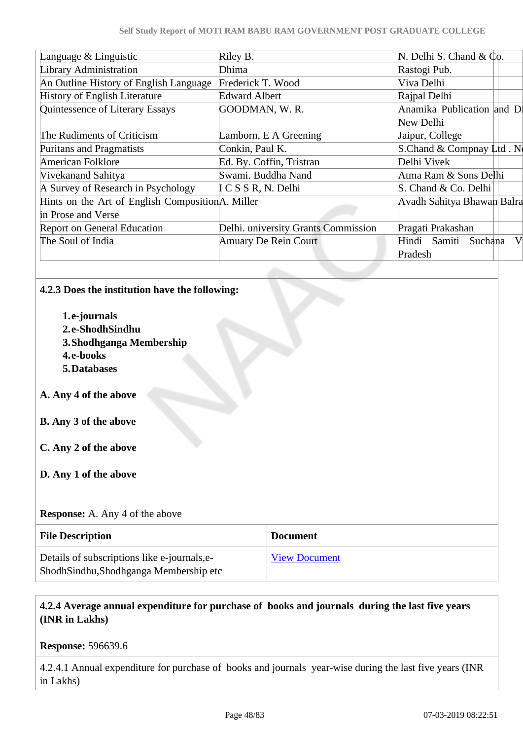| | | |
|---|---|---|
| Language & Linguistic | Riley B. | N. Delhi S. Chand & Co. |
| Library Administration | Dhima | Rastogi Pub. |
| An Outline History of English Language | Frederick T. Wood | Viva Delhi |
| History of English Literature | Edward Albert | Rajpal Delhi |
| Quintessence of Literary Essays | GOODMAN, W. R. | Anamika Publication and Di New Delhi |
| The Rudiments of Criticism | Lamborn, E A Greening | Jaipur, College |
| Puritans and Pragmatists | Conkin, Paul K. | S.Chand & Compnay Ltd . N |
| American Folklore | Ed. By. Coffin, Tristran | Delhi Vivek |
| Vivekanand Sahitya | Swami. Buddha Nand | Atma Ram & Sons Delhi |
| A Survey of Research in Psychology | I C S S R, N. Delhi | S. Chand & Co. Delhi |
| Hints on the Art of English Composition in Prose and Verse | A. Miller | Avadh Sahitya Bhawan Balra |
| Report on General Education | Delhi. university Grants Commission | Pragati Prakashan |
| The Soul of India | Amuary De Rein Court | Hindi Samiti Suchana V Pradesh |

**4.2.3 Does the institution have the following:**

1. **e-journals**
2. **e-ShodhSindhu**
3. **Shodhganga Membership**
4. **e-books**
5. **Databases**

**A. Any 4 of the above**

**B. Any 3 of the above**

**C. Any 2 of the above**

**D. Any 1 of the above**

**Response:** A. Any 4 of the above

| File Description | Document |
|---|---|
| Details of subscriptions like e-journals,e-ShodhSindhu,Shodhganga Membership etc | View Document |

**4.2.4 Average annual expenditure for purchase of books and journals during the last five years (INR in Lakhs)**

**Response:** 596639.6

4.2.4.1 Annual expenditure for purchase of books and journals year-wise during the last five years (INR in Lakhs)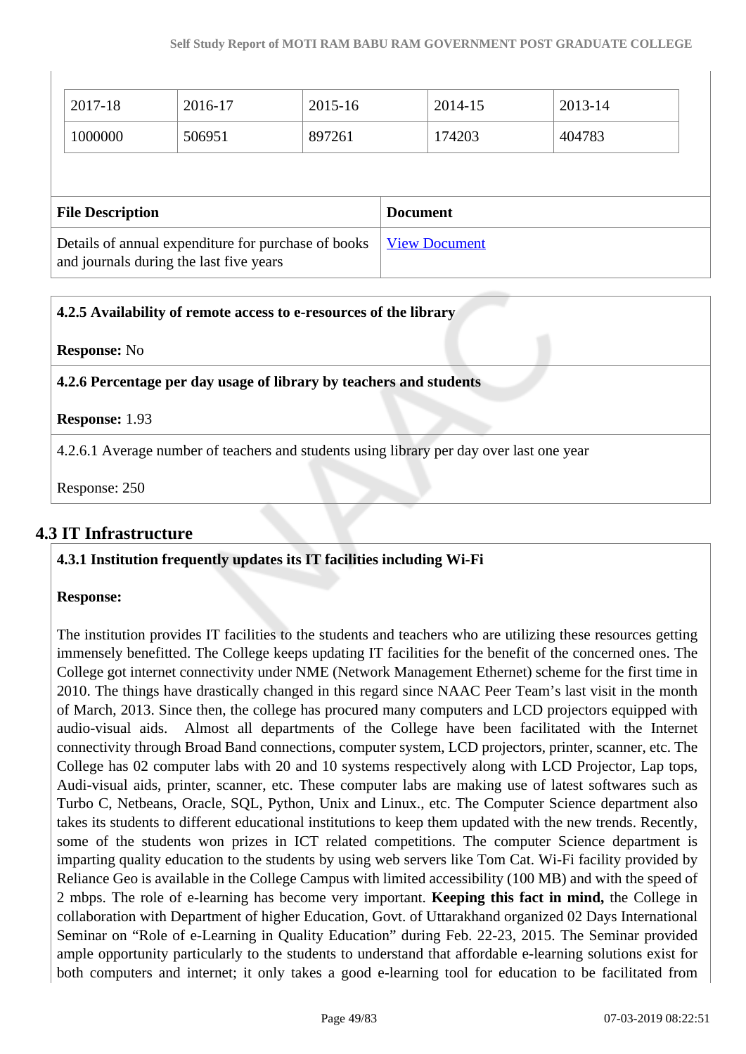| 2017-18 | 2016-17 | 2015-16 | 2014-15 | 2013-14 |
|---|---|---|---|---|
| 1000000 | 506951 | 897261 | 174203 | 404783 |

| File Description | Document |
|---|---|
| Details of annual expenditure for purchase of books and journals during the last five years | View Document |

**4.2.5 Availability of remote access to e-resources of the library**

**Response:** No

**4.2.6 Percentage per day usage of library by teachers and students**

**Response:** 1.93

4.2.6.1 Average number of teachers and students using library per day over last one year

Response: 250

## 4.3 IT Infrastructure

**4.3.1 Institution frequently updates its IT facilities including Wi-Fi**

**Response:**

The institution provides IT facilities to the students and teachers who are utilizing these resources getting immensely benefitted. The College keeps updating IT facilities for the benefit of the concerned ones. The College got internet connectivity under NME (Network Management Ethernet) scheme for the first time in 2010. The things have drastically changed in this regard since NAAC Peer Team's last visit in the month of March, 2013. Since then, the college has procured many computers and LCD projectors equipped with audio-visual aids. Almost all departments of the College have been facilitated with the Internet connectivity through Broad Band connections, computer system, LCD projectors, printer, scanner, etc. The College has 02 computer labs with 20 and 10 systems respectively along with LCD Projector, Lap tops, Audi-visual aids, printer, scanner, etc. These computer labs are making use of latest softwares such as Turbo C, Netbeans, Oracle, SQL, Python, Unix and Linux., etc. The Computer Science department also takes its students to different educational institutions to keep them updated with the new trends. Recently, some of the students won prizes in ICT related competitions. The computer Science department is imparting quality education to the students by using web servers like Tom Cat. Wi-Fi facility provided by Reliance Geo is available in the College Campus with limited accessibility (100 MB) and with the speed of 2 mbps. The role of e-learning has become very important. **Keeping this fact in mind,** the College in collaboration with Department of higher Education, Govt. of Uttarakhand organized 02 Days International Seminar on "Role of e-Learning in Quality Education" during Feb. 22-23, 2015. The Seminar provided ample opportunity particularly to the students to understand that affordable e-learning solutions exist for both computers and internet; it only takes a good e-learning tool for education to be facilitated from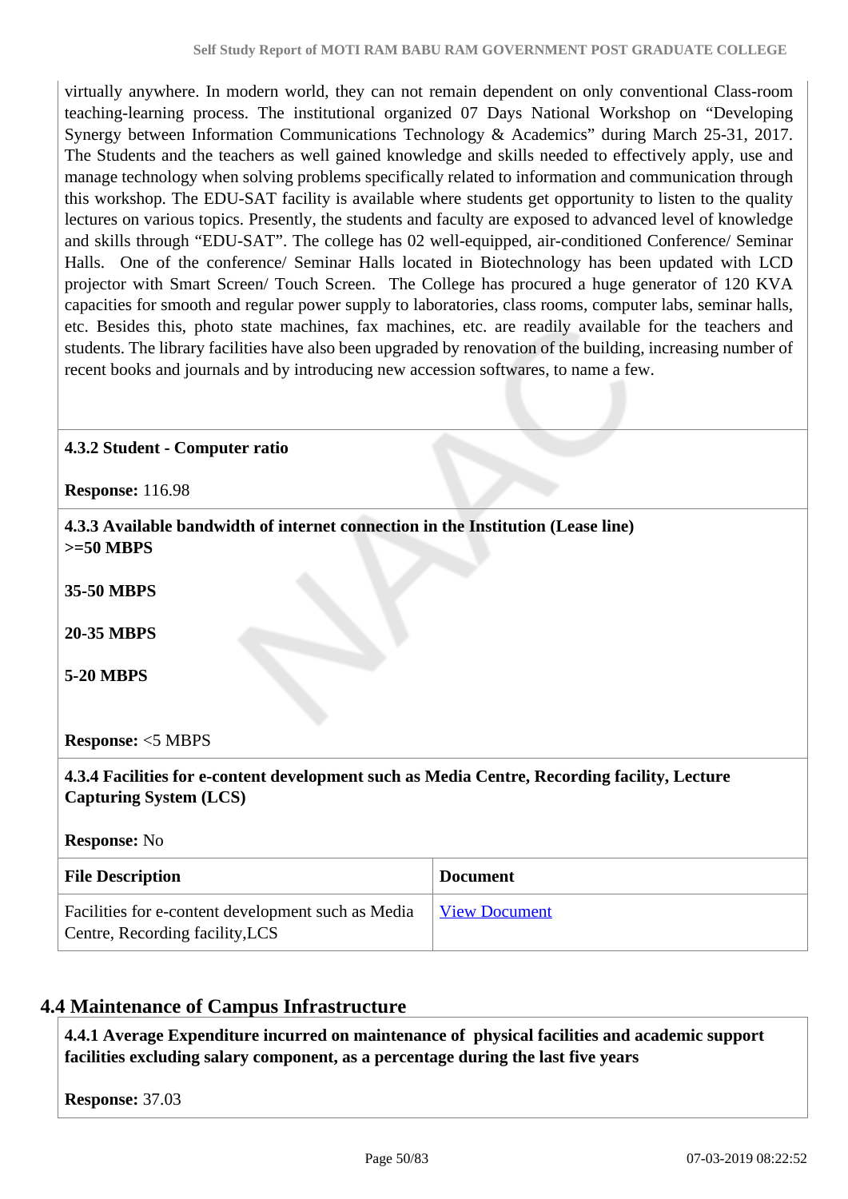virtually anywhere. In modern world, they can not remain dependent on only conventional Class-room teaching-learning process. The institutional organized 07 Days National Workshop on "Developing Synergy between Information Communications Technology & Academics" during March 25-31, 2017. The Students and the teachers as well gained knowledge and skills needed to effectively apply, use and manage technology when solving problems specifically related to information and communication through this workshop. The EDU-SAT facility is available where students get opportunity to listen to the quality lectures on various topics. Presently, the students and faculty are exposed to advanced level of knowledge and skills through "EDU-SAT". The college has 02 well-equipped, air-conditioned Conference/ Seminar Halls. One of the conference/ Seminar Halls located in Biotechnology has been updated with LCD projector with Smart Screen/ Touch Screen. The College has procured a huge generator of 120 KVA capacities for smooth and regular power supply to laboratories, class rooms, computer labs, seminar halls, etc. Besides this, photo state machines, fax machines, etc. are readily available for the teachers and students. The library facilities have also been upgraded by renovation of the building, increasing number of recent books and journals and by introducing new accession softwares, to name a few.

**4.3.2 Student - Computer ratio**

**Response:** 116.98

**4.3.3 Available bandwidth of internet connection in the Institution (Lease line)**

**>=50 MBPS**

**35-50 MBPS**

**20-35 MBPS**

**5-20 MBPS**

**Response:** <5 MBPS

**4.3.4 Facilities for e-content development such as Media Centre, Recording facility, Lecture Capturing System (LCS)**

**Response:** No

| File Description | Document |
|---|---|
| Facilities for e-content development such as Media Centre, Recording facility,LCS | View Document |

## 4.4 Maintenance of Campus Infrastructure

**4.4.1 Average Expenditure incurred on maintenance of physical facilities and academic support facilities excluding salary component, as a percentage during the last five years**

**Response:** 37.03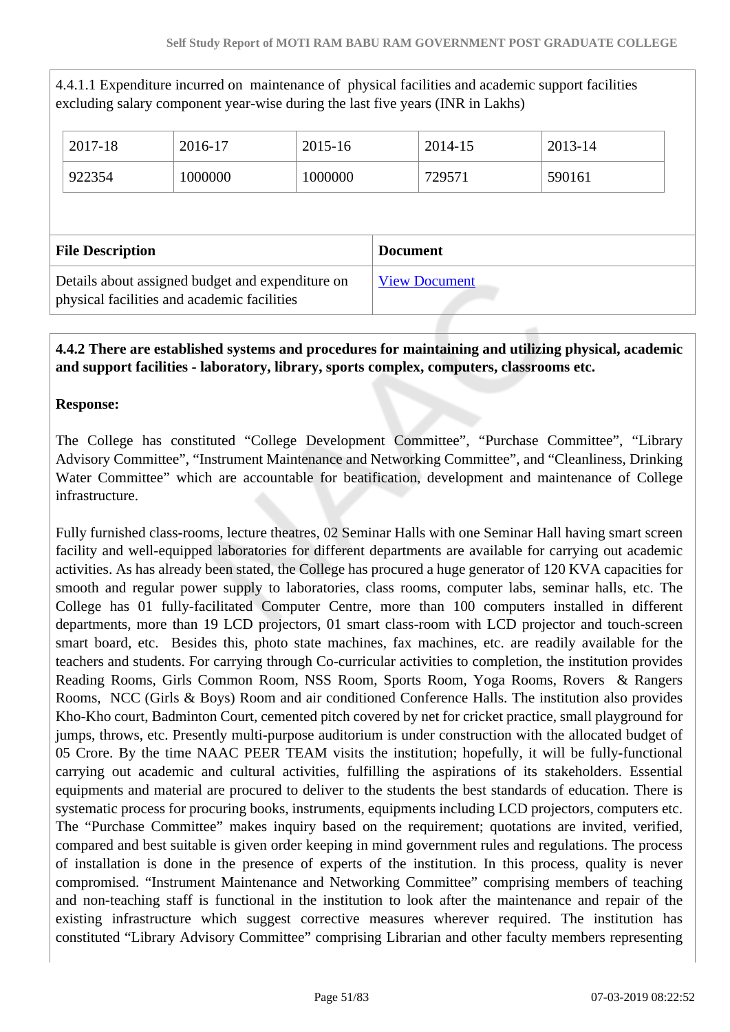4.4.1.1 Expenditure incurred on maintenance of physical facilities and academic support facilities excluding salary component year-wise during the last five years (INR in Lakhs)

| 2017-18 | 2016-17 | 2015-16 | 2014-15 | 2013-14 |
|---|---|---|---|---|
| 922354 | 1000000 | 1000000 | 729571 | 590161 |

| File Description | Document |
|---|---|
| Details about assigned budget and expenditure on physical facilities and academic facilities | View Document |

**4.4.2 There are established systems and procedures for maintaining and utilizing physical, academic and support facilities - laboratory, library, sports complex, computers, classrooms etc.**

**Response:**

The College has constituted "College Development Committee", "Purchase Committee", "Library Advisory Committee", "Instrument Maintenance and Networking Committee", and "Cleanliness, Drinking Water Committee" which are accountable for beatification, development and maintenance of College infrastructure.

Fully furnished class-rooms, lecture theatres, 02 Seminar Halls with one Seminar Hall having smart screen facility and well-equipped laboratories for different departments are available for carrying out academic activities. As has already been stated, the College has procured a huge generator of 120 KVA capacities for smooth and regular power supply to laboratories, class rooms, computer labs, seminar halls, etc. The College has 01 fully-facilitated Computer Centre, more than 100 computers installed in different departments, more than 19 LCD projectors, 01 smart class-room with LCD projector and touch-screen smart board, etc. Besides this, photo state machines, fax machines, etc. are readily available for the teachers and students. For carrying through Co-curricular activities to completion, the institution provides Reading Rooms, Girls Common Room, NSS Room, Sports Room, Yoga Rooms, Rovers & Rangers Rooms, NCC (Girls & Boys) Room and air conditioned Conference Halls. The institution also provides Kho-Kho court, Badminton Court, cemented pitch covered by net for cricket practice, small playground for jumps, throws, etc. Presently multi-purpose auditorium is under construction with the allocated budget of 05 Crore. By the time NAAC PEER TEAM visits the institution; hopefully, it will be fully-functional carrying out academic and cultural activities, fulfilling the aspirations of its stakeholders. Essential equipments and material are procured to deliver to the students the best standards of education. There is systematic process for procuring books, instruments, equipments including LCD projectors, computers etc. The "Purchase Committee" makes inquiry based on the requirement; quotations are invited, verified, compared and best suitable is given order keeping in mind government rules and regulations. The process of installation is done in the presence of experts of the institution. In this process, quality is never compromised. "Instrument Maintenance and Networking Committee" comprising members of teaching and non-teaching staff is functional in the institution to look after the maintenance and repair of the existing infrastructure which suggest corrective measures wherever required. The institution has constituted "Library Advisory Committee" comprising Librarian and other faculty members representing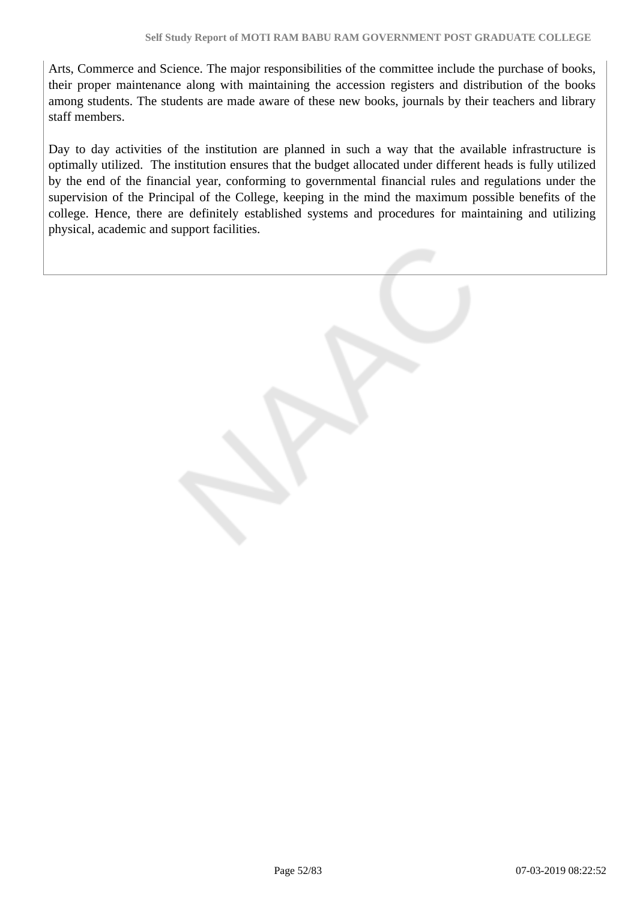Arts, Commerce and Science. The major responsibilities of the committee include the purchase of books, their proper maintenance along with maintaining the accession registers and distribution of the books among students. The students are made aware of these new books, journals by their teachers and library staff members.

Day to day activities of the institution are planned in such a way that the available infrastructure is optimally utilized. The institution ensures that the budget allocated under different heads is fully utilized by the end of the financial year, conforming to governmental financial rules and regulations under the supervision of the Principal of the College, keeping in the mind the maximum possible benefits of the college. Hence, there are definitely established systems and procedures for maintaining and utilizing physical, academic and support facilities.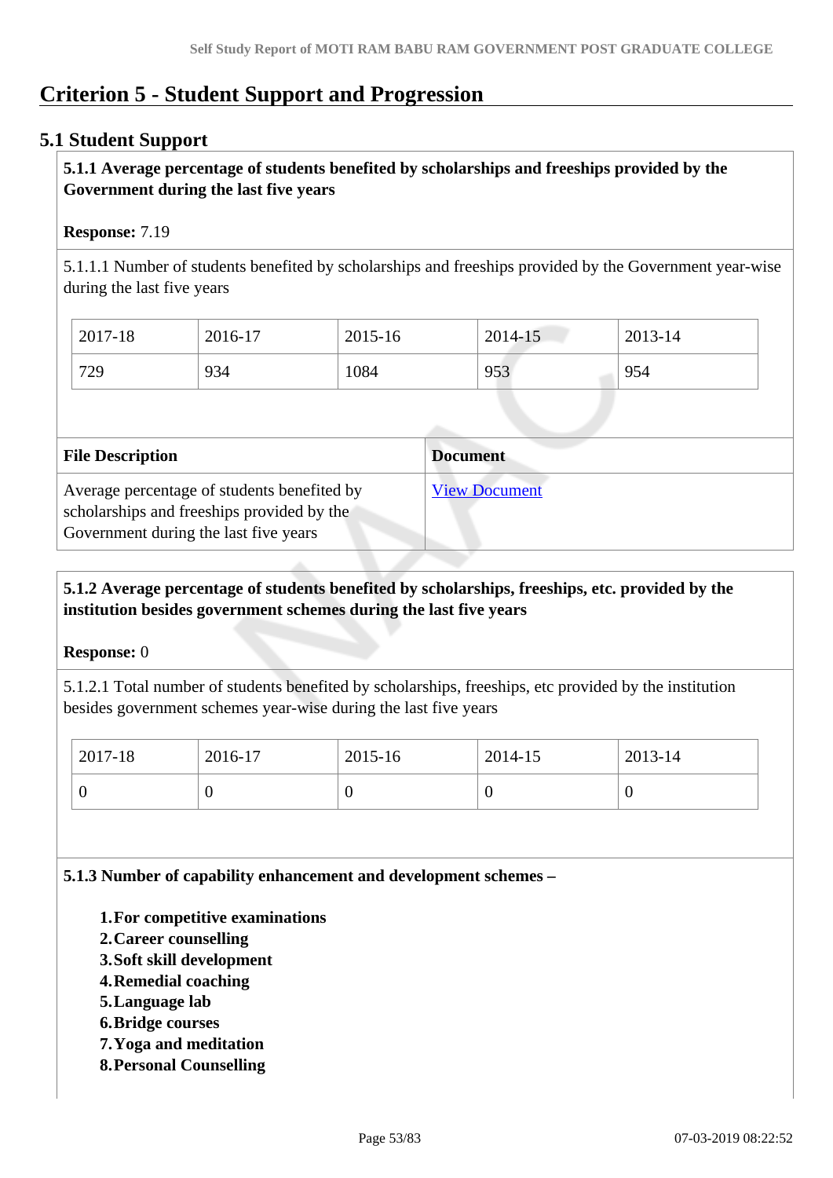# Criterion 5 - Student Support and Progression

## 5.1 Student Support

**5.1.1 Average percentage of students benefited by scholarships and freeships provided by the Government during the last five years**

**Response:** 7.19

5.1.1.1 Number of students benefited by scholarships and freeships provided by the Government year-wise during the last five years

| 2017-18 | 2016-17 | 2015-16 | 2014-15 | 2013-14 |
|---|---|---|---|---|
| 729 | 934 | 1084 | 953 | 954 |

| File Description | Document |
|---|---|
| Average percentage of students benefited by scholarships and freeships provided by the Government during the last five years | View Document |

**5.1.2 Average percentage of students benefited by scholarships, freeships, etc. provided by the institution besides government schemes during the last five years**

**Response:** 0

5.1.2.1 Total number of students benefited by scholarships, freeships, etc provided by the institution besides government schemes year-wise during the last five years

| 2017-18 | 2016-17 | 2015-16 | 2014-15 | 2013-14 |
|---|---|---|---|---|
| 0 | 0 | 0 | 0 | 0 |

**5.1.3 Number of capability enhancement and development schemes –**

1. **For competitive examinations**
2. **Career counselling**
3. **Soft skill development**
4. **Remedial coaching**
5. **Language lab**
6. **Bridge courses**
7. **Yoga and meditation**
8. **Personal Counselling**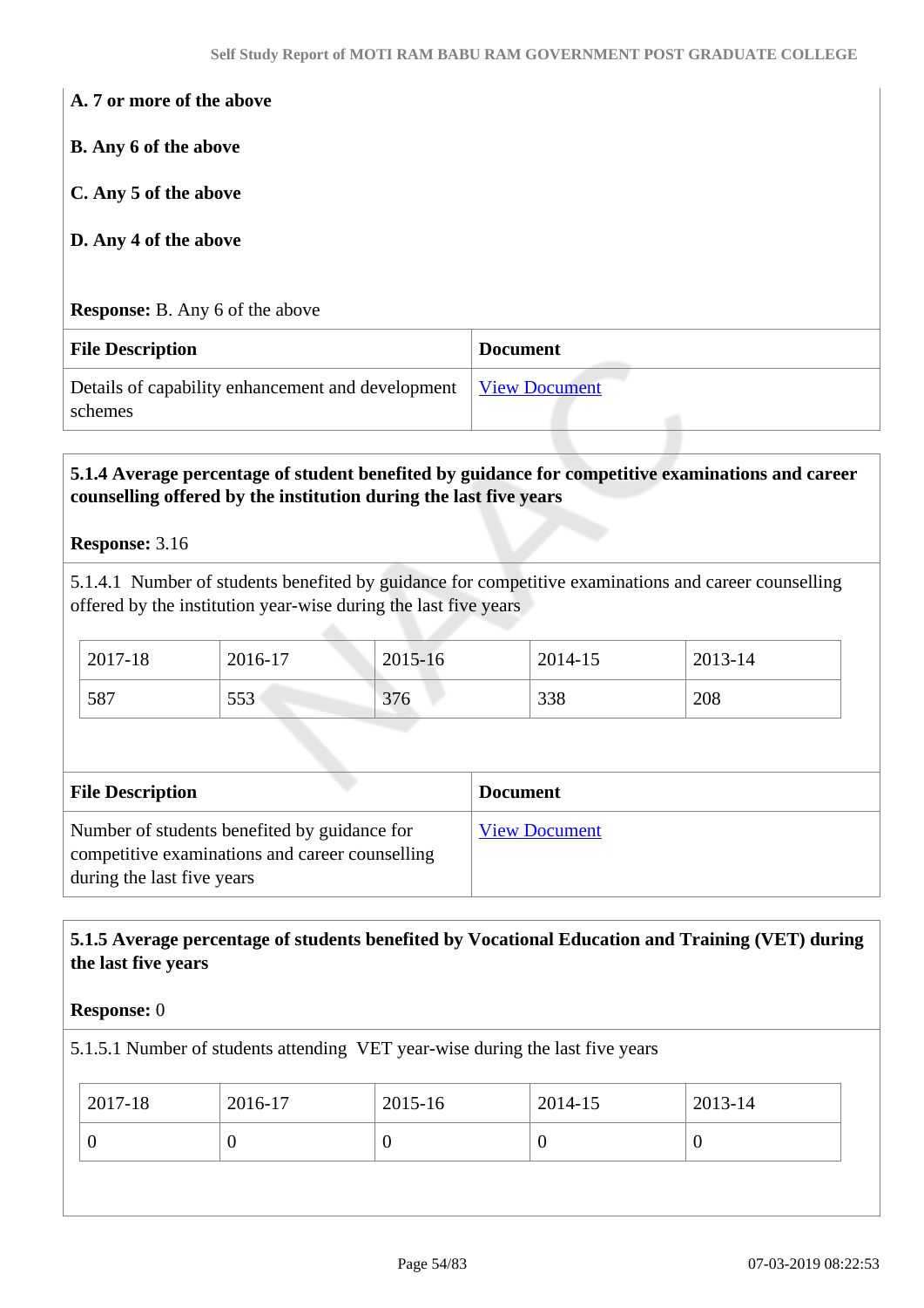**A. 7 or more of the above**

**B. Any 6 of the above**

**C. Any 5 of the above**

**D. Any 4 of the above**

**Response:** B. Any 6 of the above

| File Description | Document |
|---|---|
| Details of capability enhancement and development schemes | View Document |

**5.1.4 Average percentage of student benefited by guidance for competitive examinations and career counselling offered by the institution during the last five years**

**Response:** 3.16

5.1.4.1 Number of students benefited by guidance for competitive examinations and career counselling offered by the institution year-wise during the last five years

| 2017-18 | 2016-17 | 2015-16 | 2014-15 | 2013-14 |
|---|---|---|---|---|
| 587 | 553 | 376 | 338 | 208 |

| File Description | Document |
|---|---|
| Number of students benefited by guidance for competitive examinations and career counselling during the last five years | View Document |

**5.1.5 Average percentage of students benefited by Vocational Education and Training (VET) during the last five years**

**Response:** 0

5.1.5.1 Number of students attending VET year-wise during the last five years

| 2017-18 | 2016-17 | 2015-16 | 2014-15 | 2013-14 |
|---|---|---|---|---|
| 0 | 0 | 0 | 0 | 0 |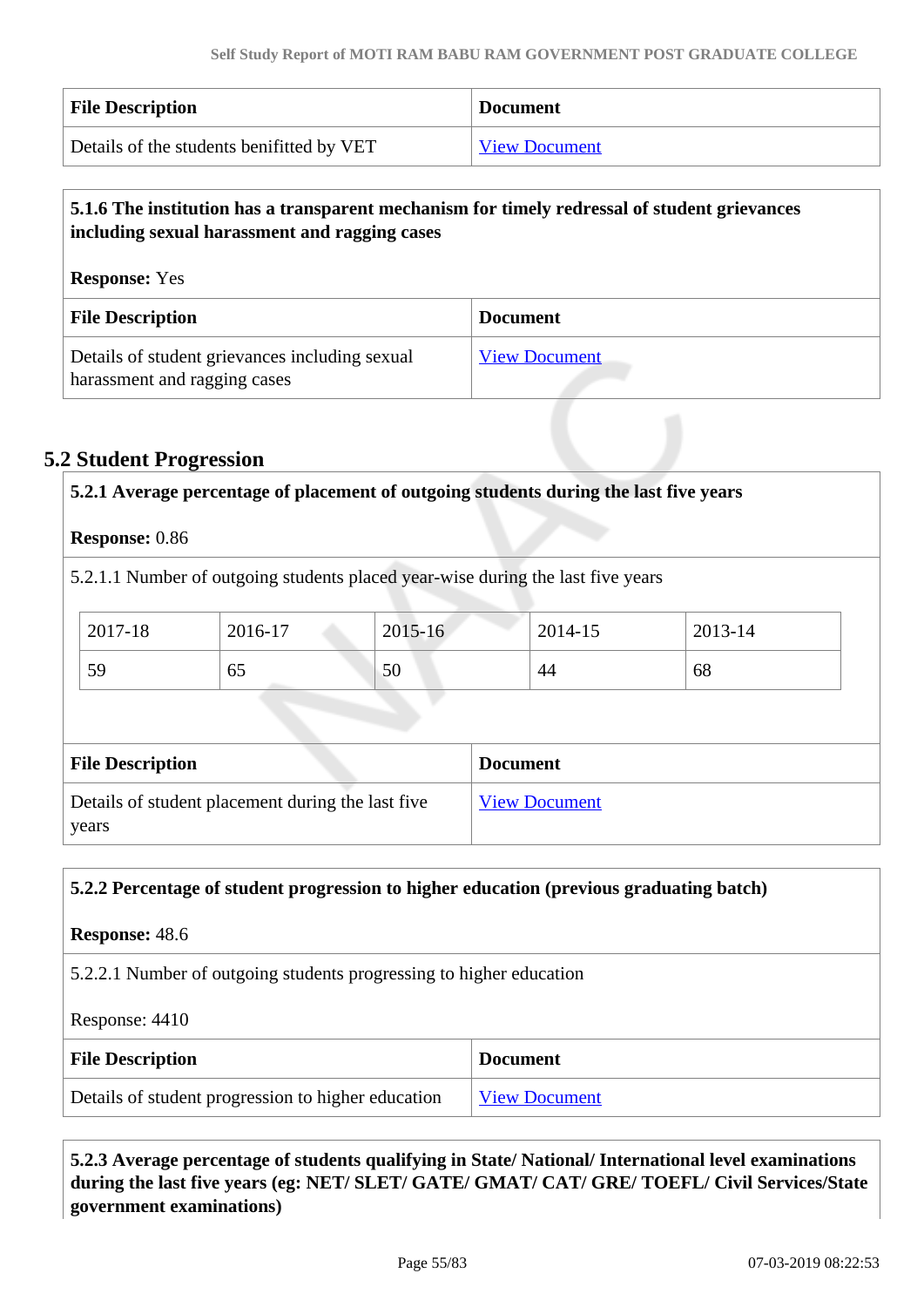| File Description | Document |
| --- | --- |
| Details of the students benifitted by VET | View Document |

**5.1.6 The institution has a transparent mechanism for timely redressal of student grievances including sexual harassment and ragging cases**

**Response:** Yes

| File Description | Document |
| --- | --- |
| Details of student grievances including sexual harassment and ragging cases | View Document |

## 5.2 Student Progression

**5.2.1 Average percentage of placement of outgoing students during the last five years**

**Response:** 0.86

5.2.1.1 Number of outgoing students placed year-wise during the last five years

| 2017-18 | 2016-17 | 2015-16 | 2014-15 | 2013-14 |
| --- | --- | --- | --- | --- |
| 59 | 65 | 50 | 44 | 68 |

| File Description | Document |
| --- | --- |
| Details of student placement during the last five years | View Document |

**5.2.2 Percentage of student progression to higher education (previous graduating batch)**

**Response:** 48.6

5.2.2.1 Number of outgoing students progressing to higher education

Response: 4410

| File Description | Document |
| --- | --- |
| Details of student progression to higher education | View Document |

**5.2.3 Average percentage of students qualifying in State/ National/ International level examinations during the last five years (eg: NET/ SLET/ GATE/ GMAT/ CAT/ GRE/ TOEFL/ Civil Services/State government examinations)**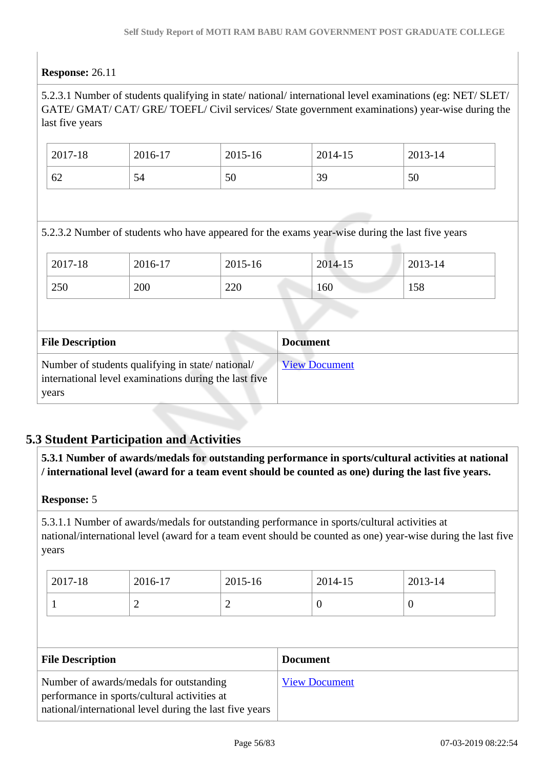**Response:** 26.11

5.2.3.1 Number of students qualifying in state/ national/ international level examinations (eg: NET/ SLET/ GATE/ GMAT/ CAT/ GRE/ TOEFL/ Civil services/ State government examinations) year-wise during the last five years

| 2017-18 | 2016-17 | 2015-16 | 2014-15 | 2013-14 |
|---|---|---|---|---|
| 62 | 54 | 50 | 39 | 50 |

5.2.3.2 Number of students who have appeared for the exams year-wise during the last five years

| 2017-18 | 2016-17 | 2015-16 | 2014-15 | 2013-14 |
|---|---|---|---|---|
| 250 | 200 | 220 | 160 | 158 |

| File Description | Document |
|---|---|
| Number of students qualifying in state/ national/ international level examinations during the last five years | View Document |

## 5.3 Student Participation and Activities

**5.3.1 Number of awards/medals for outstanding performance in sports/cultural activities at national / international level (award for a team event should be counted as one) during the last five years.**

**Response:** 5

5.3.1.1 Number of awards/medals for outstanding performance in sports/cultural activities at national/international level (award for a team event should be counted as one) year-wise during the last five years

| 2017-18 | 2016-17 | 2015-16 | 2014-15 | 2013-14 |
|---|---|---|---|---|
| 1 | 2 | 2 | 0 | 0 |

| File Description | Document |
|---|---|
| Number of awards/medals for outstanding performance in sports/cultural activities at national/international level during the last five years | View Document |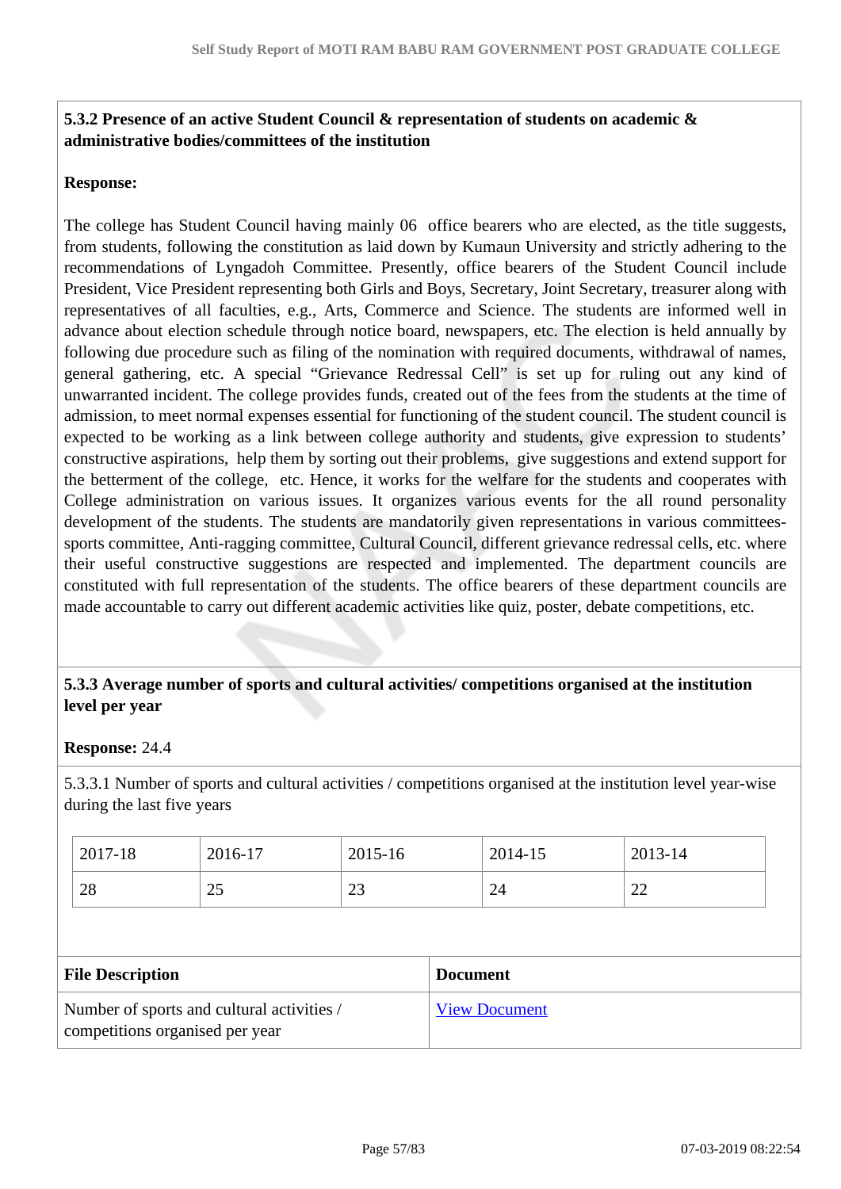**5.3.2 Presence of an active Student Council & representation of students on academic & administrative bodies/committees of the institution**

**Response:**

The college has Student Council having mainly 06 office bearers who are elected, as the title suggests, from students, following the constitution as laid down by Kumaun University and strictly adhering to the recommendations of Lyngadoh Committee. Presently, office bearers of the Student Council include President, Vice President representing both Girls and Boys, Secretary, Joint Secretary, treasurer along with representatives of all faculties, e.g., Arts, Commerce and Science. The students are informed well in advance about election schedule through notice board, newspapers, etc. The election is held annually by following due procedure such as filing of the nomination with required documents, withdrawal of names, general gathering, etc. A special "Grievance Redressal Cell" is set up for ruling out any kind of unwarranted incident. The college provides funds, created out of the fees from the students at the time of admission, to meet normal expenses essential for functioning of the student council. The student council is expected to be working as a link between college authority and students, give expression to students' constructive aspirations, help them by sorting out their problems, give suggestions and extend support for the betterment of the college, etc. Hence, it works for the welfare for the students and cooperates with College administration on various issues. It organizes various events for the all round personality development of the students. The students are mandatorily given representations in various committees- sports committee, Anti-ragging committee, Cultural Council, different grievance redressal cells, etc. where their useful constructive suggestions are respected and implemented. The department councils are constituted with full representation of the students. The office bearers of these department councils are made accountable to carry out different academic activities like quiz, poster, debate competitions, etc.

**5.3.3 Average number of sports and cultural activities/ competitions organised at the institution level per year**

**Response:** 24.4

5.3.3.1 Number of sports and cultural activities / competitions organised at the institution level year-wise during the last five years

| 2017-18 | 2016-17 | 2015-16 | 2014-15 | 2013-14 |
|---|---|---|---|---|
| 28 | 25 | 23 | 24 | 22 |

| File Description | Document |
|---|---|
| Number of sports and cultural activities / competitions organised per year | View Document |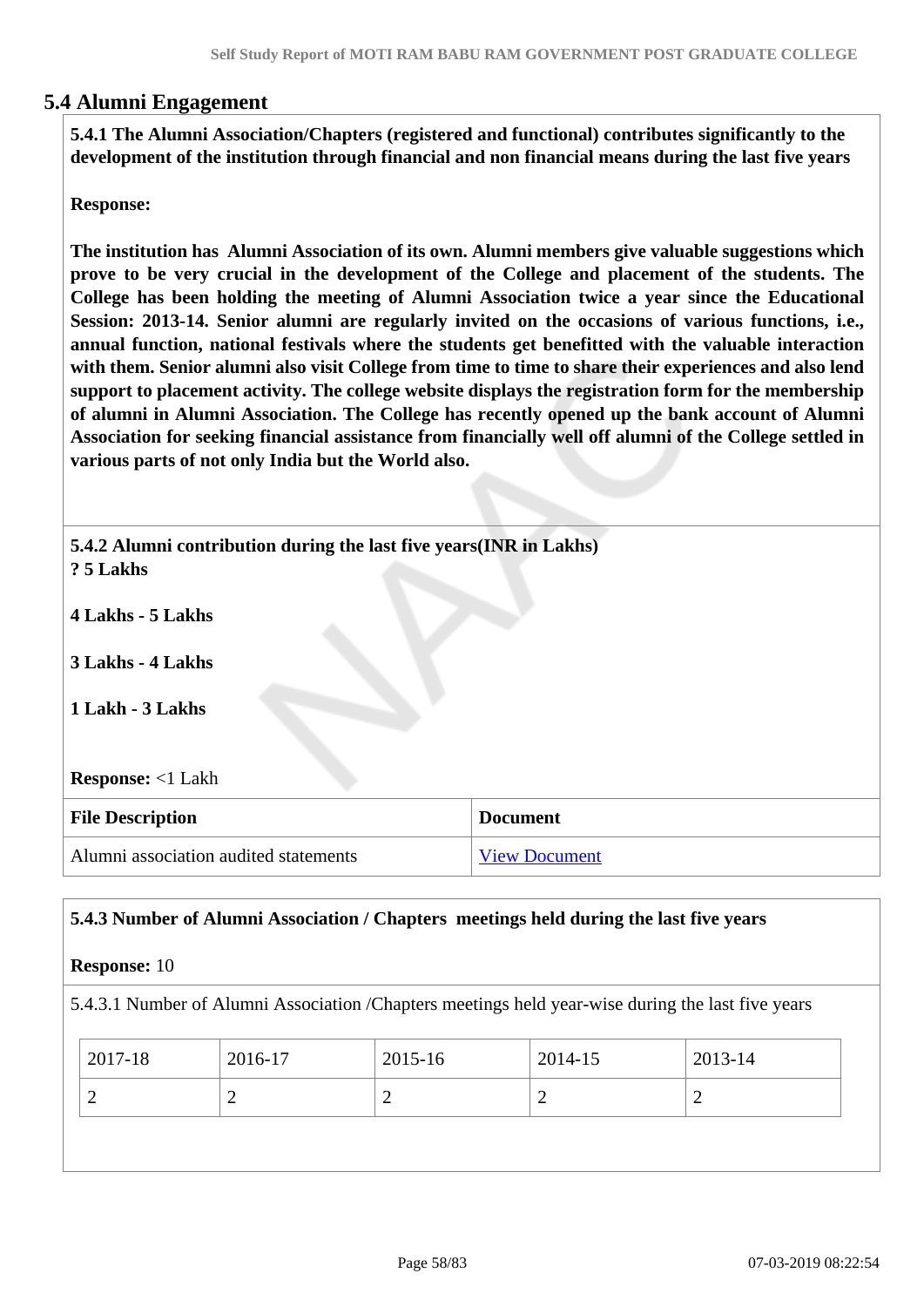## 5.4 Alumni Engagement

**5.4.1 The Alumni Association/Chapters (registered and functional) contributes significantly to the development of the institution through financial and non financial means during the last five years**

**Response:**

**The institution has Alumni Association of its own. Alumni members give valuable suggestions which prove to be very crucial in the development of the College and placement of the students. The College has been holding the meeting of Alumni Association twice a year since the Educational Session: 2013-14. Senior alumni are regularly invited on the occasions of various functions, i.e., annual function, national festivals where the students get benefitted with the valuable interaction with them. Senior alumni also visit College from time to time to share their experiences and also lend support to placement activity. The college website displays the registration form for the membership of alumni in Alumni Association. The College has recently opened up the bank account of Alumni Association for seeking financial assistance from financially well off alumni of the College settled in various parts of not only India but the World also.**

**5.4.2 Alumni contribution during the last five years(INR in Lakhs)**

**? 5 Lakhs**

**4 Lakhs - 5 Lakhs**

**3 Lakhs - 4 Lakhs**

**1 Lakh - 3 Lakhs**

**Response:** <1 Lakh

| File Description | Document |
|---|---|
| Alumni association audited statements | View Document |

**5.4.3 Number of Alumni Association / Chapters meetings held during the last five years**

**Response:** 10

5.4.3.1 Number of Alumni Association /Chapters meetings held year-wise during the last five years

| 2017-18 | 2016-17 | 2015-16 | 2014-15 | 2013-14 |
|---|---|---|---|---|
| 2 | 2 | 2 | 2 | 2 |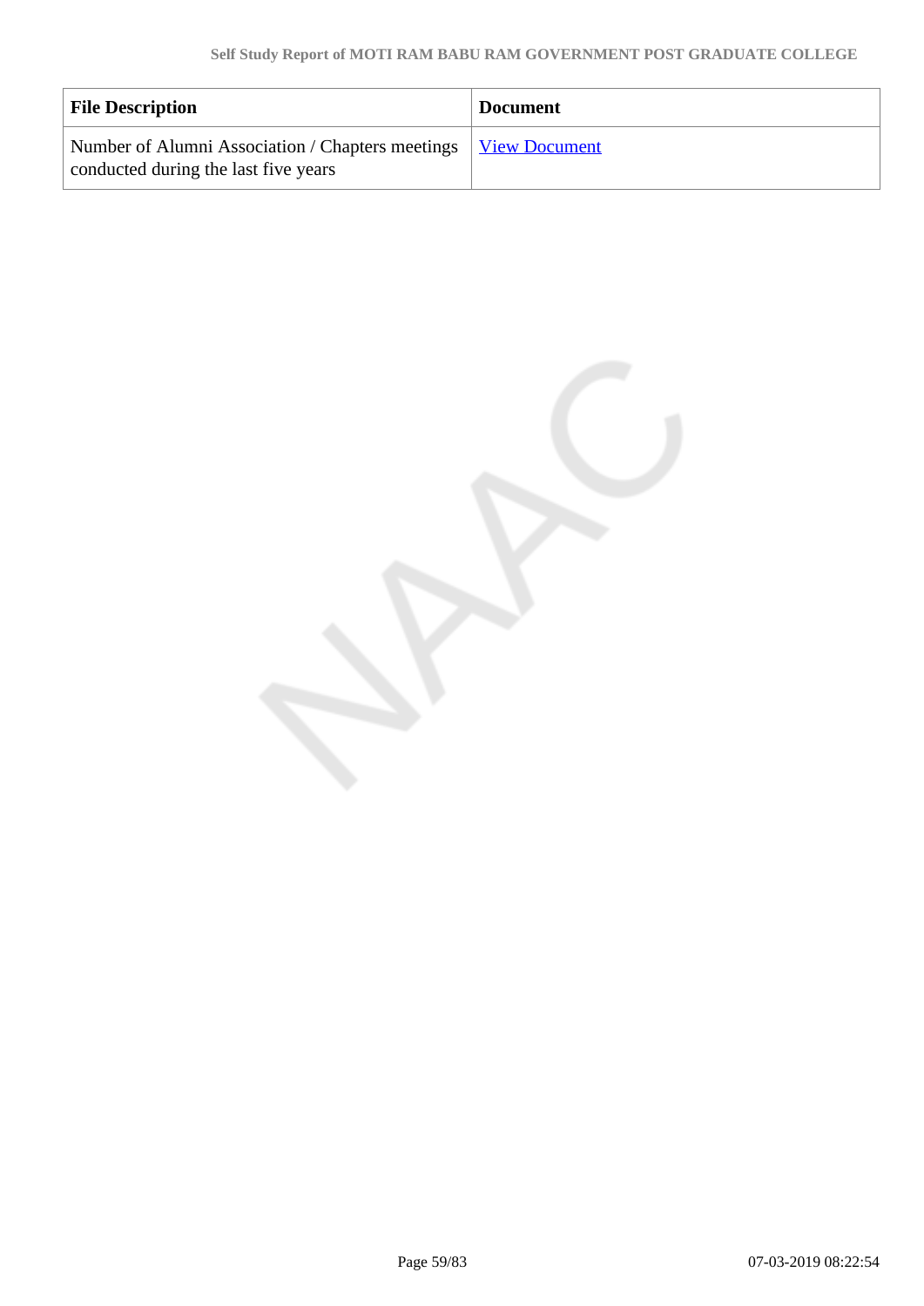| File Description | Document |
| --- | --- |
| Number of Alumni Association / Chapters meetings conducted during the last five years | View Document |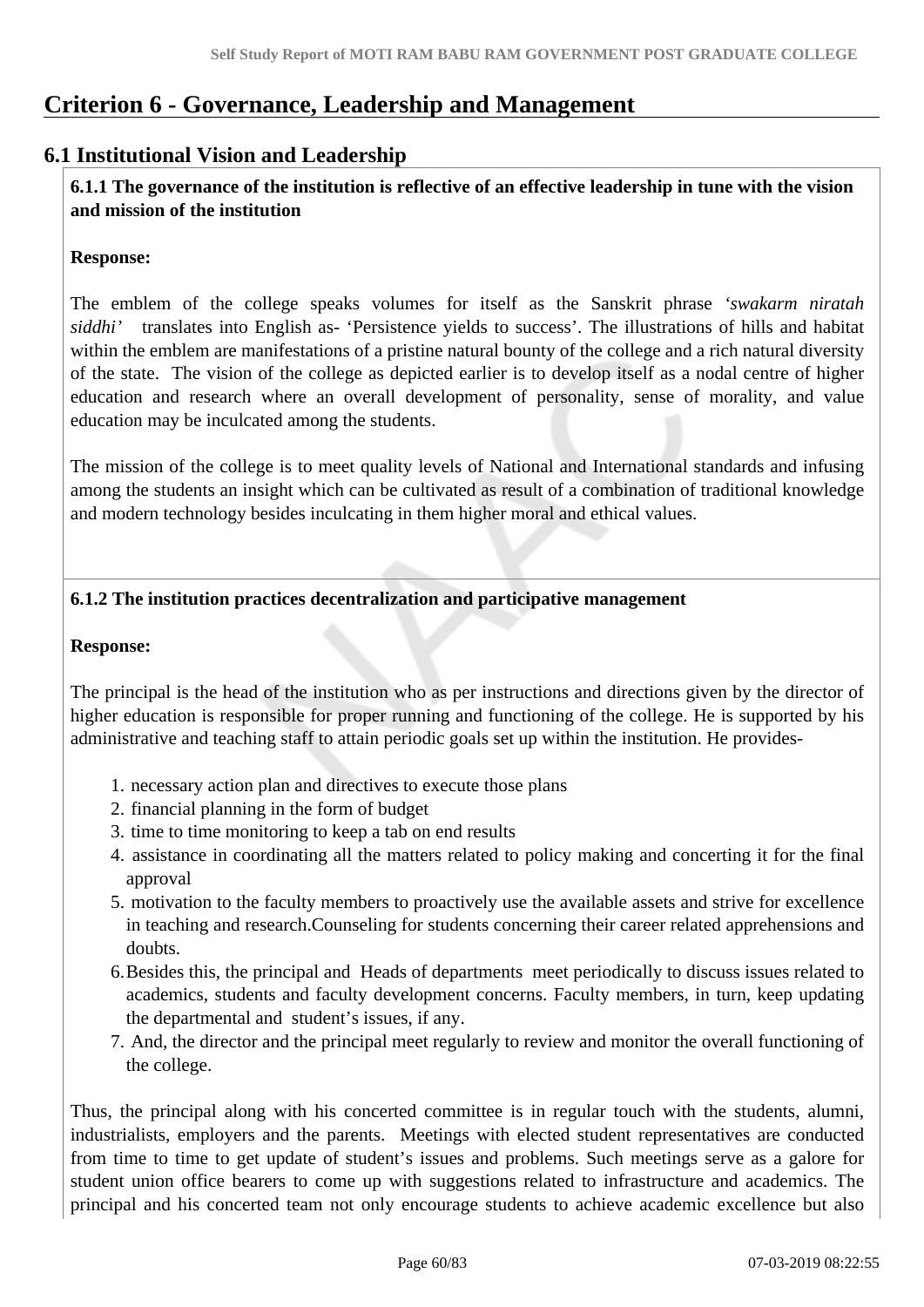# Criterion 6 - Governance, Leadership and Management

## 6.1 Institutional Vision and Leadership

**6.1.1 The governance of the institution is reflective of an effective leadership in tune with the vision and mission of the institution**

**Response:**

The emblem of the college speaks volumes for itself as the Sanskrit phrase *'swakarm niratah siddhi'* translates into English as- 'Persistence yields to success'. The illustrations of hills and habitat within the emblem are manifestations of a pristine natural bounty of the college and a rich natural diversity of the state. The vision of the college as depicted earlier is to develop itself as a nodal centre of higher education and research where an overall development of personality, sense of morality, and value education may be inculcated among the students.

The mission of the college is to meet quality levels of National and International standards and infusing among the students an insight which can be cultivated as result of a combination of traditional knowledge and modern technology besides inculcating in them higher moral and ethical values.

**6.1.2 The institution practices decentralization and participative management**

**Response:**

The principal is the head of the institution who as per instructions and directions given by the director of higher education is responsible for proper running and functioning of the college. He is supported by his administrative and teaching staff to attain periodic goals set up within the institution. He provides-

1. necessary action plan and directives to execute those plans
2. financial planning in the form of budget
3. time to time monitoring to keep a tab on end results
4. assistance in coordinating all the matters related to policy making and concerting it for the final approval
5. motivation to the faculty members to proactively use the available assets and strive for excellence in teaching and research.Counseling for students concerning their career related apprehensions and doubts.
6. Besides this, the principal and Heads of departments meet periodically to discuss issues related to academics, students and faculty development concerns. Faculty members, in turn, keep updating the departmental and student's issues, if any.
7. And, the director and the principal meet regularly to review and monitor the overall functioning of the college.

Thus, the principal along with his concerted committee is in regular touch with the students, alumni, industrialists, employers and the parents. Meetings with elected student representatives are conducted from time to time to get update of student's issues and problems. Such meetings serve as a galore for student union office bearers to come up with suggestions related to infrastructure and academics. The principal and his concerted team not only encourage students to achieve academic excellence but also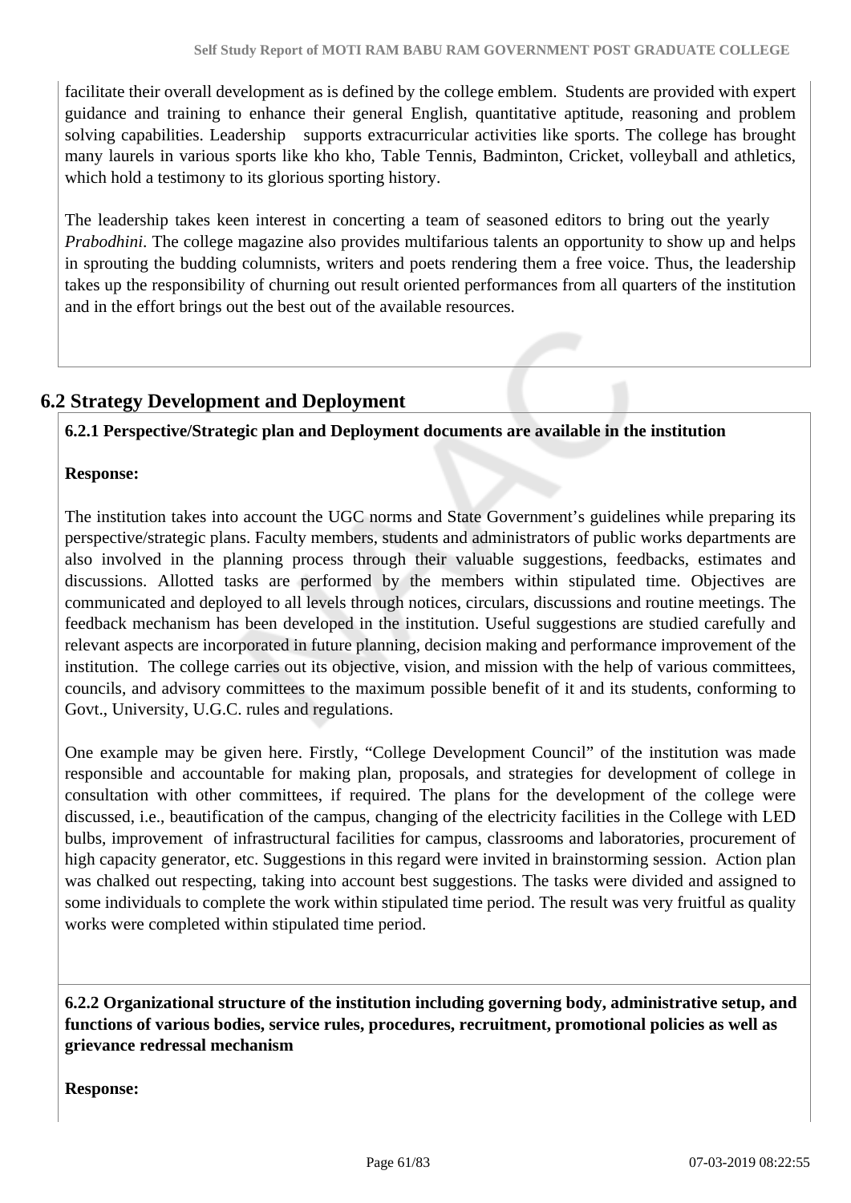facilitate their overall development as is defined by the college emblem. Students are provided with expert guidance and training to enhance their general English, quantitative aptitude, reasoning and problem solving capabilities. Leadership supports extracurricular activities like sports. The college has brought many laurels in various sports like kho kho, Table Tennis, Badminton, Cricket, volleyball and athletics, which hold a testimony to its glorious sporting history.

The leadership takes keen interest in concerting a team of seasoned editors to bring out the yearly *Prabodhini*. The college magazine also provides multifarious talents an opportunity to show up and helps in sprouting the budding columnists, writers and poets rendering them a free voice. Thus, the leadership takes up the responsibility of churning out result oriented performances from all quarters of the institution and in the effort brings out the best out of the available resources.

## 6.2 Strategy Development and Deployment

**6.2.1 Perspective/Strategic plan and Deployment documents are available in the institution**

**Response:**

The institution takes into account the UGC norms and State Government's guidelines while preparing its perspective/strategic plans. Faculty members, students and administrators of public works departments are also involved in the planning process through their valuable suggestions, feedbacks, estimates and discussions. Allotted tasks are performed by the members within stipulated time. Objectives are communicated and deployed to all levels through notices, circulars, discussions and routine meetings. The feedback mechanism has been developed in the institution. Useful suggestions are studied carefully and relevant aspects are incorporated in future planning, decision making and performance improvement of the institution. The college carries out its objective, vision, and mission with the help of various committees, councils, and advisory committees to the maximum possible benefit of it and its students, conforming to Govt., University, U.G.C. rules and regulations.

One example may be given here. Firstly, "College Development Council" of the institution was made responsible and accountable for making plan, proposals, and strategies for development of college in consultation with other committees, if required. The plans for the development of the college were discussed, i.e., beautification of the campus, changing of the electricity facilities in the College with LED bulbs, improvement of infrastructural facilities for campus, classrooms and laboratories, procurement of high capacity generator, etc. Suggestions in this regard were invited in brainstorming session. Action plan was chalked out respecting, taking into account best suggestions. The tasks were divided and assigned to some individuals to complete the work within stipulated time period. The result was very fruitful as quality works were completed within stipulated time period.

**6.2.2 Organizational structure of the institution including governing body, administrative setup, and functions of various bodies, service rules, procedures, recruitment, promotional policies as well as grievance redressal mechanism**

**Response:**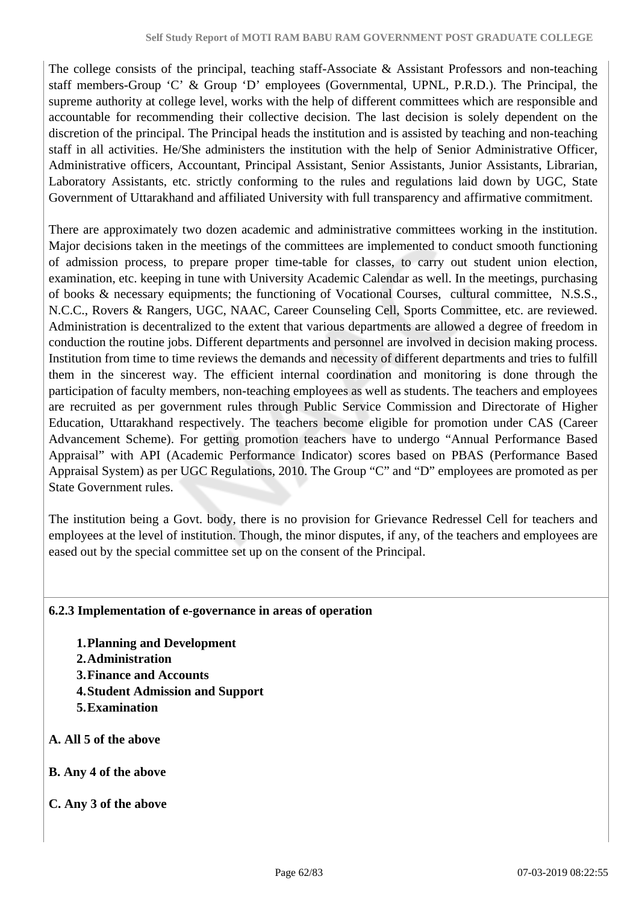The college consists of the principal, teaching staff-Associate & Assistant Professors and non-teaching staff members-Group 'C' & Group 'D' employees (Governmental, UPNL, P.R.D.). The Principal, the supreme authority at college level, works with the help of different committees which are responsible and accountable for recommending their collective decision. The last decision is solely dependent on the discretion of the principal. The Principal heads the institution and is assisted by teaching and non-teaching staff in all activities. He/She administers the institution with the help of Senior Administrative Officer, Administrative officers, Accountant, Principal Assistant, Senior Assistants, Junior Assistants, Librarian, Laboratory Assistants, etc. strictly conforming to the rules and regulations laid down by UGC, State Government of Uttarakhand and affiliated University with full transparency and affirmative commitment.

There are approximately two dozen academic and administrative committees working in the institution. Major decisions taken in the meetings of the committees are implemented to conduct smooth functioning of admission process, to prepare proper time-table for classes, to carry out student union election, examination, etc. keeping in tune with University Academic Calendar as well. In the meetings, purchasing of books & necessary equipments; the functioning of Vocational Courses, cultural committee, N.S.S., N.C.C., Rovers & Rangers, UGC, NAAC, Career Counseling Cell, Sports Committee, etc. are reviewed. Administration is decentralized to the extent that various departments are allowed a degree of freedom in conduction the routine jobs. Different departments and personnel are involved in decision making process. Institution from time to time reviews the demands and necessity of different departments and tries to fulfill them in the sincerest way. The efficient internal coordination and monitoring is done through the participation of faculty members, non-teaching employees as well as students. The teachers and employees are recruited as per government rules through Public Service Commission and Directorate of Higher Education, Uttarakhand respectively. The teachers become eligible for promotion under CAS (Career Advancement Scheme). For getting promotion teachers have to undergo "Annual Performance Based Appraisal" with API (Academic Performance Indicator) scores based on PBAS (Performance Based Appraisal System) as per UGC Regulations, 2010. The Group "C" and "D" employees are promoted as per State Government rules.

The institution being a Govt. body, there is no provision for Grievance Redressel Cell for teachers and employees at the level of institution. Though, the minor disputes, if any, of the teachers and employees are eased out by the special committee set up on the consent of the Principal.

**6.2.3 Implementation of e-governance in areas of operation**

1. **Planning and Development**
2. **Administration**
3. **Finance and Accounts**
4. **Student Admission and Support**
5. **Examination**

**A. All 5 of the above**

**B. Any 4 of the above**

**C. Any 3 of the above**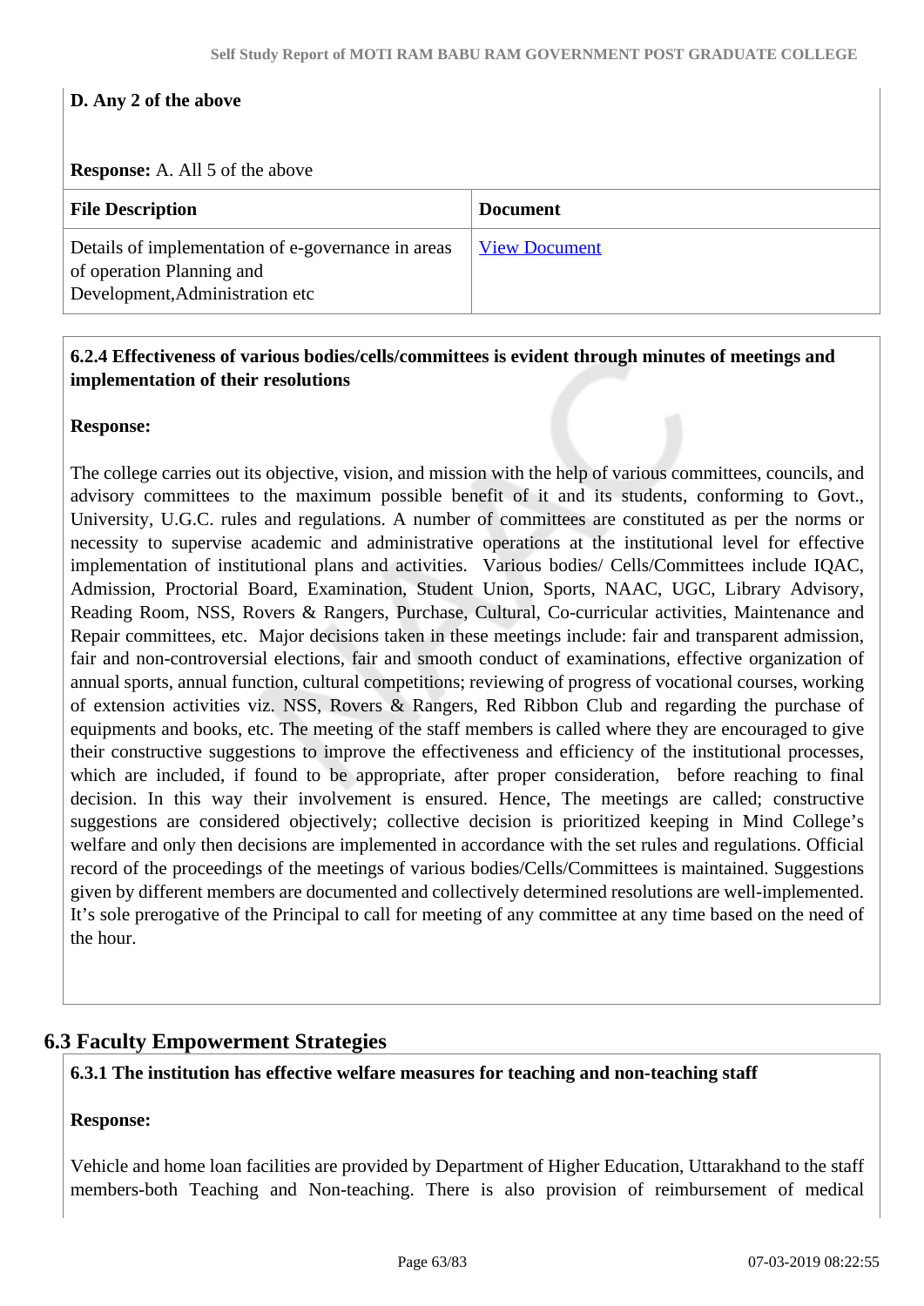**D. Any 2 of the above**

**Response:** A. All 5 of the above

| File Description | Document |
|---|---|
| Details of implementation of e-governance in areas of operation Planning and Development,Administration etc | View Document |

**6.2.4 Effectiveness of various bodies/cells/committees is evident through minutes of meetings and implementation of their resolutions**

**Response:**

The college carries out its objective, vision, and mission with the help of various committees, councils, and advisory committees to the maximum possible benefit of it and its students, conforming to Govt., University, U.G.C. rules and regulations. A number of committees are constituted as per the norms or necessity to supervise academic and administrative operations at the institutional level for effective implementation of institutional plans and activities.  Various bodies/ Cells/Committees include IQAC, Admission, Proctorial Board, Examination, Student Union, Sports, NAAC, UGC, Library Advisory, Reading Room, NSS, Rovers & Rangers, Purchase, Cultural, Co-curricular activities, Maintenance and Repair committees, etc.  Major decisions taken in these meetings include: fair and transparent admission, fair and non-controversial elections, fair and smooth conduct of examinations, effective organization of annual sports, annual function, cultural competitions; reviewing of progress of vocational courses, working of extension activities viz. NSS, Rovers & Rangers, Red Ribbon Club and regarding the purchase of equipments and books, etc. The meeting of the staff members is called where they are encouraged to give their constructive suggestions to improve the effectiveness and efficiency of the institutional processes, which are included, if found to be appropriate, after proper consideration,  before reaching to final decision. In this way their involvement is ensured. Hence, The meetings are called; constructive suggestions are considered objectively; collective decision is prioritized keeping in Mind College's welfare and only then decisions are implemented in accordance with the set rules and regulations. Official record of the proceedings of the meetings of various bodies/Cells/Committees is maintained. Suggestions given by different members are documented and collectively determined resolutions are well-implemented. It's sole prerogative of the Principal to call for meeting of any committee at any time based on the need of the hour.

## 6.3 Faculty Empowerment Strategies

**6.3.1 The institution has effective welfare measures for teaching and non-teaching staff**

**Response:**

Vehicle and home loan facilities are provided by Department of Higher Education, Uttarakhand to the staff members-both Teaching and Non-teaching. There is also provision of reimbursement of medical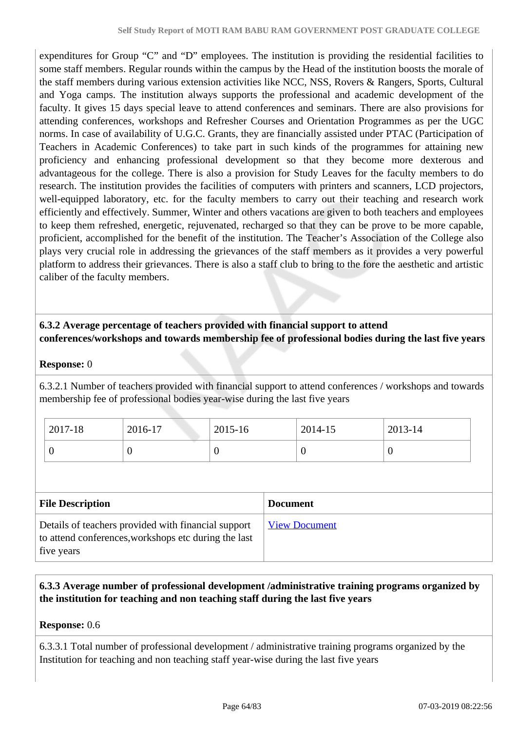expenditures for Group "C" and "D" employees. The institution is providing the residential facilities to some staff members. Regular rounds within the campus by the Head of the institution boosts the morale of the staff members during various extension activities like NCC, NSS, Rovers & Rangers, Sports, Cultural and Yoga camps. The institution always supports the professional and academic development of the faculty. It gives 15 days special leave to attend conferences and seminars. There are also provisions for attending conferences, workshops and Refresher Courses and Orientation Programmes as per the UGC norms. In case of availability of U.G.C. Grants, they are financially assisted under PTAC (Participation of Teachers in Academic Conferences) to take part in such kinds of the programmes for attaining new proficiency and enhancing professional development so that they become more dexterous and advantageous for the college. There is also a provision for Study Leaves for the faculty members to do research. The institution provides the facilities of computers with printers and scanners, LCD projectors, well-equipped laboratory, etc. for the faculty members to carry out their teaching and research work efficiently and effectively. Summer, Winter and others vacations are given to both teachers and employees to keep them refreshed, energetic, rejuvenated, recharged so that they can be prove to be more capable, proficient, accomplished for the benefit of the institution. The Teacher's Association of the College also plays very crucial role in addressing the grievances of the staff members as it provides a very powerful platform to address their grievances. There is also a staff club to bring to the fore the aesthetic and artistic caliber of the faculty members.

**6.3.2 Average percentage of teachers provided with financial support to attend conferences/workshops and towards membership fee of professional bodies during the last five years**

**Response:** 0

6.3.2.1 Number of teachers provided with financial support to attend conferences / workshops and towards membership fee of professional bodies year-wise during the last five years

| 2017-18 | 2016-17 | 2015-16 | 2014-15 | 2013-14 |
|---|---|---|---|---|
| 0 | 0 | 0 | 0 | 0 |

| File Description | Document |
|---|---|
| Details of teachers provided with financial support to attend conferences,workshops etc during the last five years | View Document |

**6.3.3 Average number of professional development /administrative training programs organized by the institution for teaching and non teaching staff during the last five years**

**Response:** 0.6

6.3.3.1 Total number of professional development / administrative training programs organized by the Institution for teaching and non teaching staff year-wise during the last five years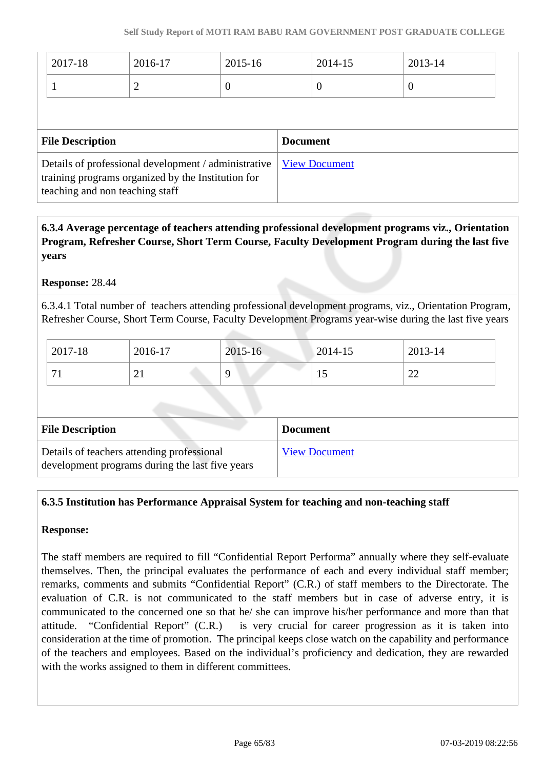| 2017-18 | 2016-17 | 2015-16 | 2014-15 | 2013-14 |
|---|---|---|---|---|
| 1 | 2 | 0 | 0 | 0 |

| File Description | Document |
|---|---|
| Details of professional development / administrative training programs organized by the Institution for teaching and non teaching staff | View Document |

**6.3.4 Average percentage of teachers attending professional development programs viz., Orientation Program, Refresher Course, Short Term Course, Faculty Development Program during the last five years**

**Response:** 28.44

6.3.4.1 Total number of teachers attending professional development programs, viz., Orientation Program, Refresher Course, Short Term Course, Faculty Development Programs year-wise during the last five years

| 2017-18 | 2016-17 | 2015-16 | 2014-15 | 2013-14 |
|---|---|---|---|---|
| 71 | 21 | 9 | 15 | 22 |

| File Description | Document |
|---|---|
| Details of teachers attending professional development programs during the last five years | View Document |

**6.3.5 Institution has Performance Appraisal System for teaching and non-teaching staff**

**Response:**

The staff members are required to fill "Confidential Report Performa" annually where they self-evaluate themselves. Then, the principal evaluates the performance of each and every individual staff member; remarks, comments and submits "Confidential Report" (C.R.) of staff members to the Directorate. The evaluation of C.R. is not communicated to the staff members but in case of adverse entry, it is communicated to the concerned one so that he/ she can improve his/her performance and more than that attitude. "Confidential Report" (C.R.) is very crucial for career progression as it is taken into consideration at the time of promotion. The principal keeps close watch on the capability and performance of the teachers and employees. Based on the individual's proficiency and dedication, they are rewarded with the works assigned to them in different committees.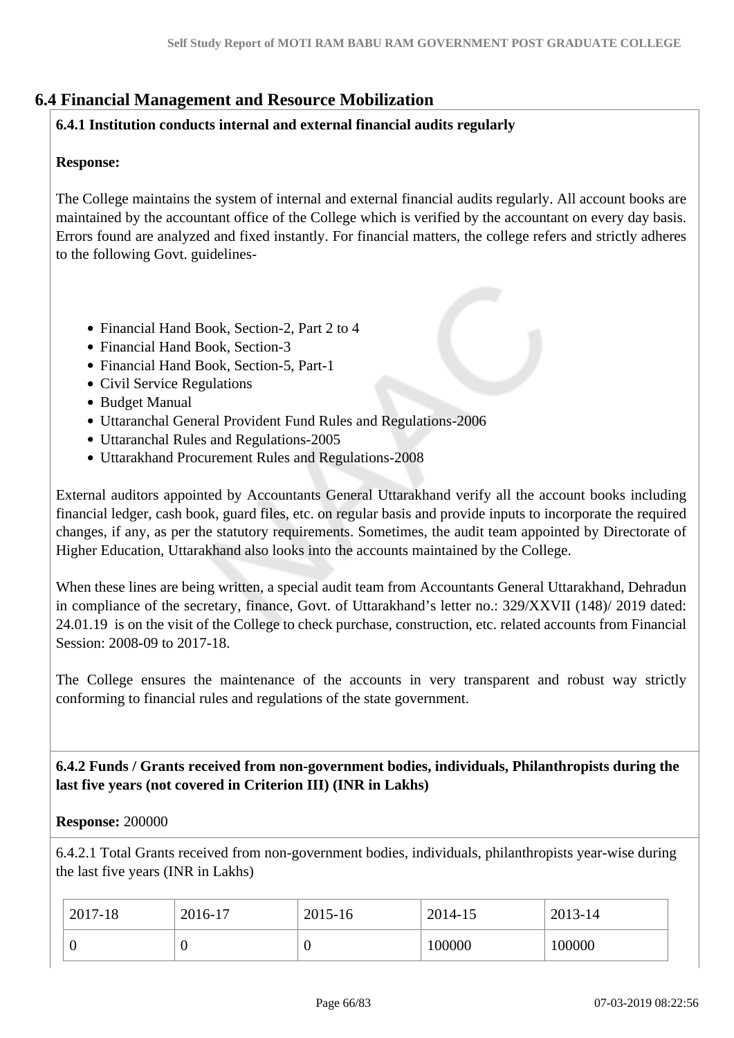## 6.4 Financial Management and Resource Mobilization

**6.4.1 Institution conducts internal and external financial audits regularly**

**Response:**

The College maintains the system of internal and external financial audits regularly. All account books are maintained by the accountant office of the College which is verified by the accountant on every day basis. Errors found are analyzed and fixed instantly. For financial matters, the college refers and strictly adheres to the following Govt. guidelines-

- Financial Hand Book, Section-2, Part 2 to 4
- Financial Hand Book, Section-3
- Financial Hand Book, Section-5, Part-1
- Civil Service Regulations
- Budget Manual
- Uttaranchal General Provident Fund Rules and Regulations-2006
- Uttaranchal Rules and Regulations-2005
- Uttarakhand Procurement Rules and Regulations-2008

External auditors appointed by Accountants General Uttarakhand verify all the account books including financial ledger, cash book, guard files, etc. on regular basis and provide inputs to incorporate the required changes, if any, as per the statutory requirements. Sometimes, the audit team appointed by Directorate of Higher Education, Uttarakhand also looks into the accounts maintained by the College.

When these lines are being written, a special audit team from Accountants General Uttarakhand, Dehradun in compliance of the secretary, finance, Govt. of Uttarakhand's letter no.: 329/XXVII (148)/ 2019 dated: 24.01.19 is on the visit of the College to check purchase, construction, etc. related accounts from Financial Session: 2008-09 to 2017-18.

The College ensures the maintenance of the accounts in very transparent and robust way strictly conforming to financial rules and regulations of the state government.

**6.4.2 Funds / Grants received from non-government bodies, individuals, Philanthropists during the last five years (not covered in Criterion III) (INR in Lakhs)**

**Response:** 200000

6.4.2.1 Total Grants received from non-government bodies, individuals, philanthropists year-wise during the last five years (INR in Lakhs)

| 2017-18 | 2016-17 | 2015-16 | 2014-15 | 2013-14 |
|---|---|---|---|---|
| 0 | 0 | 0 | 100000 | 100000 |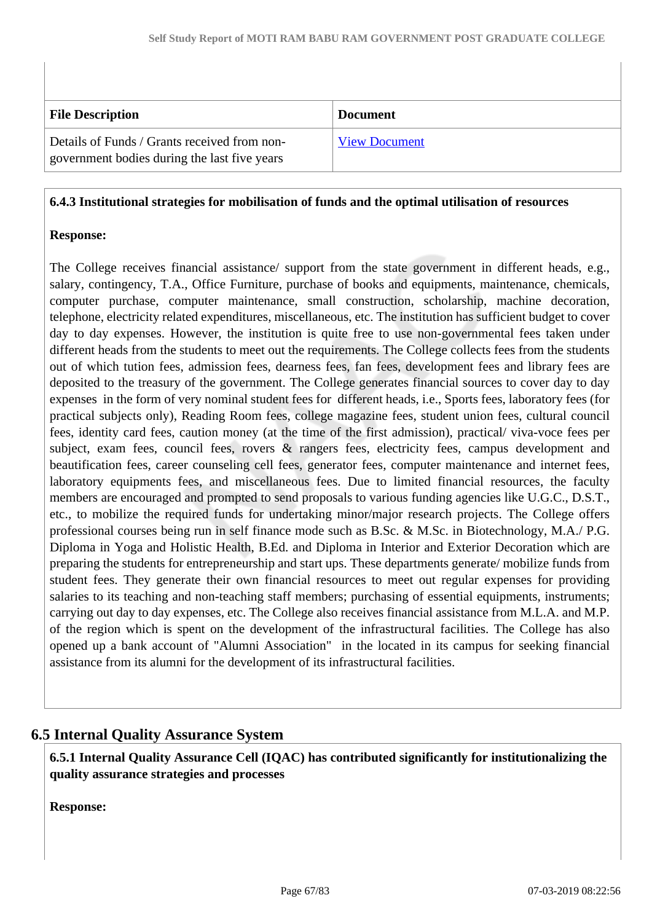| File Description | Document |
| --- | --- |
| Details of Funds / Grants received from non-government bodies during the last five years | View Document |

**6.4.3 Institutional strategies for mobilisation of funds and the optimal utilisation of resources**

**Response:**

The College receives financial assistance/ support from the state government in different heads, e.g., salary, contingency, T.A., Office Furniture, purchase of books and equipments, maintenance, chemicals, computer purchase, computer maintenance, small construction, scholarship, machine decoration, telephone, electricity related expenditures, miscellaneous, etc. The institution has sufficient budget to cover day to day expenses. However, the institution is quite free to use non-governmental fees taken under different heads from the students to meet out the requirements. The College collects fees from the students out of which tution fees, admission fees, dearness fees, fan fees, development fees and library fees are deposited to the treasury of the government. The College generates financial sources to cover day to day expenses in the form of very nominal student fees for different heads, i.e., Sports fees, laboratory fees (for practical subjects only), Reading Room fees, college magazine fees, student union fees, cultural council fees, identity card fees, caution money (at the time of the first admission), practical/ viva-voce fees per subject, exam fees, council fees, rovers & rangers fees, electricity fees, campus development and beautification fees, career counseling cell fees, generator fees, computer maintenance and internet fees, laboratory equipments fees, and miscellaneous fees. Due to limited financial resources, the faculty members are encouraged and prompted to send proposals to various funding agencies like U.G.C., D.S.T., etc., to mobilize the required funds for undertaking minor/major research projects. The College offers professional courses being run in self finance mode such as B.Sc. & M.Sc. in Biotechnology, M.A./ P.G. Diploma in Yoga and Holistic Health, B.Ed. and Diploma in Interior and Exterior Decoration which are preparing the students for entrepreneurship and start ups. These departments generate/ mobilize funds from student fees. They generate their own financial resources to meet out regular expenses for providing salaries to its teaching and non-teaching staff members; purchasing of essential equipments, instruments; carrying out day to day expenses, etc. The College also receives financial assistance from M.L.A. and M.P. of the region which is spent on the development of the infrastructural facilities. The College has also opened up a bank account of "Alumni Association" in the located in its campus for seeking financial assistance from its alumni for the development of its infrastructural facilities.

## 6.5 Internal Quality Assurance System

**6.5.1 Internal Quality Assurance Cell (IQAC) has contributed significantly for institutionalizing the quality assurance strategies and processes**

**Response:**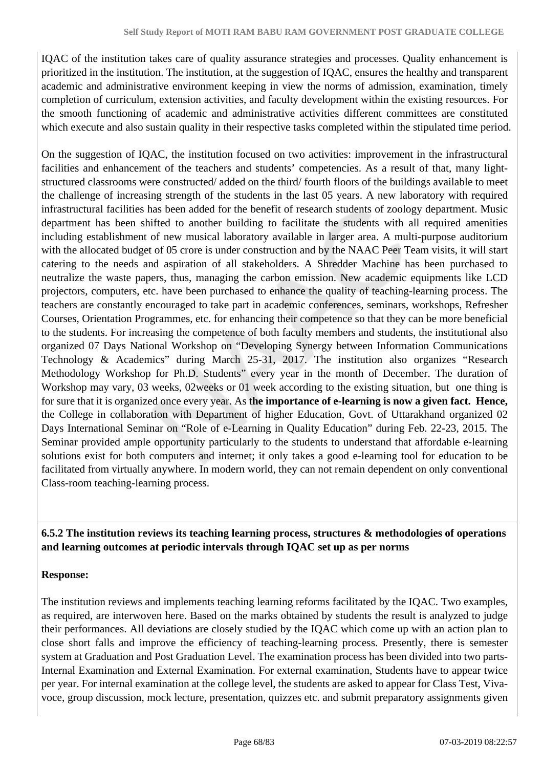IQAC of the institution takes care of quality assurance strategies and processes. Quality enhancement is prioritized in the institution. The institution, at the suggestion of IQAC, ensures the healthy and transparent academic and administrative environment keeping in view the norms of admission, examination, timely completion of curriculum, extension activities, and faculty development within the existing resources. For the smooth functioning of academic and administrative activities different committees are constituted which execute and also sustain quality in their respective tasks completed within the stipulated time period.

On the suggestion of IQAC, the institution focused on two activities: improvement in the infrastructural facilities and enhancement of the teachers and students' competencies. As a result of that, many light-structured classrooms were constructed/ added on the third/ fourth floors of the buildings available to meet the challenge of increasing strength of the students in the last 05 years. A new laboratory with required infrastructural facilities has been added for the benefit of research students of zoology department. Music department has been shifted to another building to facilitate the students with all required amenities including establishment of new musical laboratory available in larger area. A multi-purpose auditorium with the allocated budget of 05 crore is under construction and by the NAAC Peer Team visits, it will start catering to the needs and aspiration of all stakeholders. A Shredder Machine has been purchased to neutralize the waste papers, thus, managing the carbon emission. New academic equipments like LCD projectors, computers, etc. have been purchased to enhance the quality of teaching-learning process. The teachers are constantly encouraged to take part in academic conferences, seminars, workshops, Refresher Courses, Orientation Programmes, etc. for enhancing their competence so that they can be more beneficial to the students. For increasing the competence of both faculty members and students, the institutional also organized 07 Days National Workshop on "Developing Synergy between Information Communications Technology & Academics" during March 25-31, 2017. The institution also organizes "Research Methodology Workshop for Ph.D. Students" every year in the month of December. The duration of Workshop may vary, 03 weeks, 02weeks or 01 week according to the existing situation, but one thing is for sure that it is organized once every year. As t**he importance of e-learning is now a given fact. Hence,** the College in collaboration with Department of higher Education, Govt. of Uttarakhand organized 02 Days International Seminar on "Role of e-Learning in Quality Education" during Feb. 22-23, 2015. The Seminar provided ample opportunity particularly to the students to understand that affordable e-learning solutions exist for both computers and internet; it only takes a good e-learning tool for education to be facilitated from virtually anywhere. In modern world, they can not remain dependent on only conventional Class-room teaching-learning process.

**6.5.2 The institution reviews its teaching learning process, structures & methodologies of operations and learning outcomes at periodic intervals through IQAC set up as per norms**

**Response:**

The institution reviews and implements teaching learning reforms facilitated by the IQAC. Two examples, as required, are interwoven here. Based on the marks obtained by students the result is analyzed to judge their performances. All deviations are closely studied by the IQAC which come up with an action plan to close short falls and improve the efficiency of teaching-learning process. Presently, there is semester system at Graduation and Post Graduation Level. The examination process has been divided into two parts- Internal Examination and External Examination. For external examination, Students have to appear twice per year. For internal examination at the college level, the students are asked to appear for Class Test, Viva-voce, group discussion, mock lecture, presentation, quizzes etc. and submit preparatory assignments given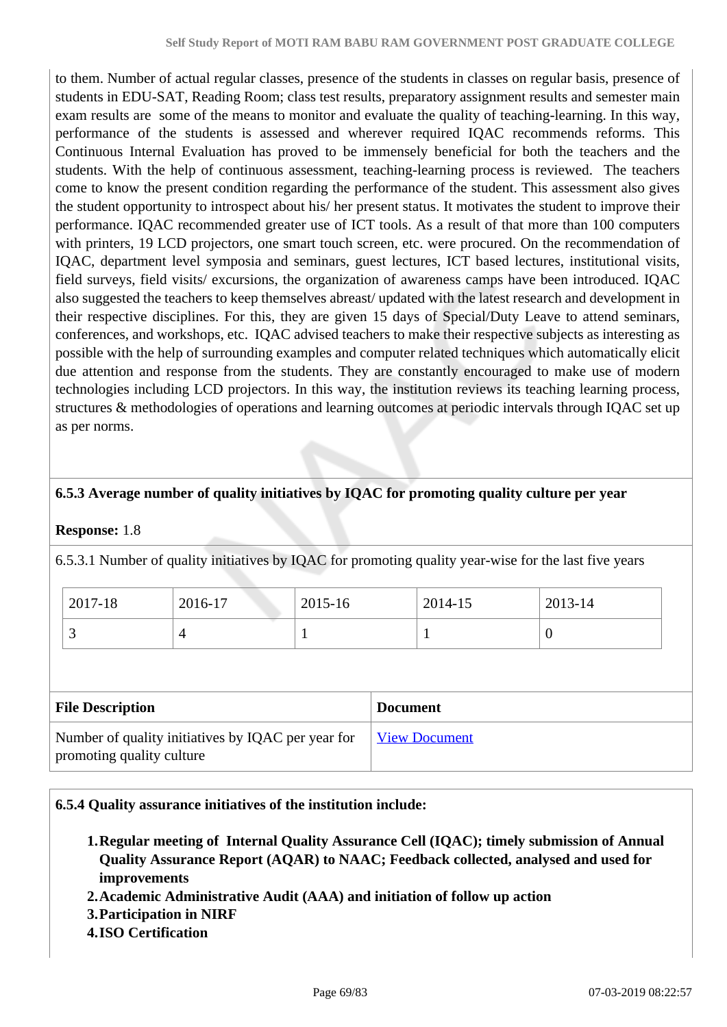to them. Number of actual regular classes, presence of the students in classes on regular basis, presence of students in EDU-SAT, Reading Room; class test results, preparatory assignment results and semester main exam results are some of the means to monitor and evaluate the quality of teaching-learning. In this way, performance of the students is assessed and wherever required IQAC recommends reforms. This Continuous Internal Evaluation has proved to be immensely beneficial for both the teachers and the students. With the help of continuous assessment, teaching-learning process is reviewed. The teachers come to know the present condition regarding the performance of the student. This assessment also gives the student opportunity to introspect about his/ her present status. It motivates the student to improve their performance. IQAC recommended greater use of ICT tools. As a result of that more than 100 computers with printers, 19 LCD projectors, one smart touch screen, etc. were procured. On the recommendation of IQAC, department level symposia and seminars, guest lectures, ICT based lectures, institutional visits, field surveys, field visits/ excursions, the organization of awareness camps have been introduced. IQAC also suggested the teachers to keep themselves abreast/ updated with the latest research and development in their respective disciplines. For this, they are given 15 days of Special/Duty Leave to attend seminars, conferences, and workshops, etc. IQAC advised teachers to make their respective subjects as interesting as possible with the help of surrounding examples and computer related techniques which automatically elicit due attention and response from the students. They are constantly encouraged to make use of modern technologies including LCD projectors. In this way, the institution reviews its teaching learning process, structures & methodologies of operations and learning outcomes at periodic intervals through IQAC set up as per norms.

**6.5.3 Average number of quality initiatives by IQAC for promoting quality culture per year**

**Response:** 1.8

6.5.3.1 Number of quality initiatives by IQAC for promoting quality year-wise for the last five years

| 2017-18 | 2016-17 | 2015-16 | 2014-15 | 2013-14 |
|---|---|---|---|---|
| 3 | 4 | 1 | 1 | 0 |

| File Description | Document |
|---|---|
| Number of quality initiatives by IQAC per year for promoting quality culture | View Document |

**6.5.4 Quality assurance initiatives of the institution include:**

1. **Regular meeting of Internal Quality Assurance Cell (IQAC); timely submission of Annual Quality Assurance Report (AQAR) to NAAC; Feedback collected, analysed and used for improvements**
2. **Academic Administrative Audit (AAA) and initiation of follow up action**
3. **Participation in NIRF**
4. **ISO Certification**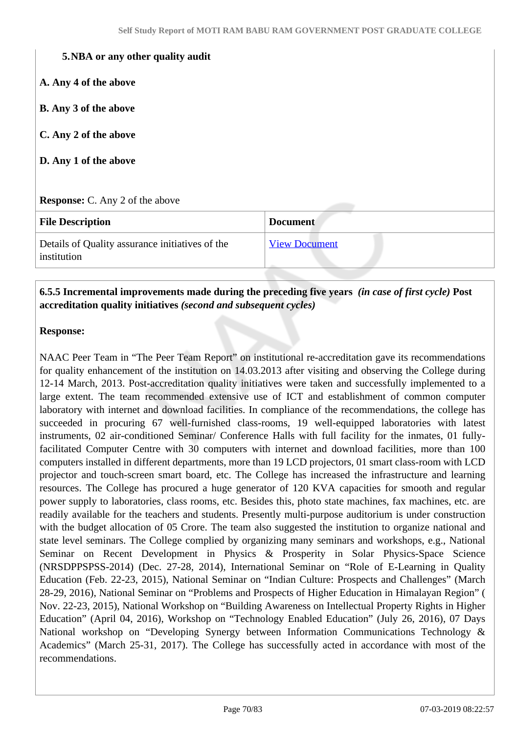**5. NBA or any other quality audit**

**A. Any 4 of the above**

**B. Any 3 of the above**

**C. Any 2 of the above**

**D. Any 1 of the above**

**Response:** C. Any 2 of the above

| File Description | Document |
|---|---|
| Details of Quality assurance initiatives of the institution | View Document |

**6.5.5 Incremental improvements made during the preceding five years** ***(in case of first cycle)*** **Post accreditation quality initiatives** ***(second and subsequent cycles)***

**Response:**

NAAC Peer Team in "The Peer Team Report" on institutional re-accreditation gave its recommendations for quality enhancement of the institution on 14.03.2013 after visiting and observing the College during 12-14 March, 2013. Post-accreditation quality initiatives were taken and successfully implemented to a large extent. The team recommended extensive use of ICT and establishment of common computer laboratory with internet and download facilities. In compliance of the recommendations, the college has succeeded in procuring 67 well-furnished class-rooms, 19 well-equipped laboratories with latest instruments, 02 air-conditioned Seminar/ Conference Halls with full facility for the inmates, 01 fully-facilitated Computer Centre with 30 computers with internet and download facilities, more than 100 computers installed in different departments, more than 19 LCD projectors, 01 smart class-room with LCD projector and touch-screen smart board, etc. The College has increased the infrastructure and learning resources. The College has procured a huge generator of 120 KVA capacities for smooth and regular power supply to laboratories, class rooms, etc. Besides this, photo state machines, fax machines, etc. are readily available for the teachers and students. Presently multi-purpose auditorium is under construction with the budget allocation of 05 Crore. The team also suggested the institution to organize national and state level seminars. The College complied by organizing many seminars and workshops, e.g., National Seminar on Recent Development in Physics & Prosperity in Solar Physics-Space Science (NRSDPPSPSS-2014) (Dec. 27-28, 2014), International Seminar on "Role of E-Learning in Quality Education (Feb. 22-23, 2015), National Seminar on "Indian Culture: Prospects and Challenges" (March 28-29, 2016), National Seminar on "Problems and Prospects of Higher Education in Himalayan Region" ( Nov. 22-23, 2015), National Workshop on "Building Awareness on Intellectual Property Rights in Higher Education" (April 04, 2016), Workshop on "Technology Enabled Education" (July 26, 2016), 07 Days National workshop on "Developing Synergy between Information Communications Technology & Academics" (March 25-31, 2017). The College has successfully acted in accordance with most of the recommendations.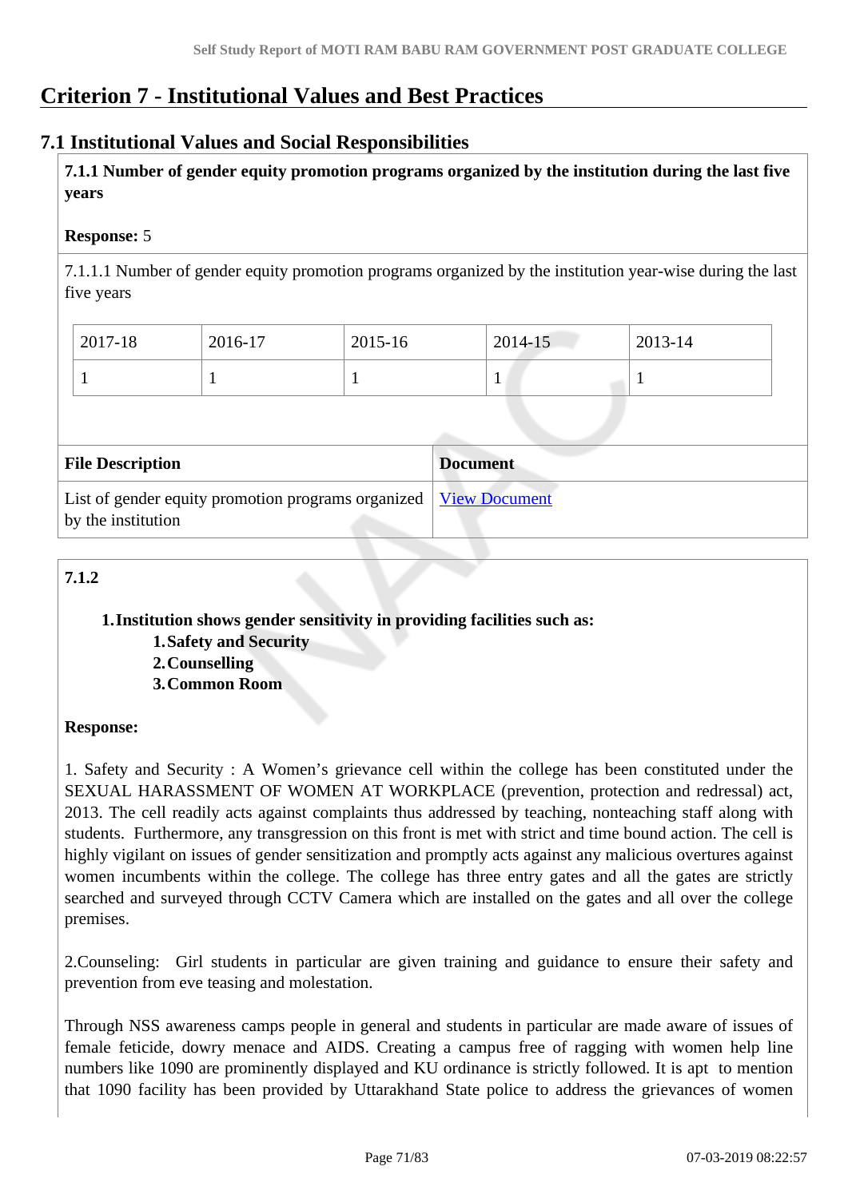# Criterion 7 - Institutional Values and Best Practices

## 7.1 Institutional Values and Social Responsibilities

**7.1.1 Number of gender equity promotion programs organized by the institution during the last five years**

**Response:** 5

7.1.1.1 Number of gender equity promotion programs organized by the institution year-wise during the last five years

| 2017-18 | 2016-17 | 2015-16 | 2014-15 | 2013-14 |
|---|---|---|---|---|
| 1 | 1 | 1 | 1 | 1 |

| File Description | Document |
|---|---|
| List of gender equity promotion programs organized by the institution | View Document |

**7.1.2**

1. **Institution shows gender sensitivity in providing facilities such as:**
    1. **Safety and Security**
    2. **Counselling**
    3. **Common Room**

**Response:**

1. Safety and Security : A Women's grievance cell within the college has been constituted under the SEXUAL HARASSMENT OF WOMEN AT WORKPLACE (prevention, protection and redressal) act, 2013. The cell readily acts against complaints thus addressed by teaching, nonteaching staff along with students. Furthermore, any transgression on this front is met with strict and time bound action. The cell is highly vigilant on issues of gender sensitization and promptly acts against any malicious overtures against women incumbents within the college. The college has three entry gates and all the gates are strictly searched and surveyed through CCTV Camera which are installed on the gates and all over the college premises.

2.Counseling: Girl students in particular are given training and guidance to ensure their safety and prevention from eve teasing and molestation.

Through NSS awareness camps people in general and students in particular are made aware of issues of female feticide, dowry menace and AIDS. Creating a campus free of ragging with women help line numbers like 1090 are prominently displayed and KU ordinance is strictly followed. It is apt to mention that 1090 facility has been provided by Uttarakhand State police to address the grievances of women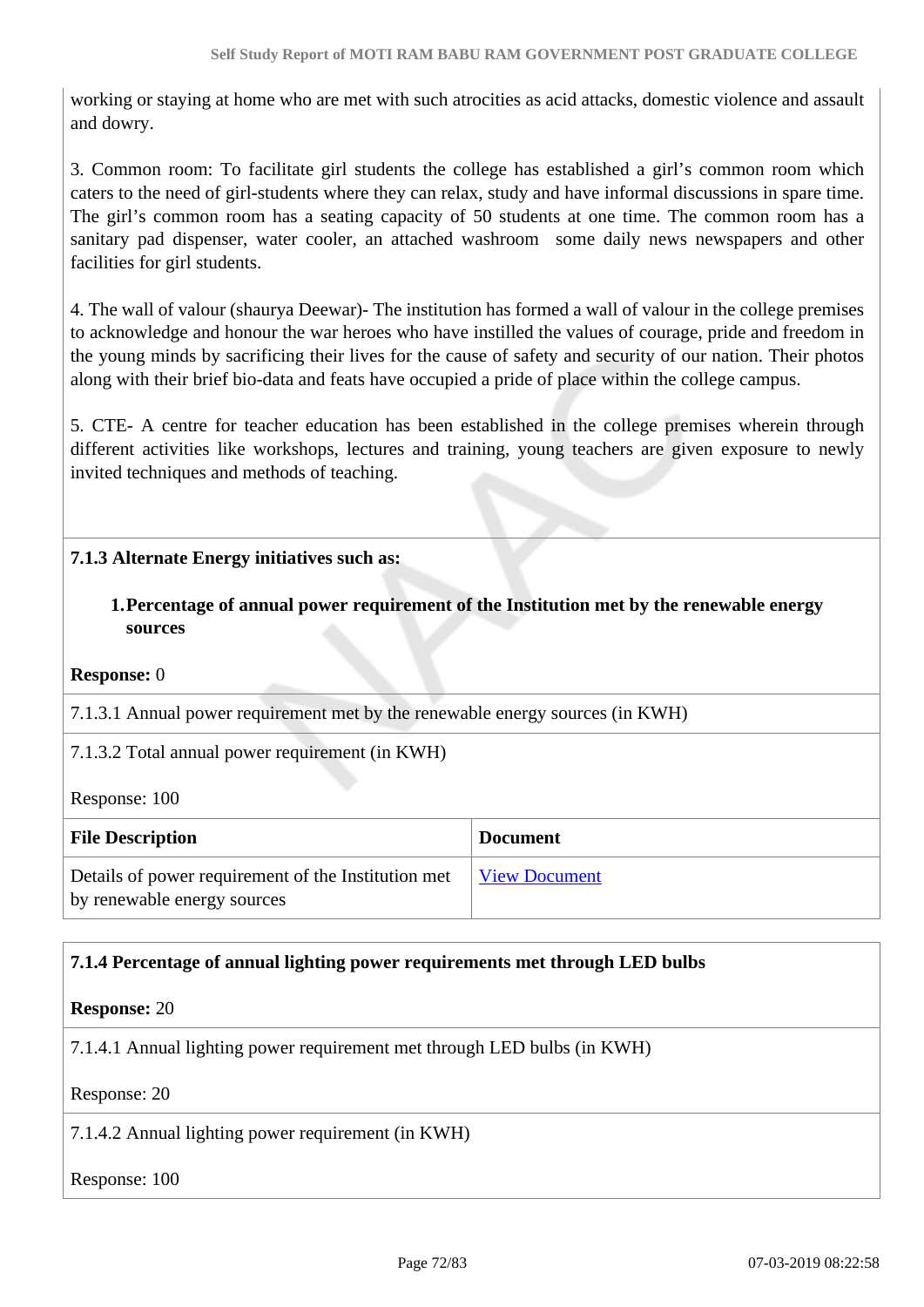working or staying at home who are met with such atrocities as acid attacks, domestic violence and assault and dowry.

3. Common room: To facilitate girl students the college has established a girl's common room which caters to the need of girl-students where they can relax, study and have informal discussions in spare time. The girl's common room has a seating capacity of 50 students at one time. The common room has a sanitary pad dispenser, water cooler, an attached washroom some daily news newspapers and other facilities for girl students.

4. The wall of valour (shaurya Deewar)- The institution has formed a wall of valour in the college premises to acknowledge and honour the war heroes who have instilled the values of courage, pride and freedom in the young minds by sacrificing their lives for the cause of safety and security of our nation. Their photos along with their brief bio-data and feats have occupied a pride of place within the college campus.

5. CTE- A centre for teacher education has been established in the college premises wherein through different activities like workshops, lectures and training, young teachers are given exposure to newly invited techniques and methods of teaching.

**7.1.3 Alternate Energy initiatives such as:**

1. **Percentage of annual power requirement of the Institution met by the renewable energy sources**

**Response:** 0

7.1.3.1 Annual power requirement met by the renewable energy sources (in KWH)

7.1.3.2 Total annual power requirement (in KWH)

Response: 100

| File Description | Document |
| --- | --- |
| Details of power requirement of the Institution met by renewable energy sources | View Document |

**7.1.4 Percentage of annual lighting power requirements met through LED bulbs**

**Response:** 20

7.1.4.1 Annual lighting power requirement met through LED bulbs (in KWH)

Response: 20

7.1.4.2 Annual lighting power requirement (in KWH)

Response: 100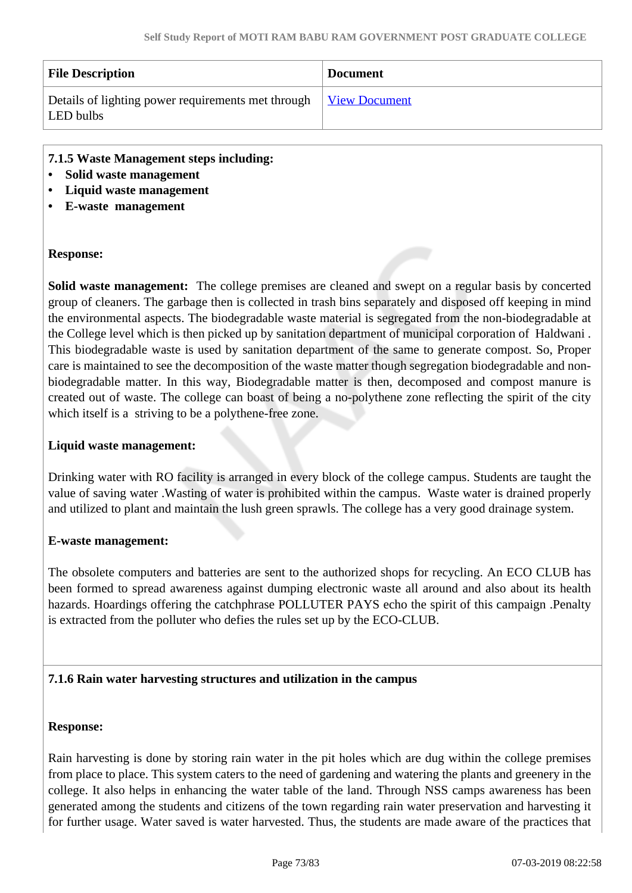| File Description | Document |
|---|---|
| Details of lighting power requirements met through LED bulbs | View Document |

**7.1.5 Waste Management steps including:**

- **Solid waste management**
- **Liquid waste management**
- **E-waste management**

**Response:**

**Solid waste management:** The college premises are cleaned and swept on a regular basis by concerted group of cleaners. The garbage then is collected in trash bins separately and disposed off keeping in mind the environmental aspects. The biodegradable waste material is segregated from the non-biodegradable at the College level which is then picked up by sanitation department of municipal corporation of Haldwani . This biodegradable waste is used by sanitation department of the same to generate compost. So, Proper care is maintained to see the decomposition of the waste matter though segregation biodegradable and non-biodegradable matter. In this way, Biodegradable matter is then, decomposed and compost manure is created out of waste. The college can boast of being a no-polythene zone reflecting the spirit of the city which itself is a striving to be a polythene-free zone.

**Liquid waste management:**

Drinking water with RO facility is arranged in every block of the college campus. Students are taught the value of saving water .Wasting of water is prohibited within the campus. Waste water is drained properly and utilized to plant and maintain the lush green sprawls. The college has a very good drainage system.

**E-waste management:**

The obsolete computers and batteries are sent to the authorized shops for recycling. An ECO CLUB has been formed to spread awareness against dumping electronic waste all around and also about its health hazards. Hoardings offering the catchphrase POLLUTER PAYS echo the spirit of this campaign .Penalty is extracted from the polluter who defies the rules set up by the ECO-CLUB.

**7.1.6 Rain water harvesting structures and utilization in the campus**

**Response:**

Rain harvesting is done by storing rain water in the pit holes which are dug within the college premises from place to place. This system caters to the need of gardening and watering the plants and greenery in the college. It also helps in enhancing the water table of the land. Through NSS camps awareness has been generated among the students and citizens of the town regarding rain water preservation and harvesting it for further usage. Water saved is water harvested. Thus, the students are made aware of the practices that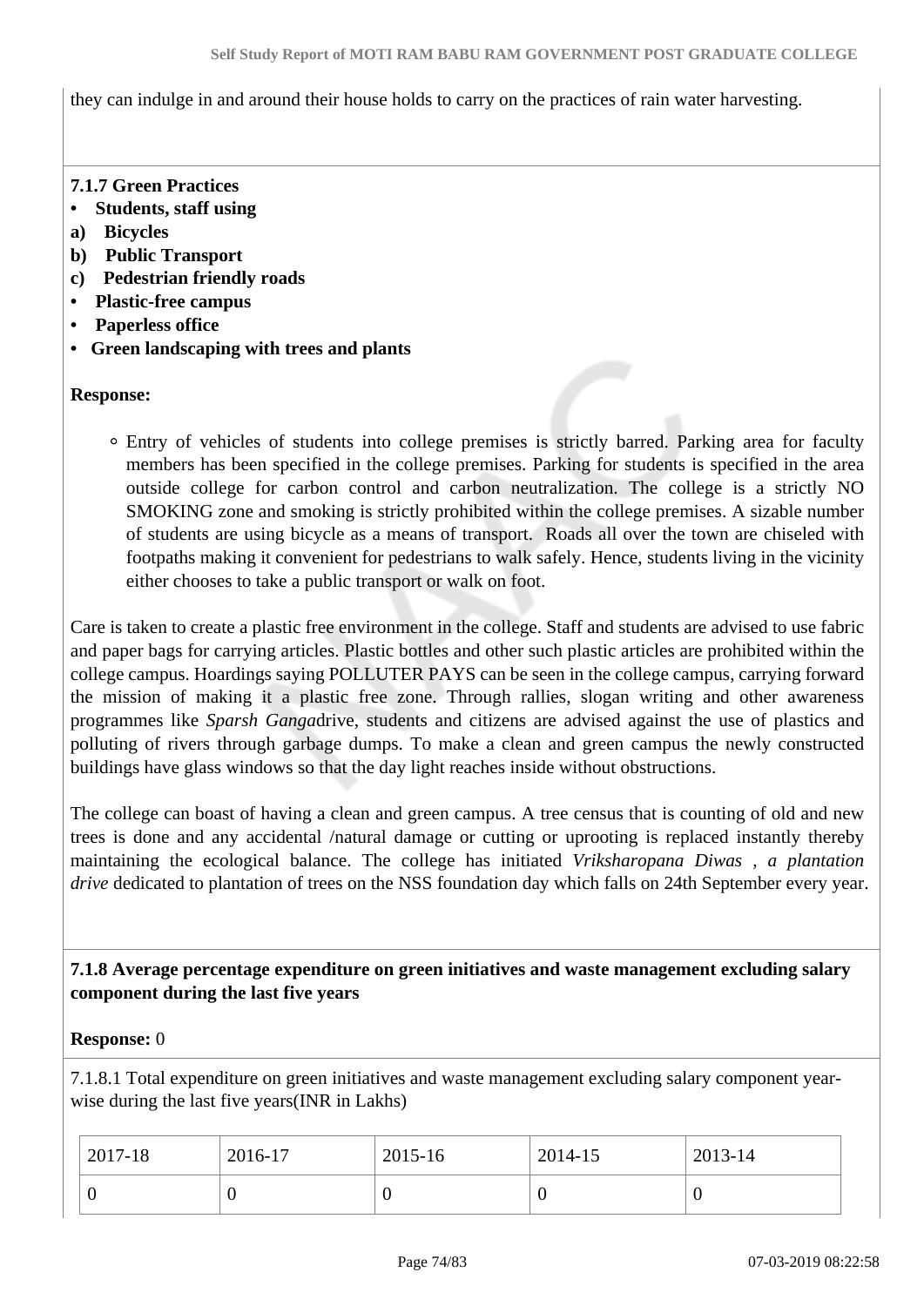they can indulge in and around their house holds to carry on the practices of rain water harvesting.

**7.1.7 Green Practices**

- **Students, staff using**

**a) Bicycles**

**b) Public Transport**

**c) Pedestrian friendly roads**

- **Plastic-free campus**
- **Paperless office**
- **Green landscaping with trees and plants**

**Response:**

- Entry of vehicles of students into college premises is strictly barred. Parking area for faculty members has been specified in the college premises. Parking for students is specified in the area outside college for carbon control and carbon neutralization. The college is a strictly NO SMOKING zone and smoking is strictly prohibited within the college premises. A sizable number of students are using bicycle as a means of transport. Roads all over the town are chiseled with footpaths making it convenient for pedestrians to walk safely. Hence, students living in the vicinity either chooses to take a public transport or walk on foot.

Care is taken to create a plastic free environment in the college. Staff and students are advised to use fabric and paper bags for carrying articles. Plastic bottles and other such plastic articles are prohibited within the college campus. Hoardings saying POLLUTER PAYS can be seen in the college campus, carrying forward the mission of making it a plastic free zone. Through rallies, slogan writing and other awareness programmes like *Sparsh Ganga*drive, students and citizens are advised against the use of plastics and polluting of rivers through garbage dumps. To make a clean and green campus the newly constructed buildings have glass windows so that the day light reaches inside without obstructions.

The college can boast of having a clean and green campus. A tree census that is counting of old and new trees is done and any accidental /natural damage or cutting or uprooting is replaced instantly thereby maintaining the ecological balance. The college has initiated *Vriksharopana Diwas , a plantation drive* dedicated to plantation of trees on the NSS foundation day which falls on 24th September every year.

**7.1.8 Average percentage expenditure on green initiatives and waste management excluding salary component during the last five years**

**Response:** 0

7.1.8.1 Total expenditure on green initiatives and waste management excluding salary component year-wise during the last five years(INR in Lakhs)

| 2017-18 | 2016-17 | 2015-16 | 2014-15 | 2013-14 |
|---|---|---|---|---|
| 0 | 0 | 0 | 0 | 0 |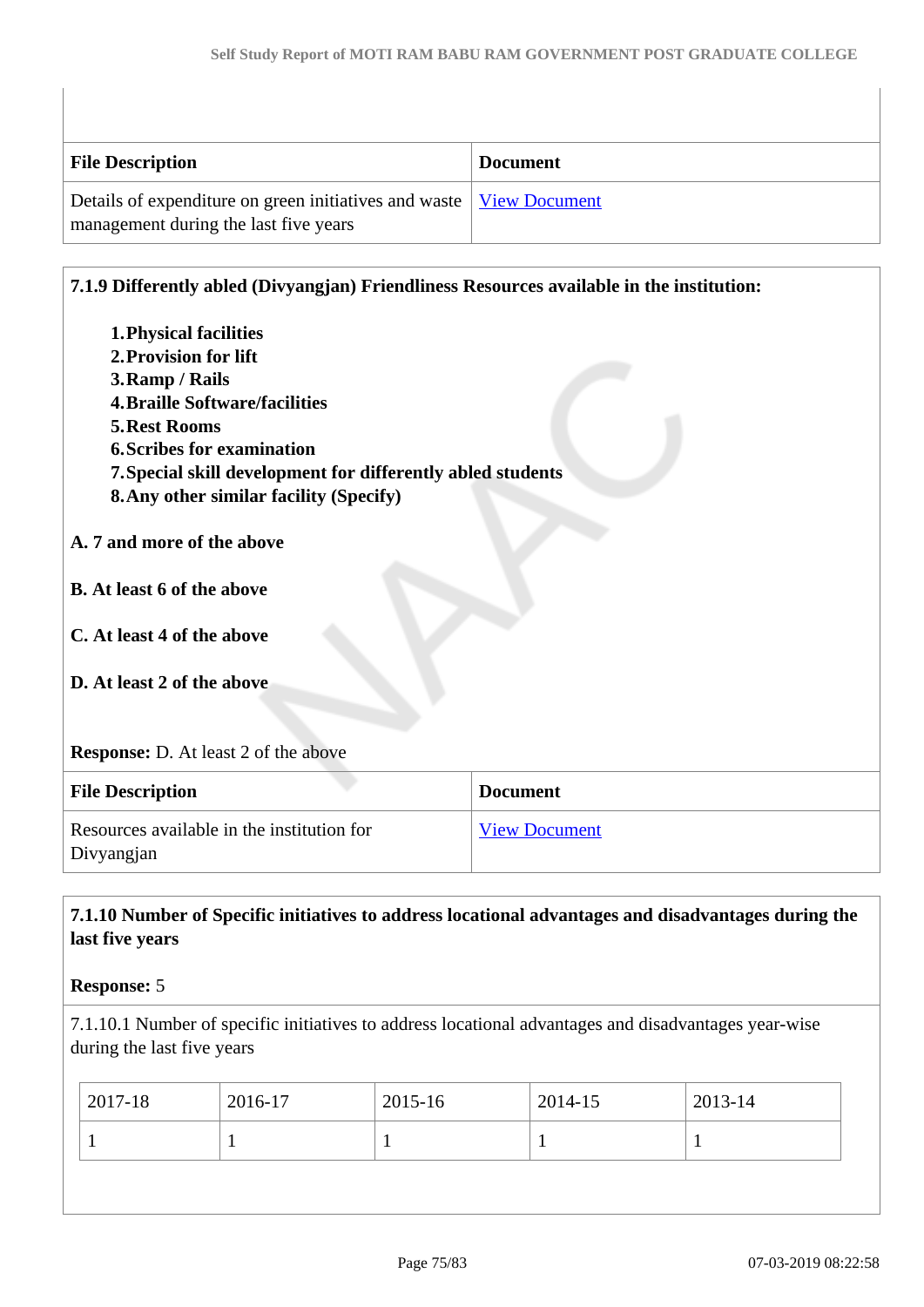| File Description | Document |
| --- | --- |
| Details of expenditure on green initiatives and waste management during the last five years | View Document |

**7.1.9 Differently abled (Divyangjan) Friendliness Resources available in the institution:**

1. **Physical facilities**
2. **Provision for lift**
3. **Ramp / Rails**
4. **Braille Software/facilities**
5. **Rest Rooms**
6. **Scribes for examination**
7. **Special skill development for differently abled students**
8. **Any other similar facility (Specify)**

**A. 7 and more of the above**

**B. At least 6 of the above**

**C. At least 4 of the above**

**D. At least 2 of the above**

**Response:** D. At least 2 of the above

| File Description | Document |
| --- | --- |
| Resources available in the institution for Divyangjan | View Document |

**7.1.10 Number of Specific initiatives to address locational advantages and disadvantages during the last five years**

**Response:** 5

7.1.10.1 Number of specific initiatives to address locational advantages and disadvantages year-wise during the last five years

| 2017-18 | 2016-17 | 2015-16 | 2014-15 | 2013-14 |
| --- | --- | --- | --- | --- |
| 1 | 1 | 1 | 1 | 1 |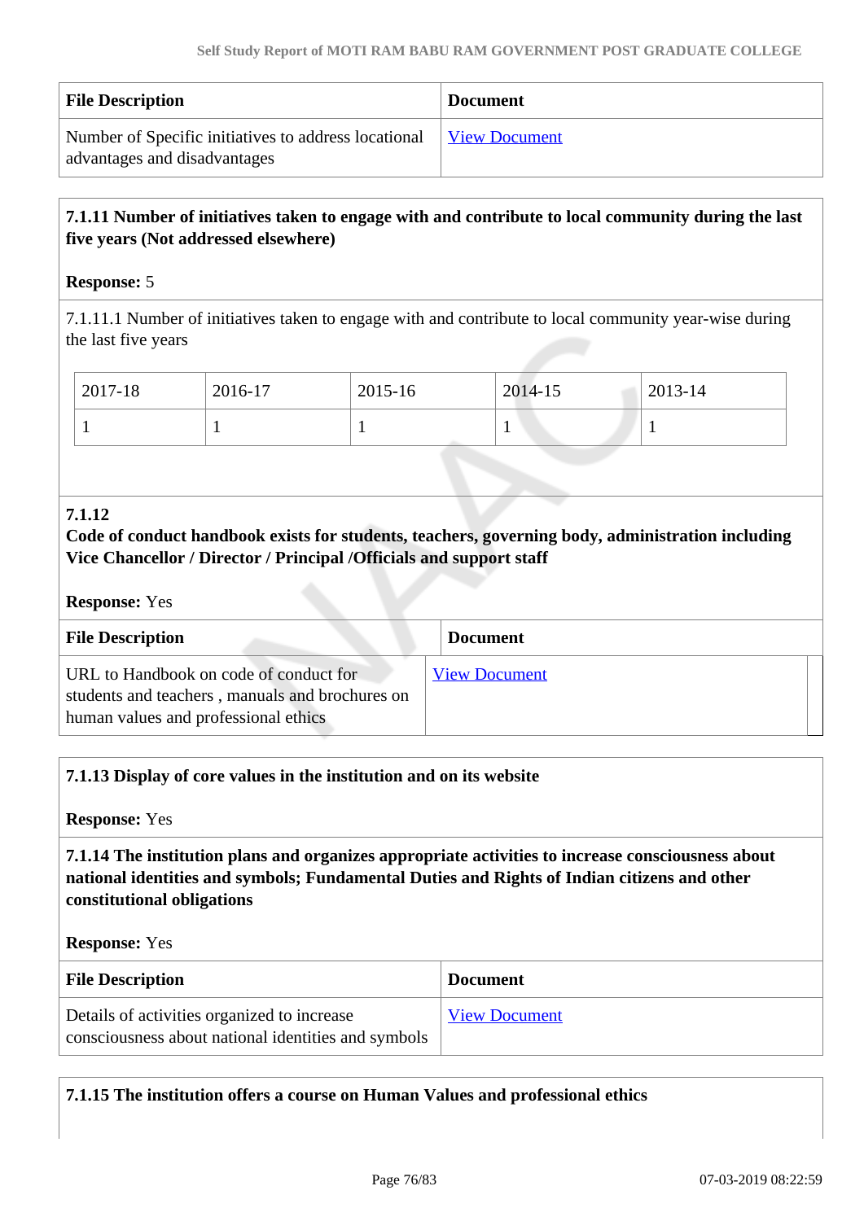| File Description | Document |
|---|---|
| Number of Specific initiatives to address locational advantages and disadvantages | View Document |

**7.1.11 Number of initiatives taken to engage with and contribute to local community during the last five years (Not addressed elsewhere)**

**Response:** 5

7.1.11.1 Number of initiatives taken to engage with and contribute to local community year-wise during the last five years

| 2017-18 | 2016-17 | 2015-16 | 2014-15 | 2013-14 |
|---|---|---|---|---|
| 1 | 1 | 1 | 1 | 1 |

**7.1.12**
**Code of conduct handbook exists for students, teachers, governing body, administration including Vice Chancellor / Director / Principal /Officials and support staff**

**Response:** Yes

| File Description | Document |
|---|---|
| URL to Handbook on code of conduct for students and teachers , manuals and brochures on human values and professional ethics | View Document |

**7.1.13 Display of core values in the institution and on its website**

**Response:** Yes

**7.1.14 The institution plans and organizes appropriate activities to increase consciousness about national identities and symbols; Fundamental Duties and Rights of Indian citizens and other constitutional obligations**

**Response:** Yes

| File Description | Document |
|---|---|
| Details of activities organized to increase consciousness about national identities and symbols | View Document |

**7.1.15 The institution offers a course on Human Values and professional ethics**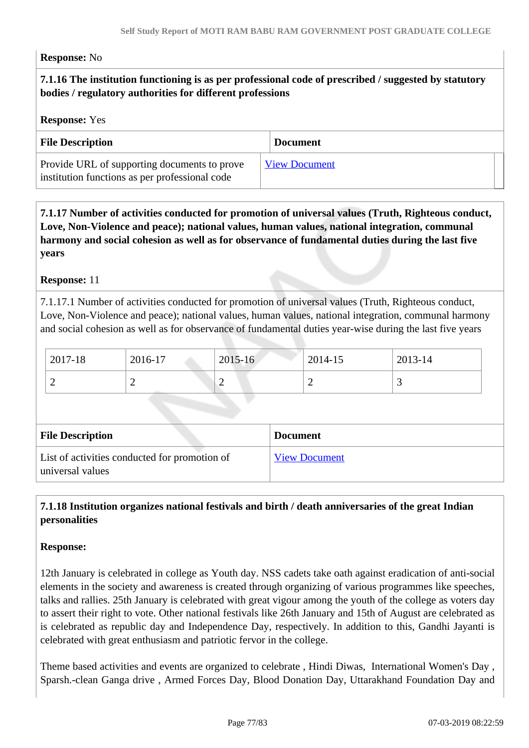**Response:** No

**7.1.16 The institution functioning is as per professional code of prescribed / suggested by statutory bodies / regulatory authorities for different professions**

**Response:** Yes

| File Description | Document |
|---|---|
| Provide URL of supporting documents to prove institution functions as per professional code | View Document |

**7.1.17 Number of activities conducted for promotion of universal values (Truth, Righteous conduct, Love, Non-Violence and peace); national values, human values, national integration, communal harmony and social cohesion as well as for observance of fundamental duties during the last five years**

**Response:** 11

7.1.17.1 Number of activities conducted for promotion of universal values (Truth, Righteous conduct, Love, Non-Violence and peace); national values, human values, national integration, communal harmony and social cohesion as well as for observance of fundamental duties year-wise during the last five years

| 2017-18 | 2016-17 | 2015-16 | 2014-15 | 2013-14 |
|---|---|---|---|---|
| 2 | 2 | 2 | 2 | 3 |

| File Description | Document |
|---|---|
| List of activities conducted for promotion of universal values | View Document |

**7.1.18 Institution organizes national festivals and birth / death anniversaries of the great Indian personalities**

**Response:**

12th January is celebrated in college as Youth day. NSS cadets take oath against eradication of anti-social elements in the society and awareness is created through organizing of various programmes like speeches, talks and rallies. 25th January is celebrated with great vigour among the youth of the college as voters day to assert their right to vote. Other national festivals like 26th January and 15th of August are celebrated as is celebrated as republic day and Independence Day, respectively. In addition to this, Gandhi Jayanti is celebrated with great enthusiasm and patriotic fervor in the college.

Theme based activities and events are organized to celebrate , Hindi Diwas, International Women's Day , Sparsh.-clean Ganga drive , Armed Forces Day, Blood Donation Day, Uttarakhand Foundation Day and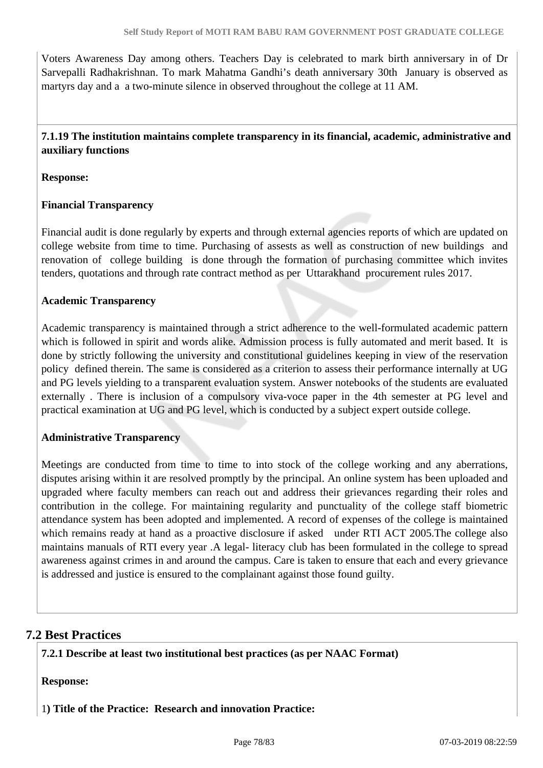Voters Awareness Day among others. Teachers Day is celebrated to mark birth anniversary in of Dr Sarvepalli Radhakrishnan. To mark Mahatma Gandhi's death anniversary 30th January is observed as martyrs day and a a two-minute silence in observed throughout the college at 11 AM.

**7.1.19 The institution maintains complete transparency in its financial, academic, administrative and auxiliary functions**

**Response:**

**Financial Transparency**

Financial audit is done regularly by experts and through external agencies reports of which are updated on college website from time to time. Purchasing of assests as well as construction of new buildings and renovation of college building is done through the formation of purchasing committee which invites tenders, quotations and through rate contract method as per Uttarakhand procurement rules 2017.

**Academic Transparency**

Academic transparency is maintained through a strict adherence to the well-formulated academic pattern which is followed in spirit and words alike. Admission process is fully automated and merit based. It is done by strictly following the university and constitutional guidelines keeping in view of the reservation policy defined therein. The same is considered as a criterion to assess their performance internally at UG and PG levels yielding to a transparent evaluation system. Answer notebooks of the students are evaluated externally . There is inclusion of a compulsory viva-voce paper in the 4th semester at PG level and practical examination at UG and PG level, which is conducted by a subject expert outside college.

**Administrative Transparency**

Meetings are conducted from time to time to into stock of the college working and any aberrations, disputes arising within it are resolved promptly by the principal. An online system has been uploaded and upgraded where faculty members can reach out and address their grievances regarding their roles and contribution in the college. For maintaining regularity and punctuality of the college staff biometric attendance system has been adopted and implemented. A record of expenses of the college is maintained which remains ready at hand as a proactive disclosure if asked under RTI ACT 2005.The college also maintains manuals of RTI every year .A legal- literacy club has been formulated in the college to spread awareness against crimes in and around the campus. Care is taken to ensure that each and every grievance is addressed and justice is ensured to the complainant against those found guilty.

## 7.2 Best Practices

**7.2.1 Describe at least two institutional best practices (as per NAAC Format)**

**Response:**

1**) Title of the Practice: Research and innovation Practice:**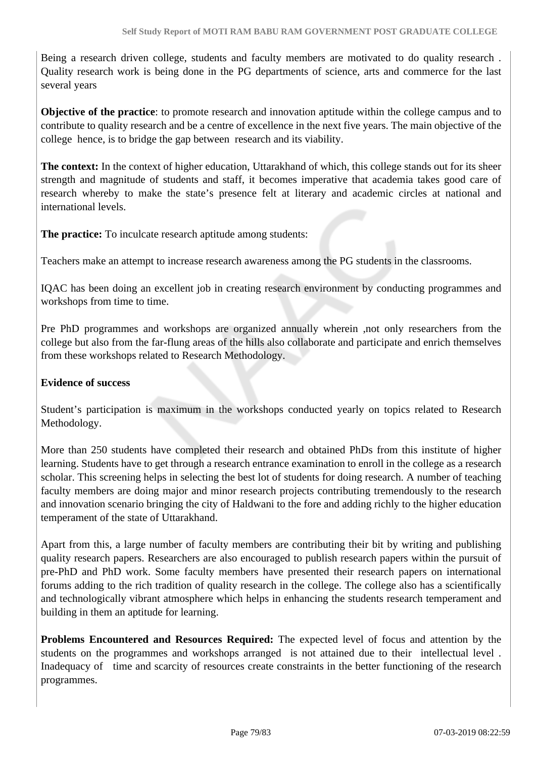Being a research driven college, students and faculty members are motivated to do quality research . Quality research work is being done in the PG departments of science, arts and commerce for the last several years

**Objective of the practice**: to promote research and innovation aptitude within the college campus and to contribute to quality research and be a centre of excellence in the next five years. The main objective of the college hence, is to bridge the gap between research and its viability.

**The context:** In the context of higher education, Uttarakhand of which, this college stands out for its sheer strength and magnitude of students and staff, it becomes imperative that academia takes good care of research whereby to make the state's presence felt at literary and academic circles at national and international levels.

**The practice:** To inculcate research aptitude among students:

Teachers make an attempt to increase research awareness among the PG students in the classrooms.

IQAC has been doing an excellent job in creating research environment by conducting programmes and workshops from time to time.

Pre PhD programmes and workshops are organized annually wherein ,not only researchers from the college but also from the far-flung areas of the hills also collaborate and participate and enrich themselves from these workshops related to Research Methodology.

**Evidence of success**

Student's participation is maximum in the workshops conducted yearly on topics related to Research Methodology.

More than 250 students have completed their research and obtained PhDs from this institute of higher learning. Students have to get through a research entrance examination to enroll in the college as a research scholar. This screening helps in selecting the best lot of students for doing research. A number of teaching faculty members are doing major and minor research projects contributing tremendously to the research and innovation scenario bringing the city of Haldwani to the fore and adding richly to the higher education temperament of the state of Uttarakhand.

Apart from this, a large number of faculty members are contributing their bit by writing and publishing quality research papers. Researchers are also encouraged to publish research papers within the pursuit of pre-PhD and PhD work. Some faculty members have presented their research papers on international forums adding to the rich tradition of quality research in the college. The college also has a scientifically and technologically vibrant atmosphere which helps in enhancing the students research temperament and building in them an aptitude for learning.

**Problems Encountered and Resources Required:** The expected level of focus and attention by the students on the programmes and workshops arranged is not attained due to their intellectual level . Inadequacy of time and scarcity of resources create constraints in the better functioning of the research programmes.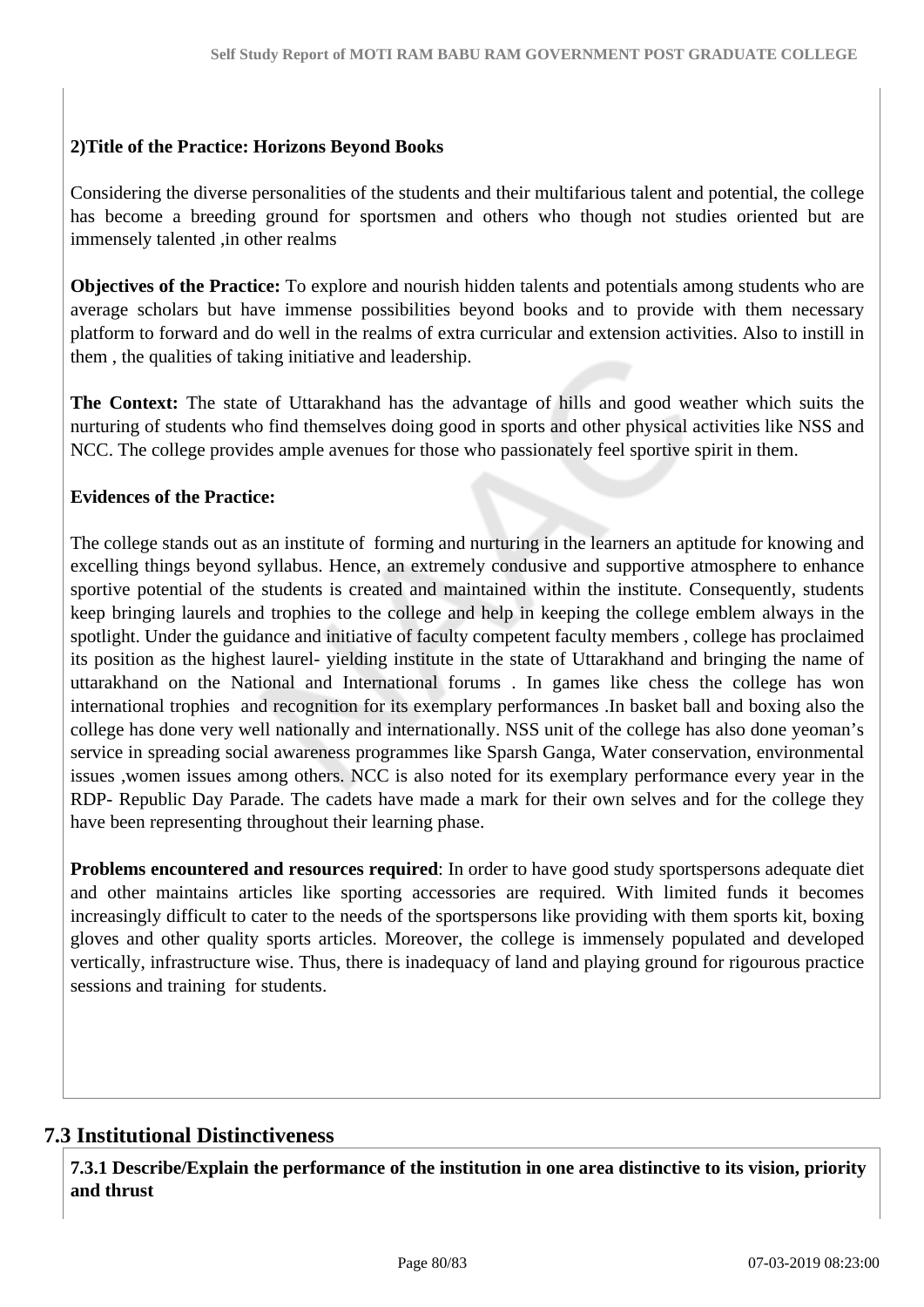**2)Title of the Practice: Horizons Beyond Books**

Considering the diverse personalities of the students and their multifarious talent and potential, the college has become a breeding ground for sportsmen and others who though not studies oriented but are immensely talented ,in other realms

**Objectives of the Practice:** To explore and nourish hidden talents and potentials among students who are average scholars but have immense possibilities beyond books and to provide with them necessary platform to forward and do well in the realms of extra curricular and extension activities. Also to instill in them , the qualities of taking initiative and leadership.

**The Context:** The state of Uttarakhand has the advantage of hills and good weather which suits the nurturing of students who find themselves doing good in sports and other physical activities like NSS and NCC. The college provides ample avenues for those who passionately feel sportive spirit in them.

**Evidences of the Practice:**

The college stands out as an institute of forming and nurturing in the learners an aptitude for knowing and excelling things beyond syllabus. Hence, an extremely condusive and supportive atmosphere to enhance sportive potential of the students is created and maintained within the institute. Consequently, students keep bringing laurels and trophies to the college and help in keeping the college emblem always in the spotlight. Under the guidance and initiative of faculty competent faculty members , college has proclaimed its position as the highest laurel- yielding institute in the state of Uttarakhand and bringing the name of uttarakhand on the National and International forums . In games like chess the college has won international trophies and recognition for its exemplary performances .In basket ball and boxing also the college has done very well nationally and internationally. NSS unit of the college has also done yeoman's service in spreading social awareness programmes like Sparsh Ganga, Water conservation, environmental issues ,women issues among others. NCC is also noted for its exemplary performance every year in the RDP- Republic Day Parade. The cadets have made a mark for their own selves and for the college they have been representing throughout their learning phase.

**Problems encountered and resources required**: In order to have good study sportspersons adequate diet and other maintains articles like sporting accessories are required. With limited funds it becomes increasingly difficult to cater to the needs of the sportspersons like providing with them sports kit, boxing gloves and other quality sports articles. Moreover, the college is immensely populated and developed vertically, infrastructure wise. Thus, there is inadequacy of land and playing ground for rigourous practice sessions and training for students.

## 7.3 Institutional Distinctiveness

**7.3.1 Describe/Explain the performance of the institution in one area distinctive to its vision, priority and thrust**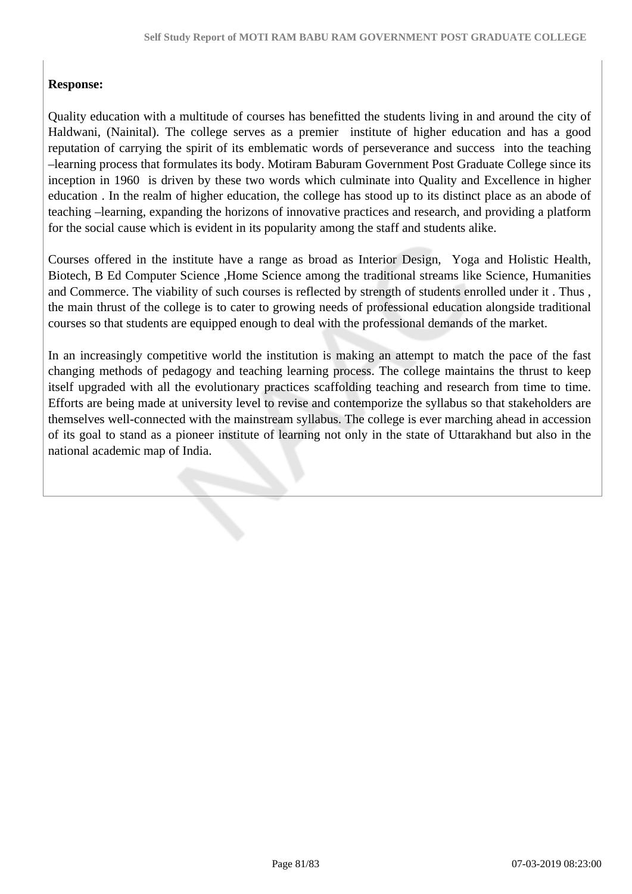**Response:**

Quality education with a multitude of courses has benefitted the students living in and around the city of Haldwani, (Nainital). The college serves as a premier institute of higher education and has a good reputation of carrying the spirit of its emblematic words of perseverance and success into the teaching –learning process that formulates its body. Motiram Baburam Government Post Graduate College since its inception in 1960 is driven by these two words which culminate into Quality and Excellence in higher education . In the realm of higher education, the college has stood up to its distinct place as an abode of teaching –learning, expanding the horizons of innovative practices and research, and providing a platform for the social cause which is evident in its popularity among the staff and students alike.

Courses offered in the institute have a range as broad as Interior Design, Yoga and Holistic Health, Biotech, B Ed Computer Science ,Home Science among the traditional streams like Science, Humanities and Commerce. The viability of such courses is reflected by strength of students enrolled under it . Thus , the main thrust of the college is to cater to growing needs of professional education alongside traditional courses so that students are equipped enough to deal with the professional demands of the market.

In an increasingly competitive world the institution is making an attempt to match the pace of the fast changing methods of pedagogy and teaching learning process. The college maintains the thrust to keep itself upgraded with all the evolutionary practices scaffolding teaching and research from time to time. Efforts are being made at university level to revise and contemporize the syllabus so that stakeholders are themselves well-connected with the mainstream syllabus. The college is ever marching ahead in accession of its goal to stand as a pioneer institute of learning not only in the state of Uttarakhand but also in the national academic map of India.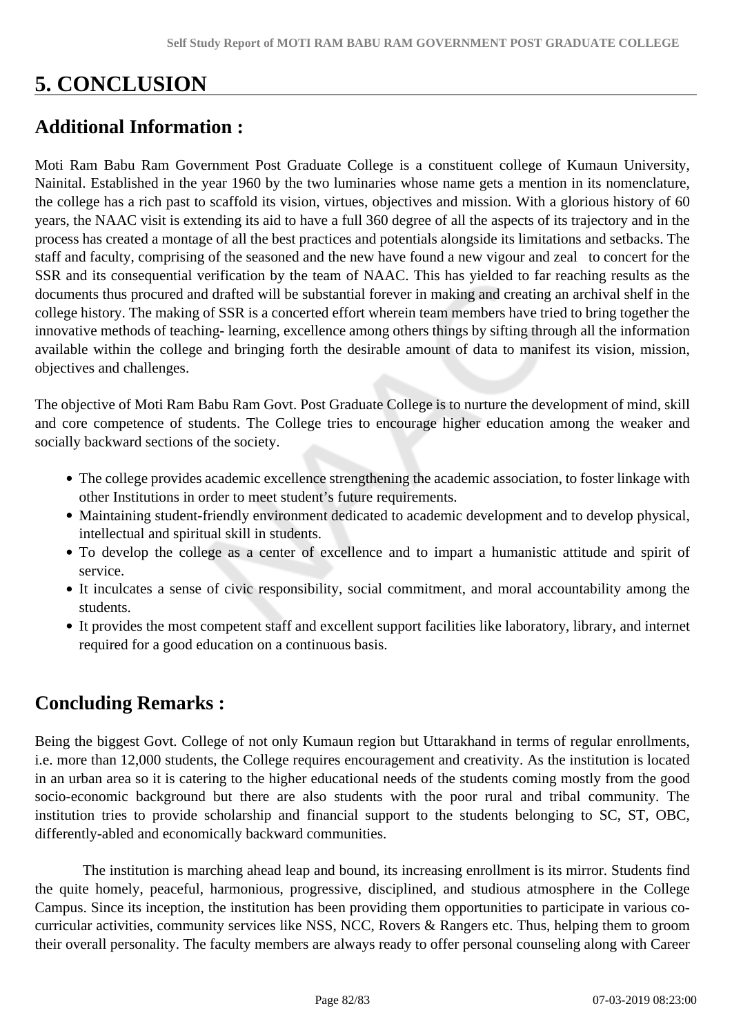# 5. CONCLUSION

## Additional Information :

Moti Ram Babu Ram Government Post Graduate College is a constituent college of Kumaun University, Nainital. Established in the year 1960 by the two luminaries whose name gets a mention in its nomenclature, the college has a rich past to scaffold its vision, virtues, objectives and mission. With a glorious history of 60 years, the NAAC visit is extending its aid to have a full 360 degree of all the aspects of its trajectory and in the process has created a montage of all the best practices and potentials alongside its limitations and setbacks. The staff and faculty, comprising of the seasoned and the new have found a new vigour and zeal to concert for the SSR and its consequential verification by the team of NAAC. This has yielded to far reaching results as the documents thus procured and drafted will be substantial forever in making and creating an archival shelf in the college history. The making of SSR is a concerted effort wherein team members have tried to bring together the innovative methods of teaching- learning, excellence among others things by sifting through all the information available within the college and bringing forth the desirable amount of data to manifest its vision, mission, objectives and challenges.

The objective of Moti Ram Babu Ram Govt. Post Graduate College is to nurture the development of mind, skill and core competence of students. The College tries to encourage higher education among the weaker and socially backward sections of the society.

- The college provides academic excellence strengthening the academic association, to foster linkage with other Institutions in order to meet student's future requirements.
- Maintaining student-friendly environment dedicated to academic development and to develop physical, intellectual and spiritual skill in students.
- To develop the college as a center of excellence and to impart a humanistic attitude and spirit of service.
- It inculcates a sense of civic responsibility, social commitment, and moral accountability among the students.
- It provides the most competent staff and excellent support facilities like laboratory, library, and internet required for a good education on a continuous basis.

## Concluding Remarks :

Being the biggest Govt. College of not only Kumaun region but Uttarakhand in terms of regular enrollments, i.e. more than 12,000 students, the College requires encouragement and creativity. As the institution is located in an urban area so it is catering to the higher educational needs of the students coming mostly from the good socio-economic background but there are also students with the poor rural and tribal community. The institution tries to provide scholarship and financial support to the students belonging to SC, ST, OBC, differently-abled and economically backward communities.

The institution is marching ahead leap and bound, its increasing enrollment is its mirror. Students find the quite homely, peaceful, harmonious, progressive, disciplined, and studious atmosphere in the College Campus. Since its inception, the institution has been providing them opportunities to participate in various co-curricular activities, community services like NSS, NCC, Rovers & Rangers etc. Thus, helping them to groom their overall personality. The faculty members are always ready to offer personal counseling along with Career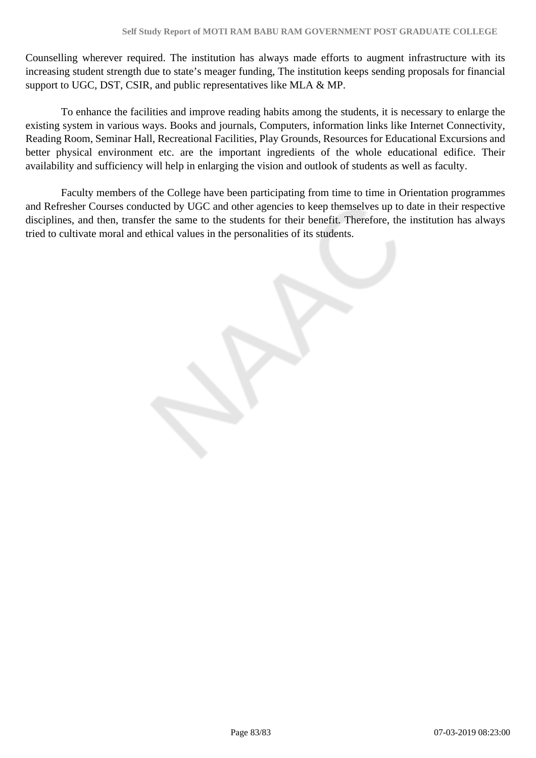Counselling wherever required. The institution has always made efforts to augment infrastructure with its increasing student strength due to state’s meager funding, The institution keeps sending proposals for financial support to UGC, DST, CSIR, and public representatives like MLA & MP.

To enhance the facilities and improve reading habits among the students, it is necessary to enlarge the existing system in various ways. Books and journals, Computers, information links like Internet Connectivity, Reading Room, Seminar Hall, Recreational Facilities, Play Grounds, Resources for Educational Excursions and better physical environment etc. are the important ingredients of the whole educational edifice. Their availability and sufficiency will help in enlarging the vision and outlook of students as well as faculty.

Faculty members of the College have been participating from time to time in Orientation programmes and Refresher Courses conducted by UGC and other agencies to keep themselves up to date in their respective disciplines, and then, transfer the same to the students for their benefit. Therefore, the institution has always tried to cultivate moral and ethical values in the personalities of its students.